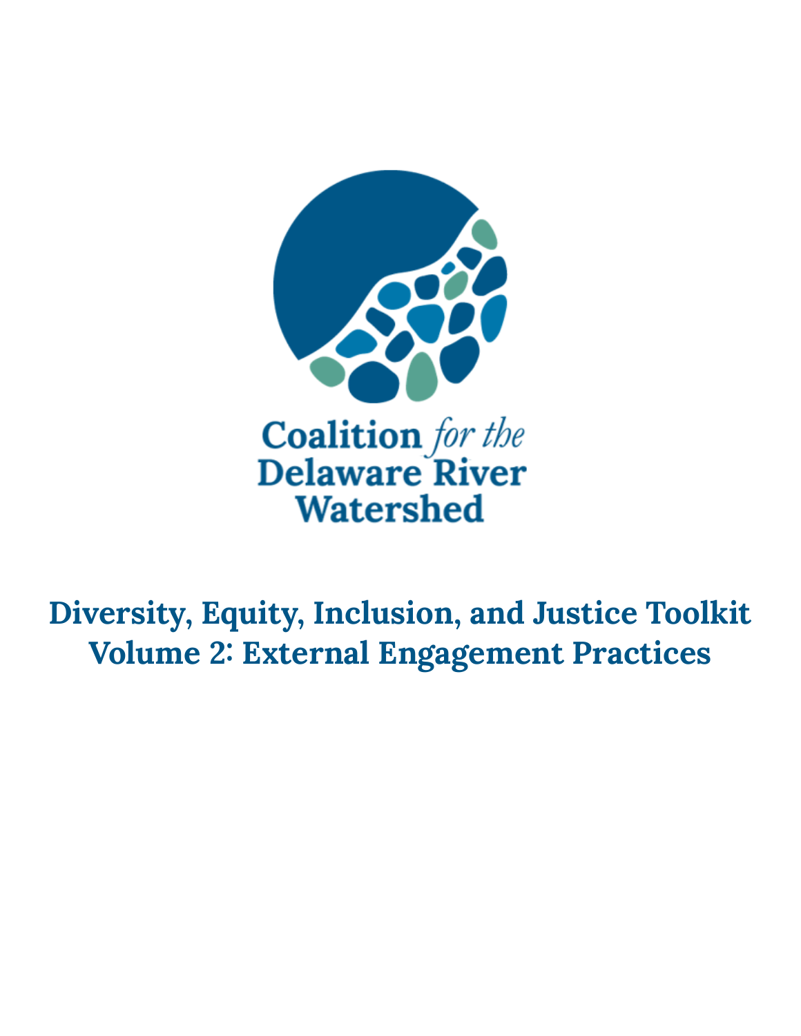Coalition *for the* Delaware River Watershed

# Diversity, Equity, Inclusion, and Justice Toolkit
# Volume 2: External Engagement Practices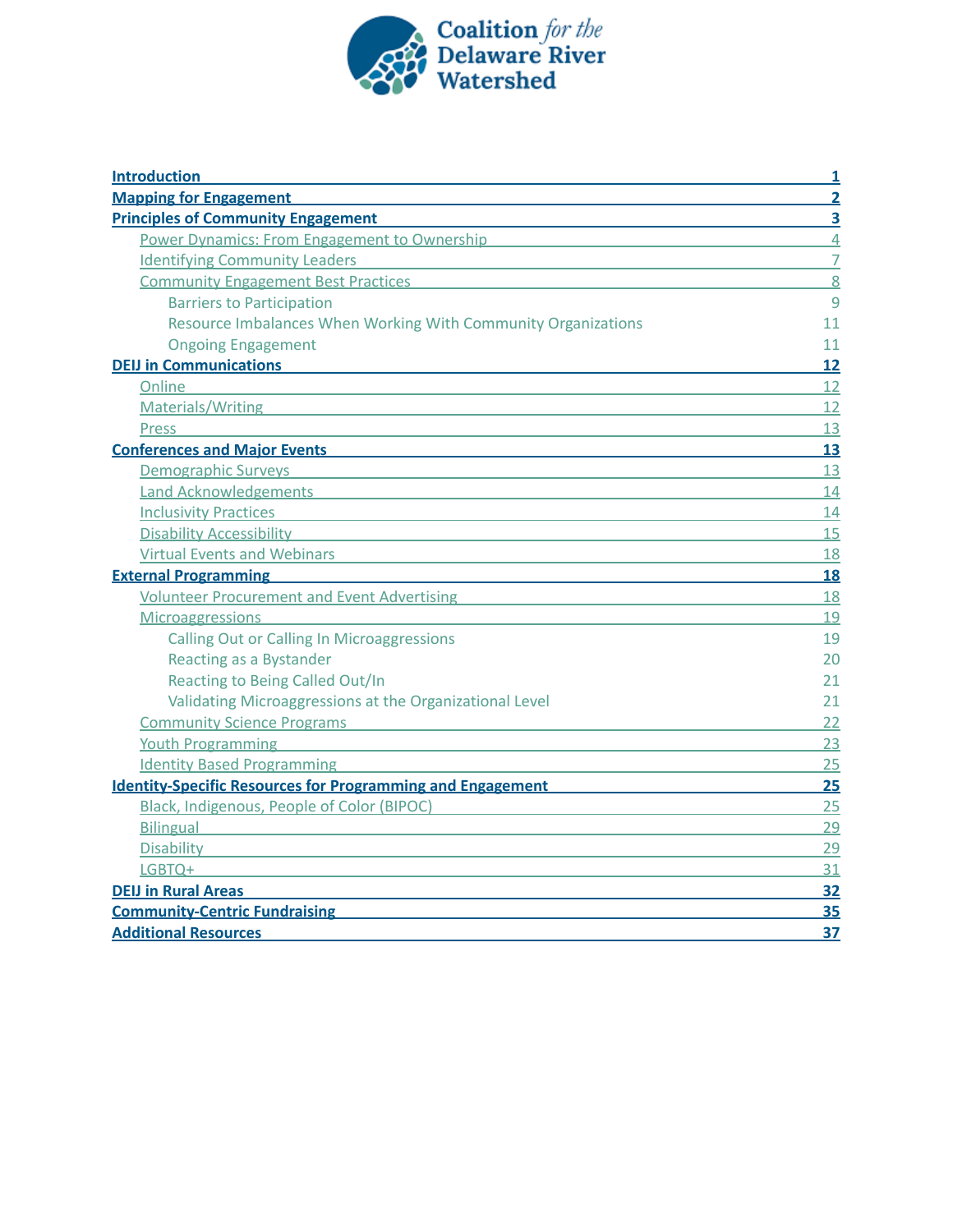Coalition *for the* Delaware River Watershed

| | |
|---|---|
| **Introduction** | **1** |
| **Mapping for Engagement** | **2** |
| **Principles of Community Engagement** | **3** |
| Power Dynamics: From Engagement to Ownership | 4 |
| Identifying Community Leaders | 7 |
| Community Engagement Best Practices | 8 |
| Barriers to Participation | 9 |
| Resource Imbalances When Working With Community Organizations | 11 |
| Ongoing Engagement | 11 |
| **DEIJ in Communications** | **12** |
| Online | 12 |
| Materials/Writing | 12 |
| Press | 13 |
| **Conferences and Major Events** | **13** |
| Demographic Surveys | 13 |
| Land Acknowledgements | 14 |
| Inclusivity Practices | 14 |
| Disability Accessibility | 15 |
| Virtual Events and Webinars | 18 |
| **External Programming** | **18** |
| Volunteer Procurement and Event Advertising | 18 |
| Microaggressions | 19 |
| Calling Out or Calling In Microaggressions | 19 |
| Reacting as a Bystander | 20 |
| Reacting to Being Called Out/In | 21 |
| Validating Microaggressions at the Organizational Level | 21 |
| Community Science Programs | 22 |
| Youth Programming | 23 |
| Identity Based Programming | 25 |
| **Identity-Specific Resources for Programming and Engagement** | **25** |
| Black, Indigenous, People of Color (BIPOC) | 25 |
| Bilingual | 29 |
| Disability | 29 |
| LGBTQ+ | 31 |
| **DEIJ in Rural Areas** | **32** |
| **Community-Centric Fundraising** | **35** |
| **Additional Resources** | **37** |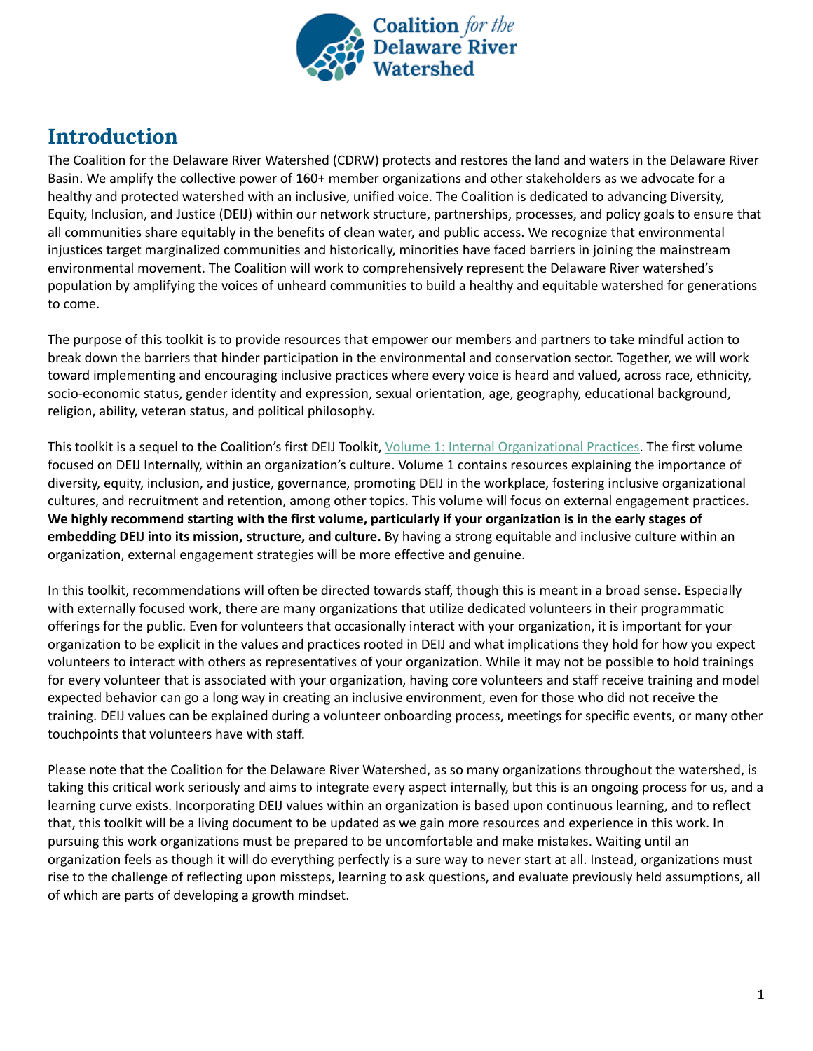## Introduction

The Coalition for the Delaware River Watershed (CDRW) protects and restores the land and waters in the Delaware River Basin. We amplify the collective power of 160+ member organizations and other stakeholders as we advocate for a healthy and protected watershed with an inclusive, unified voice. The Coalition is dedicated to advancing Diversity, Equity, Inclusion, and Justice (DEIJ) within our network structure, partnerships, processes, and policy goals to ensure that all communities share equitably in the benefits of clean water, and public access. We recognize that environmental injustices target marginalized communities and historically, minorities have faced barriers in joining the mainstream environmental movement. The Coalition will work to comprehensively represent the Delaware River watershed's population by amplifying the voices of unheard communities to build a healthy and equitable watershed for generations to come.

The purpose of this toolkit is to provide resources that empower our members and partners to take mindful action to break down the barriers that hinder participation in the environmental and conservation sector. Together, we will work toward implementing and encouraging inclusive practices where every voice is heard and valued, across race, ethnicity, socio-economic status, gender identity and expression, sexual orientation, age, geography, educational background, religion, ability, veteran status, and political philosophy.

This toolkit is a sequel to the Coalition's first DEIJ Toolkit, [Volume 1: Internal Organizational Practices](). The first volume focused on DEIJ Internally, within an organization's culture. Volume 1 contains resources explaining the importance of diversity, equity, inclusion, and justice, governance, promoting DEIJ in the workplace, fostering inclusive organizational cultures, and recruitment and retention, among other topics. This volume will focus on external engagement practices. **We highly recommend starting with the first volume, particularly if your organization is in the early stages of embedding DEIJ into its mission, structure, and culture.** By having a strong equitable and inclusive culture within an organization, external engagement strategies will be more effective and genuine.

In this toolkit, recommendations will often be directed towards staff, though this is meant in a broad sense. Especially with externally focused work, there are many organizations that utilize dedicated volunteers in their programmatic offerings for the public. Even for volunteers that occasionally interact with your organization, it is important for your organization to be explicit in the values and practices rooted in DEIJ and what implications they hold for how you expect volunteers to interact with others as representatives of your organization. While it may not be possible to hold trainings for every volunteer that is associated with your organization, having core volunteers and staff receive training and model expected behavior can go a long way in creating an inclusive environment, even for those who did not receive the training. DEIJ values can be explained during a volunteer onboarding process, meetings for specific events, or many other touchpoints that volunteers have with staff.

Please note that the Coalition for the Delaware River Watershed, as so many organizations throughout the watershed, is taking this critical work seriously and aims to integrate every aspect internally, but this is an ongoing process for us, and a learning curve exists. Incorporating DEIJ values within an organization is based upon continuous learning, and to reflect that, this toolkit will be a living document to be updated as we gain more resources and experience in this work. In pursuing this work organizations must be prepared to be uncomfortable and make mistakes. Waiting until an organization feels as though it will do everything perfectly is a sure way to never start at all. Instead, organizations must rise to the challenge of reflecting upon missteps, learning to ask questions, and evaluate previously held assumptions, all of which are parts of developing a growth mindset.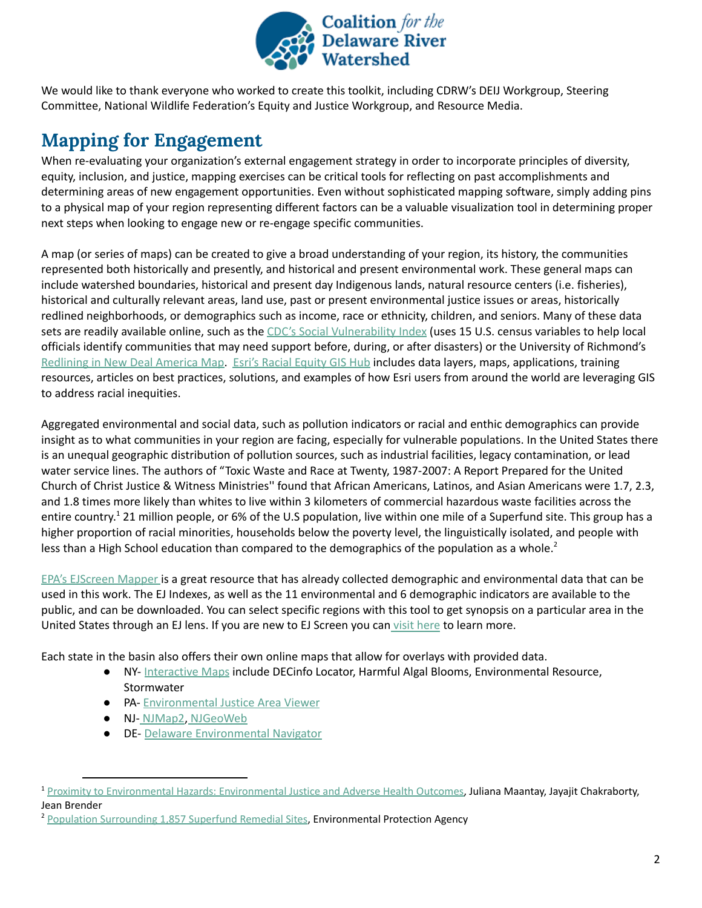We would like to thank everyone who worked to create this toolkit, including CDRW's DEIJ Workgroup, Steering Committee, National Wildlife Federation's Equity and Justice Workgroup, and Resource Media.

## Mapping for Engagement

When re-evaluating your organization's external engagement strategy in order to incorporate principles of diversity, equity, inclusion, and justice, mapping exercises can be critical tools for reflecting on past accomplishments and determining areas of new engagement opportunities. Even without sophisticated mapping software, simply adding pins to a physical map of your region representing different factors can be a valuable visualization tool in determining proper next steps when looking to engage new or re-engage specific communities.

A map (or series of maps) can be created to give a broad understanding of your region, its history, the communities represented both historically and presently, and historical and present environmental work. These general maps can include watershed boundaries, historical and present day Indigenous lands, natural resource centers (i.e. fisheries), historical and culturally relevant areas, land use, past or present environmental justice issues or areas, historically redlined neighborhoods, or demographics such as income, race or ethnicity, children, and seniors. Many of these data sets are readily available online, such as the CDC's Social Vulnerability Index (uses 15 U.S. census variables to help local officials identify communities that may need support before, during, or after disasters) or the University of Richmond's Redlining in New Deal America Map. Esri's Racial Equity GIS Hub includes data layers, maps, applications, training resources, articles on best practices, solutions, and examples of how Esri users from around the world are leveraging GIS to address racial inequities.

Aggregated environmental and social data, such as pollution indicators or racial and enthic demographics can provide insight as to what communities in your region are facing, especially for vulnerable populations. In the United States there is an unequal geographic distribution of pollution sources, such as industrial facilities, legacy contamination, or lead water service lines. The authors of "Toxic Waste and Race at Twenty, 1987-2007: A Report Prepared for the United Church of Christ Justice & Witness Ministries'' found that African Americans, Latinos, and Asian Americans were 1.7, 2.3, and 1.8 times more likely than whites to live within 3 kilometers of commercial hazardous waste facilities across the entire country.[1] 21 million people, or 6% of the U.S population, live within one mile of a Superfund site. This group has a higher proportion of racial minorities, households below the poverty level, the linguistically isolated, and people with less than a High School education than compared to the demographics of the population as a whole.[2]

EPA's EJScreen Mapper is a great resource that has already collected demographic and environmental data that can be used in this work. The EJ Indexes, as well as the 11 environmental and 6 demographic indicators are available to the public, and can be downloaded. You can select specific regions with this tool to get synopsis on a particular area in the United States through an EJ lens. If you are new to EJ Screen you can visit here to learn more.

Each state in the basin also offers their own online maps that allow for overlays with provided data.

- NY- Interactive Maps include DECinfo Locator, Harmful Algal Blooms, Environmental Resource, Stormwater
- PA- Environmental Justice Area Viewer
- NJ- NJMap2, NJGeoWeb
- DE- Delaware Environmental Navigator

---

[1] Proximity to Environmental Hazards: Environmental Justice and Adverse Health Outcomes, Juliana Maantay, Jayajit Chakraborty, Jean Brender

[2] Population Surrounding 1,857 Superfund Remedial Sites, Environmental Protection Agency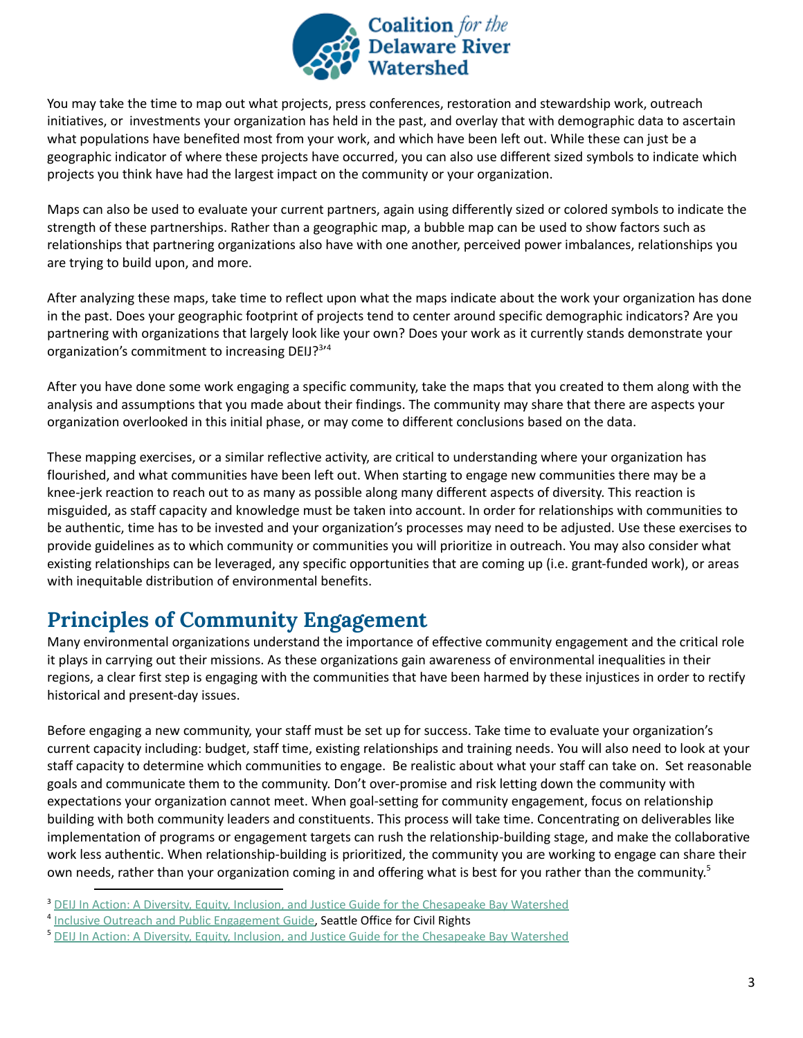You may take the time to map out what projects, press conferences, restoration and stewardship work, outreach initiatives, or investments your organization has held in the past, and overlay that with demographic data to ascertain what populations have benefited most from your work, and which have been left out. While these can just be a geographic indicator of where these projects have occurred, you can also use different sized symbols to indicate which projects you think have had the largest impact on the community or your organization.

Maps can also be used to evaluate your current partners, again using differently sized or colored symbols to indicate the strength of these partnerships. Rather than a geographic map, a bubble map can be used to show factors such as relationships that partnering organizations also have with one another, perceived power imbalances, relationships you are trying to build upon, and more.

After analyzing these maps, take time to reflect upon what the maps indicate about the work your organization has done in the past. Does your geographic footprint of projects tend to center around specific demographic indicators? Are you partnering with organizations that largely look like your own? Does your work as it currently stands demonstrate your organization's commitment to increasing DEIJ?[3,4]

After you have done some work engaging a specific community, take the maps that you created to them along with the analysis and assumptions that you made about their findings. The community may share that there are aspects your organization overlooked in this initial phase, or may come to different conclusions based on the data.

These mapping exercises, or a similar reflective activity, are critical to understanding where your organization has flourished, and what communities have been left out. When starting to engage new communities there may be a knee-jerk reaction to reach out to as many as possible along many different aspects of diversity. This reaction is misguided, as staff capacity and knowledge must be taken into account. In order for relationships with communities to be authentic, time has to be invested and your organization's processes may need to be adjusted. Use these exercises to provide guidelines as to which community or communities you will prioritize in outreach. You may also consider what existing relationships can be leveraged, any specific opportunities that are coming up (i.e. grant-funded work), or areas with inequitable distribution of environmental benefits.

## Principles of Community Engagement

Many environmental organizations understand the importance of effective community engagement and the critical role it plays in carrying out their missions. As these organizations gain awareness of environmental inequalities in their regions, a clear first step is engaging with the communities that have been harmed by these injustices in order to rectify historical and present-day issues.

Before engaging a new community, your staff must be set up for success. Take time to evaluate your organization's current capacity including: budget, staff time, existing relationships and training needs. You will also need to look at your staff capacity to determine which communities to engage. Be realistic about what your staff can take on. Set reasonable goals and communicate them to the community. Don't over-promise and risk letting down the community with expectations your organization cannot meet. When goal-setting for community engagement, focus on relationship building with both community leaders and constituents. This process will take time. Concentrating on deliverables like implementation of programs or engagement targets can rush the relationship-building stage, and make the collaborative work less authentic. When relationship-building is prioritized, the community you are working to engage can share their own needs, rather than your organization coming in and offering what is best for you rather than the community.[5]

---

[3] DEIJ In Action: A Diversity, Equity, Inclusion, and Justice Guide for the Chesapeake Bay Watershed

[4] Inclusive Outreach and Public Engagement Guide, Seattle Office for Civil Rights

[5] DEIJ In Action: A Diversity, Equity, Inclusion, and Justice Guide for the Chesapeake Bay Watershed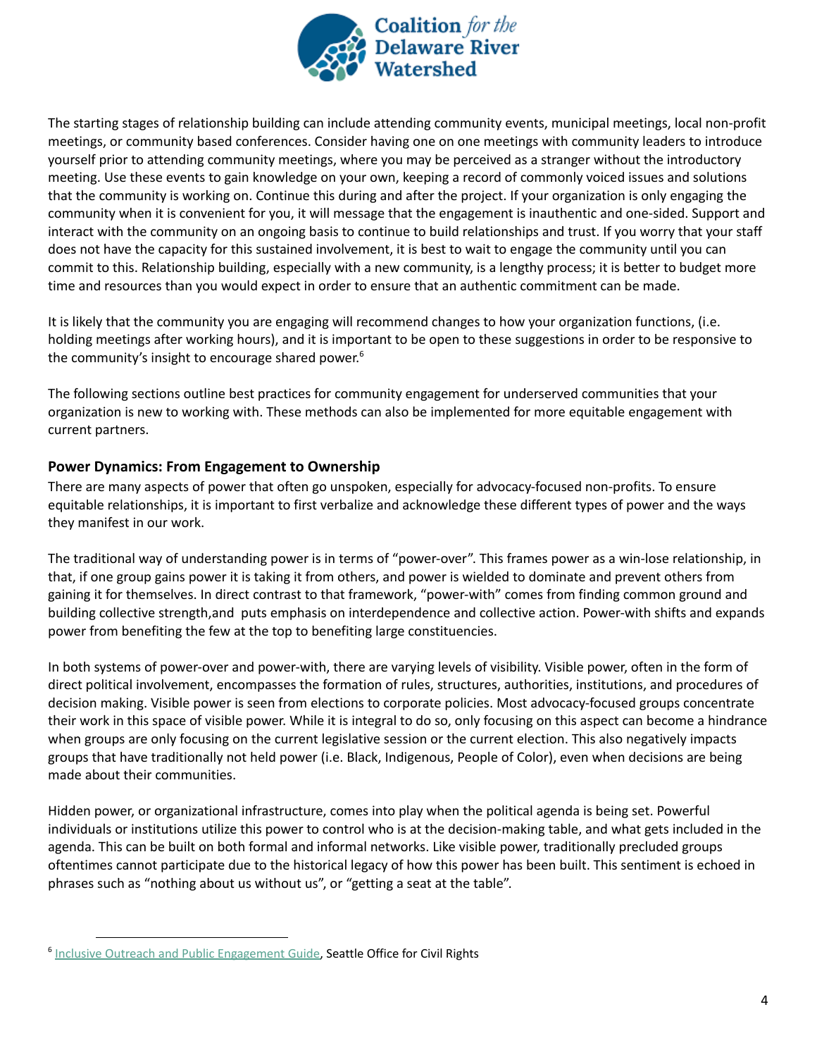The starting stages of relationship building can include attending community events, municipal meetings, local non-profit meetings, or community based conferences. Consider having one on one meetings with community leaders to introduce yourself prior to attending community meetings, where you may be perceived as a stranger without the introductory meeting. Use these events to gain knowledge on your own, keeping a record of commonly voiced issues and solutions that the community is working on. Continue this during and after the project. If your organization is only engaging the community when it is convenient for you, it will message that the engagement is inauthentic and one-sided. Support and interact with the community on an ongoing basis to continue to build relationships and trust. If you worry that your staff does not have the capacity for this sustained involvement, it is best to wait to engage the community until you can commit to this. Relationship building, especially with a new community, is a lengthy process; it is better to budget more time and resources than you would expect in order to ensure that an authentic commitment can be made.

It is likely that the community you are engaging will recommend changes to how your organization functions, (i.e. holding meetings after working hours), and it is important to be open to these suggestions in order to be responsive to the community's insight to encourage shared power.[6]

The following sections outline best practices for community engagement for underserved communities that your organization is new to working with. These methods can also be implemented for more equitable engagement with current partners.

### Power Dynamics: From Engagement to Ownership

There are many aspects of power that often go unspoken, especially for advocacy-focused non-profits. To ensure equitable relationships, it is important to first verbalize and acknowledge these different types of power and the ways they manifest in our work.

The traditional way of understanding power is in terms of "power-over". This frames power as a win-lose relationship, in that, if one group gains power it is taking it from others, and power is wielded to dominate and prevent others from gaining it for themselves. In direct contrast to that framework, "power-with" comes from finding common ground and building collective strength,and puts emphasis on interdependence and collective action. Power-with shifts and expands power from benefiting the few at the top to benefiting large constituencies.

In both systems of power-over and power-with, there are varying levels of visibility. Visible power, often in the form of direct political involvement, encompasses the formation of rules, structures, authorities, institutions, and procedures of decision making. Visible power is seen from elections to corporate policies. Most advocacy-focused groups concentrate their work in this space of visible power. While it is integral to do so, only focusing on this aspect can become a hindrance when groups are only focusing on the current legislative session or the current election. This also negatively impacts groups that have traditionally not held power (i.e. Black, Indigenous, People of Color), even when decisions are being made about their communities.

Hidden power, or organizational infrastructure, comes into play when the political agenda is being set. Powerful individuals or institutions utilize this power to control who is at the decision-making table, and what gets included in the agenda. This can be built on both formal and informal networks. Like visible power, traditionally precluded groups oftentimes cannot participate due to the historical legacy of how this power has been built. This sentiment is echoed in phrases such as "nothing about us without us", or "getting a seat at the table".

---

[6] Inclusive Outreach and Public Engagement Guide, Seattle Office for Civil Rights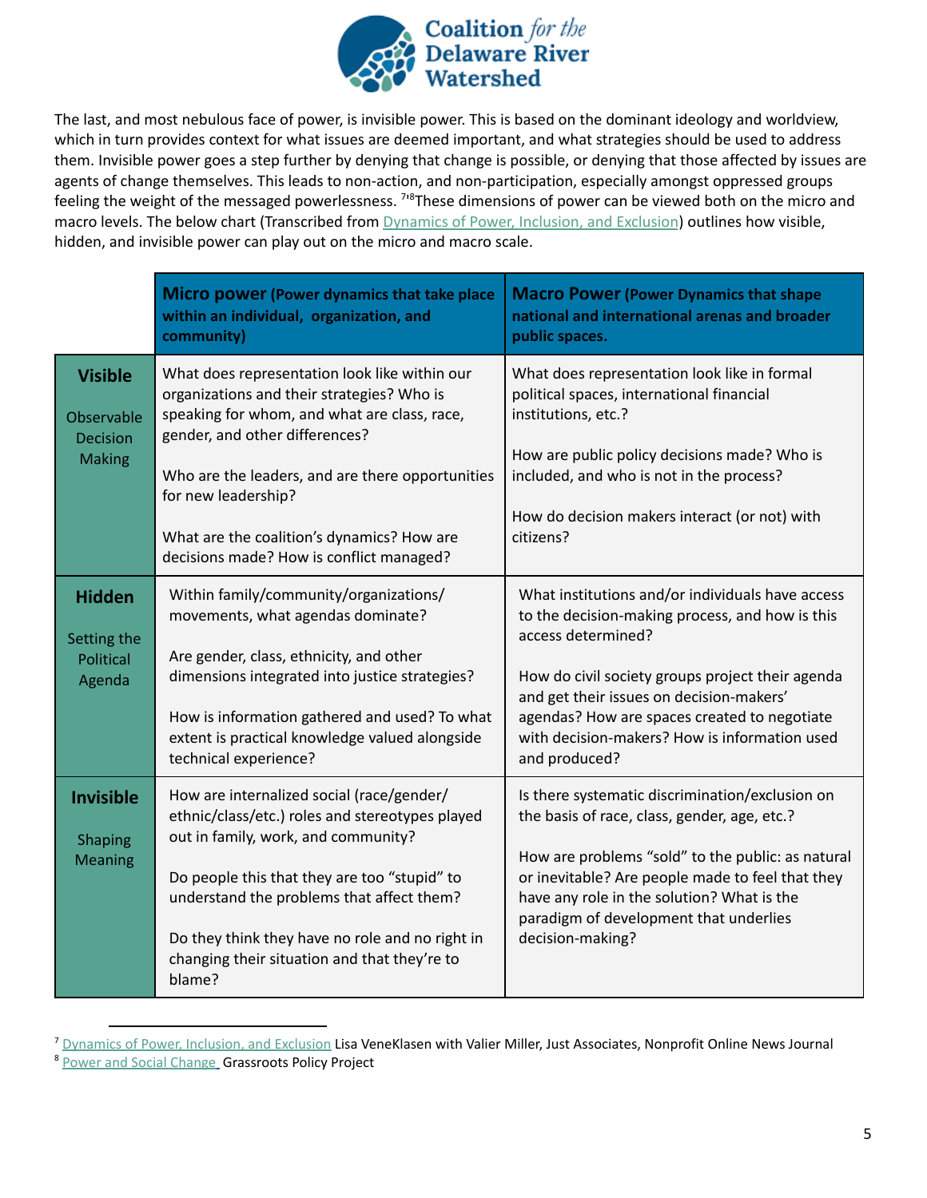The last, and most nebulous face of power, is invisible power. This is based on the dominant ideology and worldview, which in turn provides context for what issues are deemed important, and what strategies should be used to address them. Invisible power goes a step further by denying that change is possible, or denying that those affected by issues are agents of change themselves. This leads to non-action, and non-participation, especially amongst oppressed groups feeling the weight of the messaged powerlessness. [7][8] These dimensions of power can be viewed both on the micro and macro levels. The below chart (Transcribed from Dynamics of Power, Inclusion, and Exclusion) outlines how visible, hidden, and invisible power can play out on the micro and macro scale.

| | **Micro power** (Power dynamics that take place within an individual, organization, and community) | **Macro Power** (Power Dynamics that shape national and international arenas and broader public spaces. |
|---|---|---|
| **Visible**<br><br>Observable Decision Making | What does representation look like within our organizations and their strategies? Who is speaking for whom, and what are class, race, gender, and other differences?<br><br>Who are the leaders, and are there opportunities for new leadership?<br><br>What are the coalition's dynamics? How are decisions made? How is conflict managed? | What does representation look like in formal political spaces, international financial institutions, etc.?<br><br>How are public policy decisions made? Who is included, and who is not in the process?<br><br>How do decision makers interact (or not) with citizens? |
| **Hidden**<br><br>Setting the Political Agenda | Within family/community/organizations/ movements, what agendas dominate?<br><br>Are gender, class, ethnicity, and other dimensions integrated into justice strategies?<br><br>How is information gathered and used? To what extent is practical knowledge valued alongside technical experience? | What institutions and/or individuals have access to the decision-making process, and how is this access determined?<br><br>How do civil society groups project their agenda and get their issues on decision-makers' agendas? How are spaces created to negotiate with decision-makers? How is information used and produced? |
| **Invisible**<br><br>Shaping Meaning | How are internalized social (race/gender/ ethnic/class/etc.) roles and stereotypes played out in family, work, and community?<br><br>Do people this that they are too "stupid" to understand the problems that affect them?<br><br>Do they think they have no role and no right in changing their situation and that they're to blame? | Is there systematic discrimination/exclusion on the basis of race, class, gender, age, etc.?<br><br>How are problems "sold" to the public: as natural or inevitable? Are people made to feel that they have any role in the solution? What is the paradigm of development that underlies decision-making? |

[7] Dynamics of Power, Inclusion, and Exclusion Lisa VeneKlasen with Valier Miller, Just Associates, Nonprofit Online News Journal

[8] Power and Social Change Grassroots Policy Project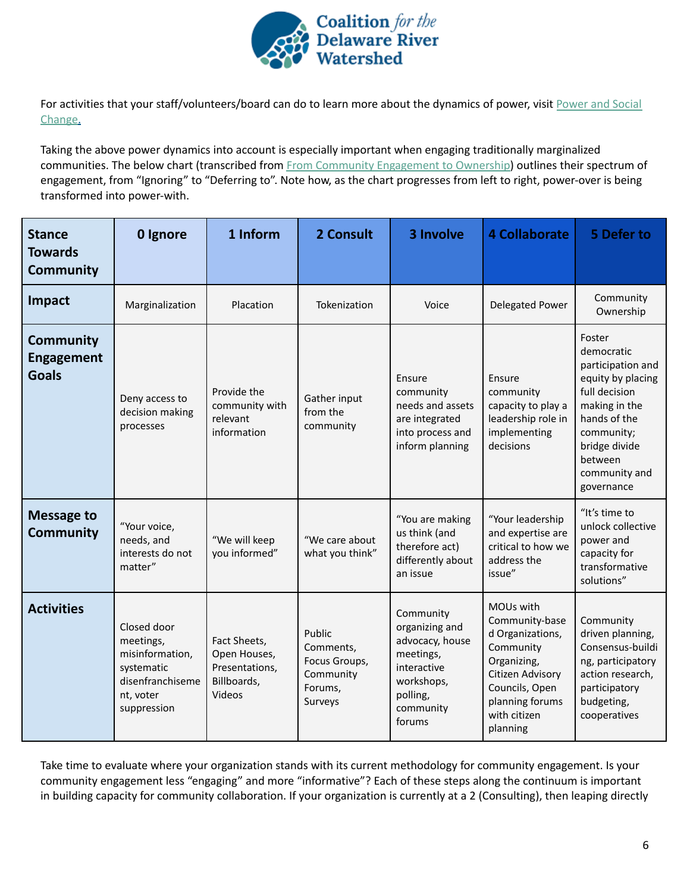For activities that your staff/volunteers/board can do to learn more about the dynamics of power, visit [Power and Social Change](#).

Taking the above power dynamics into account is especially important when engaging traditionally marginalized communities. The below chart (transcribed from [From Community Engagement to Ownership](#)) outlines their spectrum of engagement, from “Ignoring” to “Deferring to”. Note how, as the chart progresses from left to right, power-over is being transformed into power-with.

| Stance Towards Community | 0 Ignore | 1 Inform | 2 Consult | 3 Involve | 4 Collaborate | 5 Defer to |
|---|---|---|---|---|---|---|
| **Impact** | Marginalization | Placation | Tokenization | Voice | Delegated Power | Community Ownership |
| **Community Engagement Goals** | Deny access to decision making processes | Provide the community with relevant information | Gather input from the community | Ensure community needs and assets are integrated into process and inform planning | Ensure community capacity to play a leadership role in implementing decisions | Foster democratic participation and equity by placing full decision making in the hands of the community; bridge divide between community and governance |
| **Message to Community** | “Your voice, needs, and interests do not matter” | “We will keep you informed” | “We care about what you think” | “You are making us think (and therefore act) differently about an issue | “Your leadership and expertise are critical to how we address the issue” | “It’s time to unlock collective power and capacity for transformative solutions” |
| **Activities** | Closed door meetings, misinformation, systematic disenfranchisement, voter suppression | Fact Sheets, Open Houses, Presentations, Billboards, Videos | Public Comments, Focus Groups, Community Forums, Surveys | Community organizing and advocacy, house meetings, interactive workshops, polling, community forums | MOUs with Community-based Organizations, Community Organizing, Citizen Advisory Councils, Open planning forums with citizen planning | Community driven planning, Consensus-building, participatory action research, participatory budgeting, cooperatives |

Take time to evaluate where your organization stands with its current methodology for community engagement. Is your community engagement less “engaging” and more “informative”? Each of these steps along the continuum is important in building capacity for community collaboration. If your organization is currently at a 2 (Consulting), then leaping directly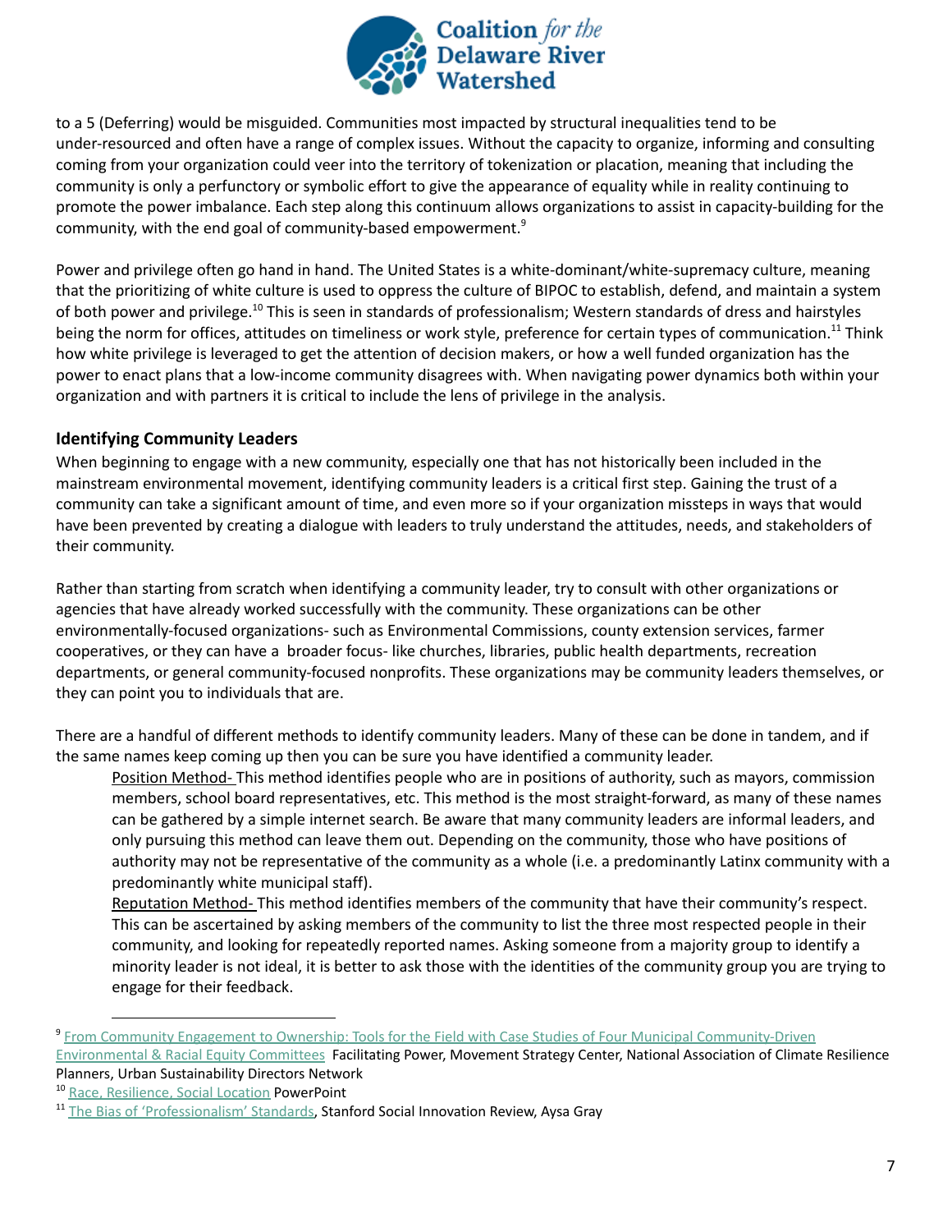to a 5 (Deferring) would be misguided. Communities most impacted by structural inequalities tend to be under-resourced and often have a range of complex issues. Without the capacity to organize, informing and consulting coming from your organization could veer into the territory of tokenization or placation, meaning that including the community is only a perfunctory or symbolic effort to give the appearance of equality while in reality continuing to promote the power imbalance. Each step along this continuum allows organizations to assist in capacity-building for the community, with the end goal of community-based empowerment.[9]

Power and privilege often go hand in hand. The United States is a white-dominant/white-supremacy culture, meaning that the prioritizing of white culture is used to oppress the culture of BIPOC to establish, defend, and maintain a system of both power and privilege.[10] This is seen in standards of professionalism; Western standards of dress and hairstyles being the norm for offices, attitudes on timeliness or work style, preference for certain types of communication.[11] Think how white privilege is leveraged to get the attention of decision makers, or how a well funded organization has the power to enact plans that a low-income community disagrees with. When navigating power dynamics both within your organization and with partners it is critical to include the lens of privilege in the analysis.

### Identifying Community Leaders

When beginning to engage with a new community, especially one that has not historically been included in the mainstream environmental movement, identifying community leaders is a critical first step. Gaining the trust of a community can take a significant amount of time, and even more so if your organization missteps in ways that would have been prevented by creating a dialogue with leaders to truly understand the attitudes, needs, and stakeholders of their community.

Rather than starting from scratch when identifying a community leader, try to consult with other organizations or agencies that have already worked successfully with the community. These organizations can be other environmentally-focused organizations- such as Environmental Commissions, county extension services, farmer cooperatives, or they can have a broader focus- like churches, libraries, public health departments, recreation departments, or general community-focused nonprofits. These organizations may be community leaders themselves, or they can point you to individuals that are.

There are a handful of different methods to identify community leaders. Many of these can be done in tandem, and if the same names keep coming up then you can be sure you have identified a community leader.

Position Method- This method identifies people who are in positions of authority, such as mayors, commission members, school board representatives, etc. This method is the most straight-forward, as many of these names can be gathered by a simple internet search. Be aware that many community leaders are informal leaders, and only pursuing this method can leave them out. Depending on the community, those who have positions of authority may not be representative of the community as a whole (i.e. a predominantly Latinx community with a predominantly white municipal staff).

Reputation Method- This method identifies members of the community that have their community's respect. This can be ascertained by asking members of the community to list the three most respected people in their community, and looking for repeatedly reported names. Asking someone from a majority group to identify a minority leader is not ideal, it is better to ask those with the identities of the community group you are trying to engage for their feedback.

---

[9] From Community Engagement to Ownership: Tools for the Field with Case Studies of Four Municipal Community-Driven Environmental & Racial Equity Committees Facilitating Power, Movement Strategy Center, National Association of Climate Resilience Planners, Urban Sustainability Directors Network

[10] Race, Resilience, Social Location PowerPoint

[11] The Bias of 'Professionalism' Standards, Stanford Social Innovation Review, Aysa Gray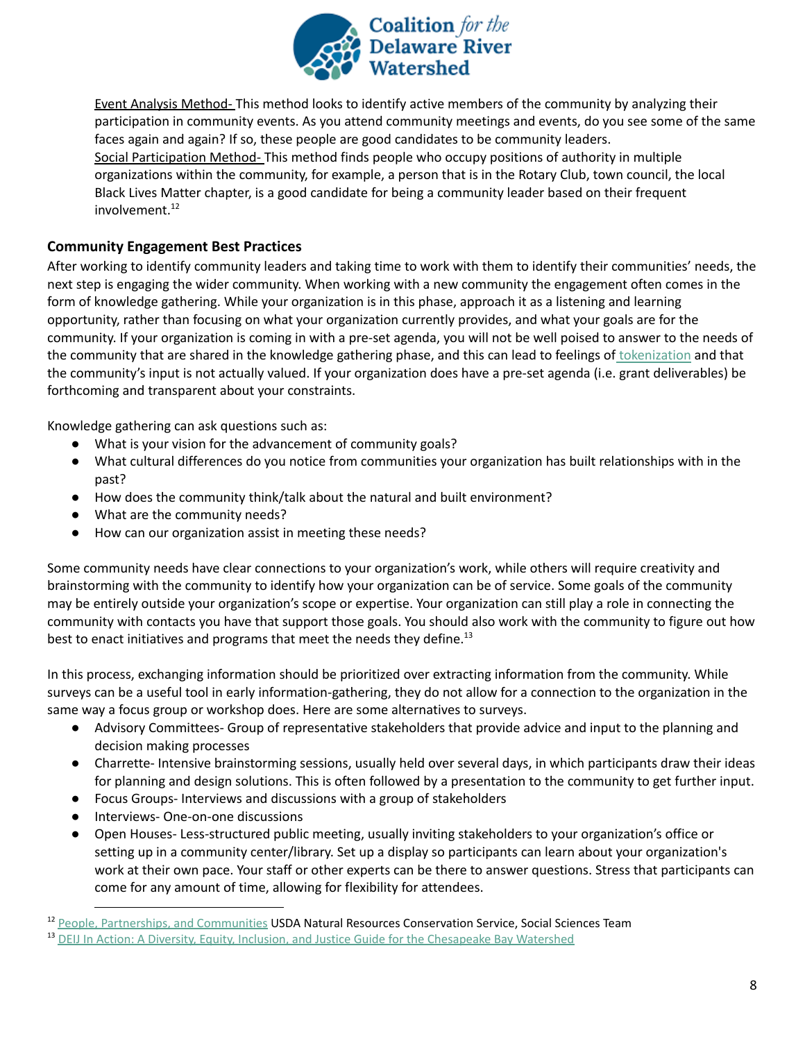Event Analysis Method- This method looks to identify active members of the community by analyzing their participation in community events. As you attend community meetings and events, do you see some of the same faces again and again? If so, these people are good candidates to be community leaders.

Social Participation Method- This method finds people who occupy positions of authority in multiple organizations within the community, for example, a person that is in the Rotary Club, town council, the local Black Lives Matter chapter, is a good candidate for being a community leader based on their frequent involvement.[12]

### Community Engagement Best Practices

After working to identify community leaders and taking time to work with them to identify their communities' needs, the next step is engaging the wider community. When working with a new community the engagement often comes in the form of knowledge gathering. While your organization is in this phase, approach it as a listening and learning opportunity, rather than focusing on what your organization currently provides, and what your goals are for the community. If your organization is coming in with a pre-set agenda, you will not be well poised to answer to the needs of the community that are shared in the knowledge gathering phase, and this can lead to feelings of tokenization and that the community's input is not actually valued. If your organization does have a pre-set agenda (i.e. grant deliverables) be forthcoming and transparent about your constraints.

Knowledge gathering can ask questions such as:

- What is your vision for the advancement of community goals?
- What cultural differences do you notice from communities your organization has built relationships with in the past?
- How does the community think/talk about the natural and built environment?
- What are the community needs?
- How can our organization assist in meeting these needs?

Some community needs have clear connections to your organization's work, while others will require creativity and brainstorming with the community to identify how your organization can be of service. Some goals of the community may be entirely outside your organization's scope or expertise. Your organization can still play a role in connecting the community with contacts you have that support those goals. You should also work with the community to figure out how best to enact initiatives and programs that meet the needs they define.[13]

In this process, exchanging information should be prioritized over extracting information from the community. While surveys can be a useful tool in early information-gathering, they do not allow for a connection to the organization in the same way a focus group or workshop does. Here are some alternatives to surveys.

- Advisory Committees- Group of representative stakeholders that provide advice and input to the planning and decision making processes
- Charrette- Intensive brainstorming sessions, usually held over several days, in which participants draw their ideas for planning and design solutions. This is often followed by a presentation to the community to get further input.
- Focus Groups- Interviews and discussions with a group of stakeholders
- Interviews- One-on-one discussions
- Open Houses- Less-structured public meeting, usually inviting stakeholders to your organization's office or setting up in a community center/library. Set up a display so participants can learn about your organization's work at their own pace. Your staff or other experts can be there to answer questions. Stress that participants can come for any amount of time, allowing for flexibility for attendees.

---

[12] People, Partnerships, and Communities USDA Natural Resources Conservation Service, Social Sciences Team

[13] DEIJ In Action: A Diversity, Equity, Inclusion, and Justice Guide for the Chesapeake Bay Watershed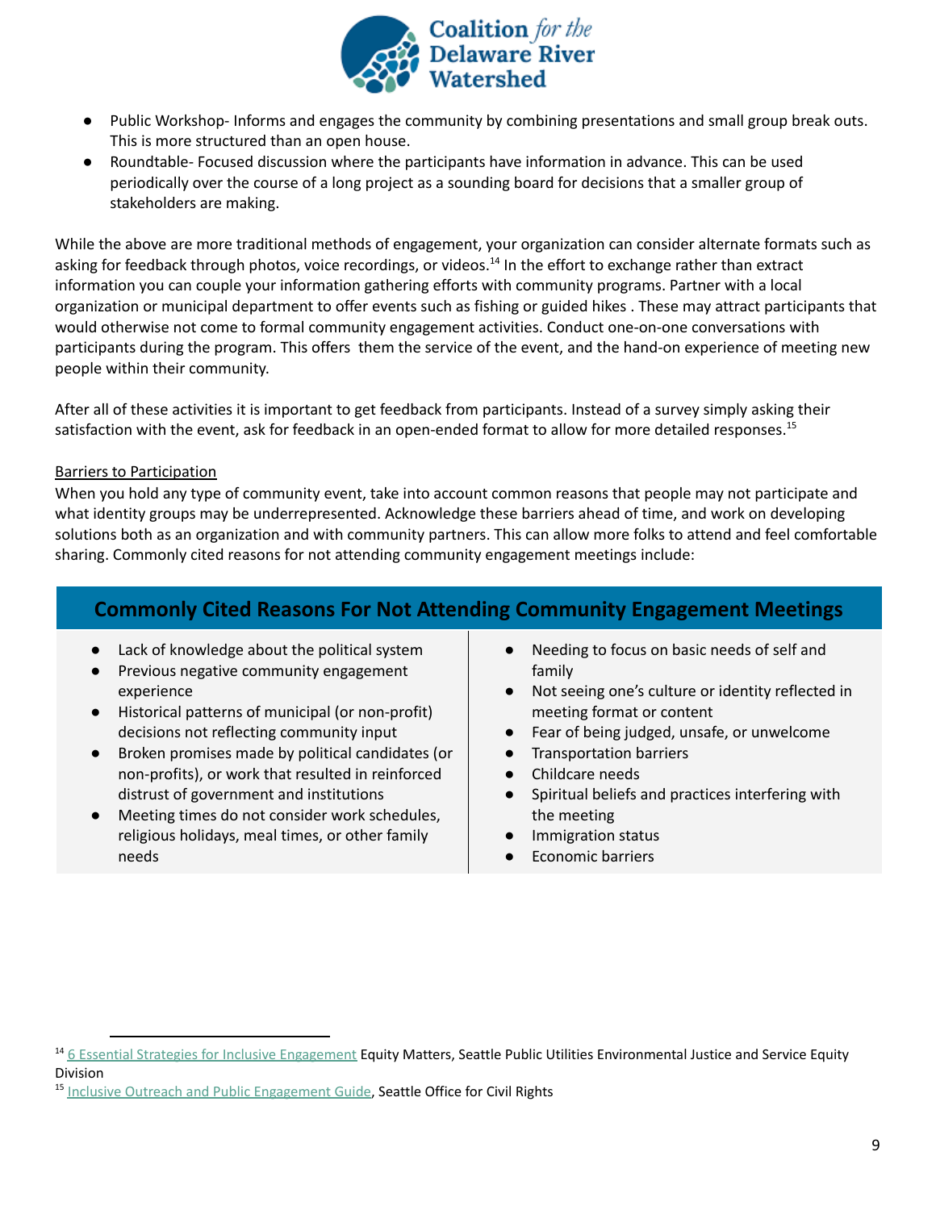- Public Workshop- Informs and engages the community by combining presentations and small group break outs. This is more structured than an open house.
- Roundtable- Focused discussion where the participants have information in advance. This can be used periodically over the course of a long project as a sounding board for decisions that a smaller group of stakeholders are making.

While the above are more traditional methods of engagement, your organization can consider alternate formats such as asking for feedback through photos, voice recordings, or videos.[14] In the effort to exchange rather than extract information you can couple your information gathering efforts with community programs. Partner with a local organization or municipal department to offer events such as fishing or guided hikes . These may attract participants that would otherwise not come to formal community engagement activities. Conduct one-on-one conversations with participants during the program. This offers them the service of the event, and the hand-on experience of meeting new people within their community.

After all of these activities it is important to get feedback from participants. Instead of a survey simply asking their satisfaction with the event, ask for feedback in an open-ended format to allow for more detailed responses.[15]

Barriers to Participation

When you hold any type of community event, take into account common reasons that people may not participate and what identity groups may be underrepresented. Acknowledge these barriers ahead of time, and work on developing solutions both as an organization and with community partners. This can allow more folks to attend and feel comfortable sharing. Commonly cited reasons for not attending community engagement meetings include:

## Commonly Cited Reasons For Not Attending Community Engagement Meetings

- Lack of knowledge about the political system
- Previous negative community engagement experience
- Historical patterns of municipal (or non-profit) decisions not reflecting community input
- Broken promises made by political candidates (or non-profits), or work that resulted in reinforced distrust of government and institutions
- Meeting times do not consider work schedules, religious holidays, meal times, or other family needs
- Needing to focus on basic needs of self and family
- Not seeing one's culture or identity reflected in meeting format or content
- Fear of being judged, unsafe, or unwelcome
- Transportation barriers
- Childcare needs
- Spiritual beliefs and practices interfering with the meeting
- Immigration status
- Economic barriers

[14] 6 Essential Strategies for Inclusive Engagement Equity Matters, Seattle Public Utilities Environmental Justice and Service Equity Division

[15] Inclusive Outreach and Public Engagement Guide, Seattle Office for Civil Rights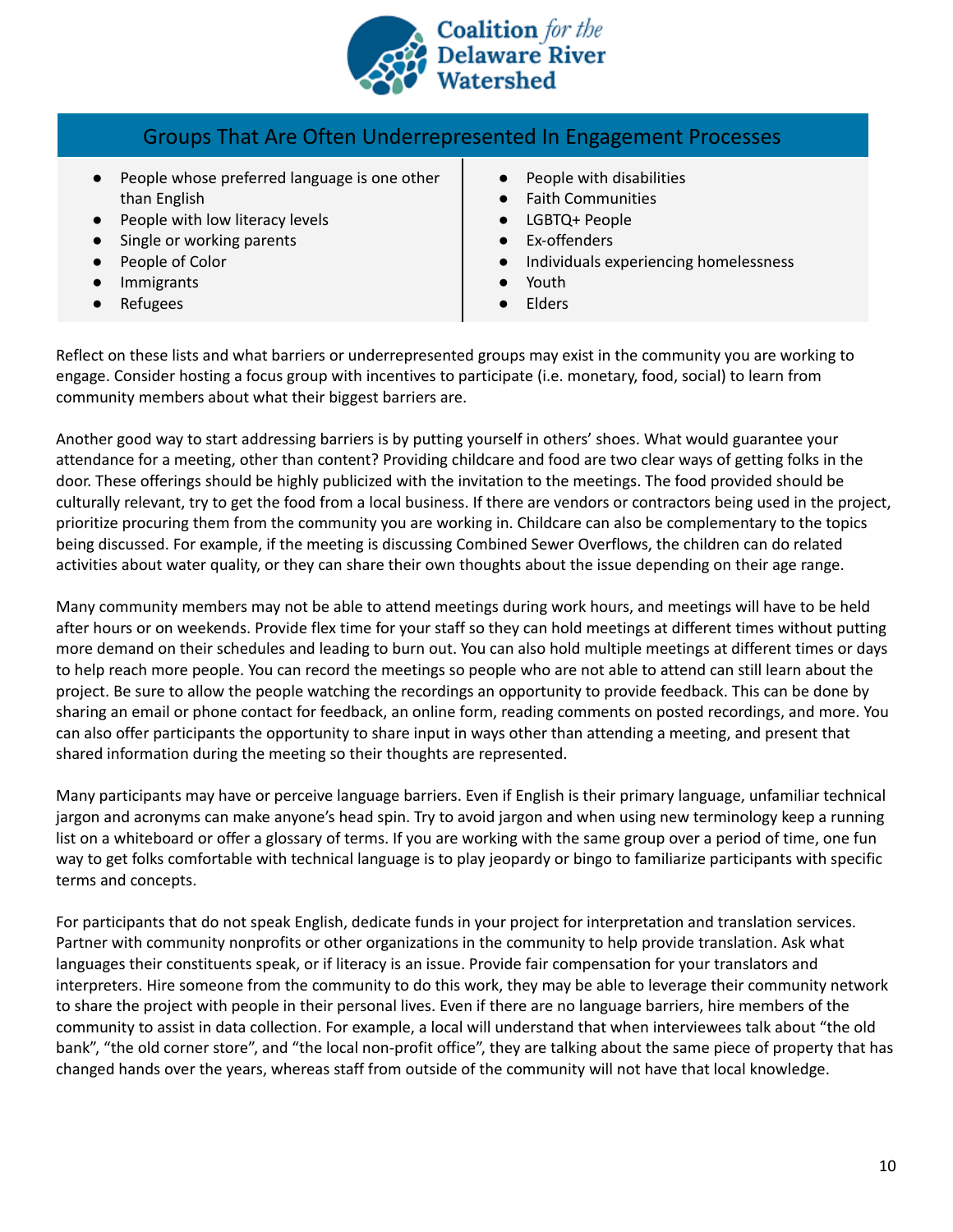## Groups That Are Often Underrepresented In Engagement Processes

- People whose preferred language is one other than English
- People with low literacy levels
- Single or working parents
- People of Color
- Immigrants
- Refugees
- People with disabilities
- Faith Communities
- LGBTQ+ People
- Ex-offenders
- Individuals experiencing homelessness
- Youth
- Elders

Reflect on these lists and what barriers or underrepresented groups may exist in the community you are working to engage. Consider hosting a focus group with incentives to participate (i.e. monetary, food, social) to learn from community members about what their biggest barriers are.

Another good way to start addressing barriers is by putting yourself in others' shoes. What would guarantee your attendance for a meeting, other than content? Providing childcare and food are two clear ways of getting folks in the door. These offerings should be highly publicized with the invitation to the meetings. The food provided should be culturally relevant, try to get the food from a local business. If there are vendors or contractors being used in the project, prioritize procuring them from the community you are working in. Childcare can also be complementary to the topics being discussed. For example, if the meeting is discussing Combined Sewer Overflows, the children can do related activities about water quality, or they can share their own thoughts about the issue depending on their age range.

Many community members may not be able to attend meetings during work hours, and meetings will have to be held after hours or on weekends. Provide flex time for your staff so they can hold meetings at different times without putting more demand on their schedules and leading to burn out. You can also hold multiple meetings at different times or days to help reach more people. You can record the meetings so people who are not able to attend can still learn about the project. Be sure to allow the people watching the recordings an opportunity to provide feedback. This can be done by sharing an email or phone contact for feedback, an online form, reading comments on posted recordings, and more. You can also offer participants the opportunity to share input in ways other than attending a meeting, and present that shared information during the meeting so their thoughts are represented.

Many participants may have or perceive language barriers. Even if English is their primary language, unfamiliar technical jargon and acronyms can make anyone's head spin. Try to avoid jargon and when using new terminology keep a running list on a whiteboard or offer a glossary of terms. If you are working with the same group over a period of time, one fun way to get folks comfortable with technical language is to play jeopardy or bingo to familiarize participants with specific terms and concepts.

For participants that do not speak English, dedicate funds in your project for interpretation and translation services. Partner with community nonprofits or other organizations in the community to help provide translation. Ask what languages their constituents speak, or if literacy is an issue. Provide fair compensation for your translators and interpreters. Hire someone from the community to do this work, they may be able to leverage their community network to share the project with people in their personal lives. Even if there are no language barriers, hire members of the community to assist in data collection. For example, a local will understand that when interviewees talk about "the old bank", "the old corner store", and "the local non-profit office", they are talking about the same piece of property that has changed hands over the years, whereas staff from outside of the community will not have that local knowledge.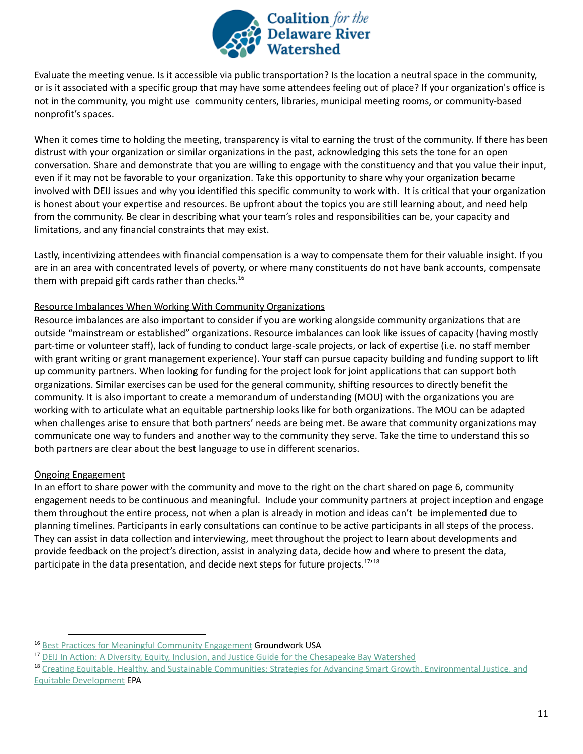Evaluate the meeting venue. Is it accessible via public transportation? Is the location a neutral space in the community, or is it associated with a specific group that may have some attendees feeling out of place? If your organization's office is not in the community, you might use community centers, libraries, municipal meeting rooms, or community-based nonprofit's spaces.

When it comes time to holding the meeting, transparency is vital to earning the trust of the community. If there has been distrust with your organization or similar organizations in the past, acknowledging this sets the tone for an open conversation. Share and demonstrate that you are willing to engage with the constituency and that you value their input, even if it may not be favorable to your organization. Take this opportunity to share why your organization became involved with DEIJ issues and why you identified this specific community to work with. It is critical that your organization is honest about your expertise and resources. Be upfront about the topics you are still learning about, and need help from the community. Be clear in describing what your team's roles and responsibilities can be, your capacity and limitations, and any financial constraints that may exist.

Lastly, incentivizing attendees with financial compensation is a way to compensate them for their valuable insight. If you are in an area with concentrated levels of poverty, or where many constituents do not have bank accounts, compensate them with prepaid gift cards rather than checks.[16]

Resource Imbalances When Working With Community Organizations

Resource imbalances are also important to consider if you are working alongside community organizations that are outside "mainstream or established" organizations. Resource imbalances can look like issues of capacity (having mostly part-time or volunteer staff), lack of funding to conduct large-scale projects, or lack of expertise (i.e. no staff member with grant writing or grant management experience). Your staff can pursue capacity building and funding support to lift up community partners. When looking for funding for the project look for joint applications that can support both organizations. Similar exercises can be used for the general community, shifting resources to directly benefit the community. It is also important to create a memorandum of understanding (MOU) with the organizations you are working with to articulate what an equitable partnership looks like for both organizations. The MOU can be adapted when challenges arise to ensure that both partners' needs are being met. Be aware that community organizations may communicate one way to funders and another way to the community they serve. Take the time to understand this so both partners are clear about the best language to use in different scenarios.

Ongoing Engagement

In an effort to share power with the community and move to the right on the chart shared on page 6, community engagement needs to be continuous and meaningful. Include your community partners at project inception and engage them throughout the entire process, not when a plan is already in motion and ideas can't be implemented due to planning timelines. Participants in early consultations can continue to be active participants in all steps of the process. They can assist in data collection and interviewing, meet throughout the project to learn about developments and provide feedback on the project's direction, assist in analyzing data, decide how and where to present the data, participate in the data presentation, and decide next steps for future projects.[17,18]

---

[16] Best Practices for Meaningful Community Engagement Groundwork USA

[17] DEIJ In Action: A Diversity, Equity, Inclusion, and Justice Guide for the Chesapeake Bay Watershed

[18] Creating Equitable, Healthy, and Sustainable Communities: Strategies for Advancing Smart Growth, Environmental Justice, and Equitable Development EPA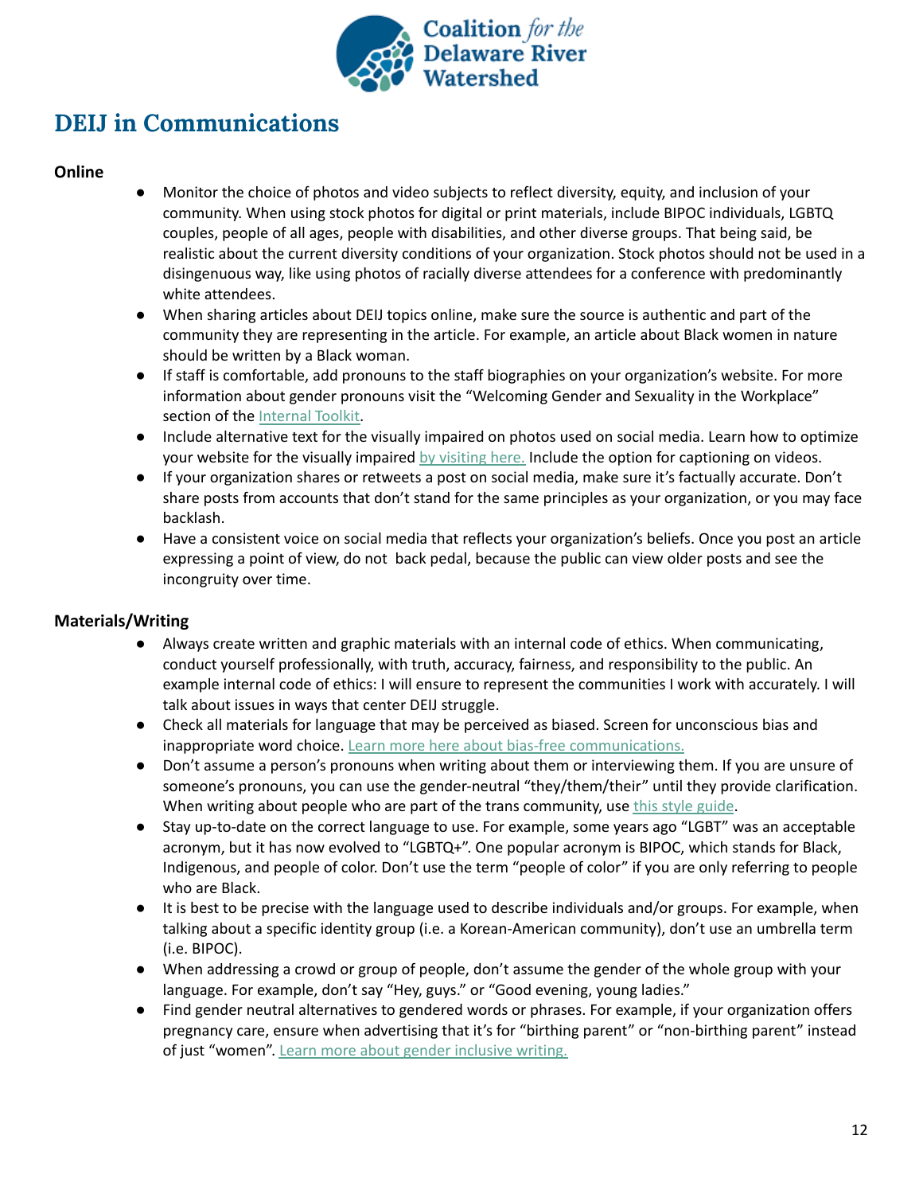# DEIJ in Communications

**Online**

- Monitor the choice of photos and video subjects to reflect diversity, equity, and inclusion of your community. When using stock photos for digital or print materials, include BIPOC individuals, LGBTQ couples, people of all ages, people with disabilities, and other diverse groups. That being said, be realistic about the current diversity conditions of your organization. Stock photos should not be used in a disingenuous way, like using photos of racially diverse attendees for a conference with predominantly white attendees.
- When sharing articles about DEIJ topics online, make sure the source is authentic and part of the community they are representing in the article. For example, an article about Black women in nature should be written by a Black woman.
- If staff is comfortable, add pronouns to the staff biographies on your organization's website. For more information about gender pronouns visit the "Welcoming Gender and Sexuality in the Workplace" section of the Internal Toolkit.
- Include alternative text for the visually impaired on photos used on social media. Learn how to optimize your website for the visually impaired by visiting here. Include the option for captioning on videos.
- If your organization shares or retweets a post on social media, make sure it's factually accurate. Don't share posts from accounts that don't stand for the same principles as your organization, or you may face backlash.
- Have a consistent voice on social media that reflects your organization's beliefs. Once you post an article expressing a point of view, do not back pedal, because the public can view older posts and see the incongruity over time.

**Materials/Writing**

- Always create written and graphic materials with an internal code of ethics. When communicating, conduct yourself professionally, with truth, accuracy, fairness, and responsibility to the public. An example internal code of ethics: I will ensure to represent the communities I work with accurately. I will talk about issues in ways that center DEIJ struggle.
- Check all materials for language that may be perceived as biased. Screen for unconscious bias and inappropriate word choice. Learn more here about bias-free communications.
- Don't assume a person's pronouns when writing about them or interviewing them. If you are unsure of someone's pronouns, you can use the gender-neutral "they/them/their" until they provide clarification. When writing about people who are part of the trans community, use this style guide.
- Stay up-to-date on the correct language to use. For example, some years ago "LGBT" was an acceptable acronym, but it has now evolved to "LGBTQ+". One popular acronym is BIPOC, which stands for Black, Indigenous, and people of color. Don't use the term "people of color" if you are only referring to people who are Black.
- It is best to be precise with the language used to describe individuals and/or groups. For example, when talking about a specific identity group (i.e. a Korean-American community), don't use an umbrella term (i.e. BIPOC).
- When addressing a crowd or group of people, don't assume the gender of the whole group with your language. For example, don't say "Hey, guys." or "Good evening, young ladies."
- Find gender neutral alternatives to gendered words or phrases. For example, if your organization offers pregnancy care, ensure when advertising that it's for "birthing parent" or "non-birthing parent" instead of just "women". Learn more about gender inclusive writing.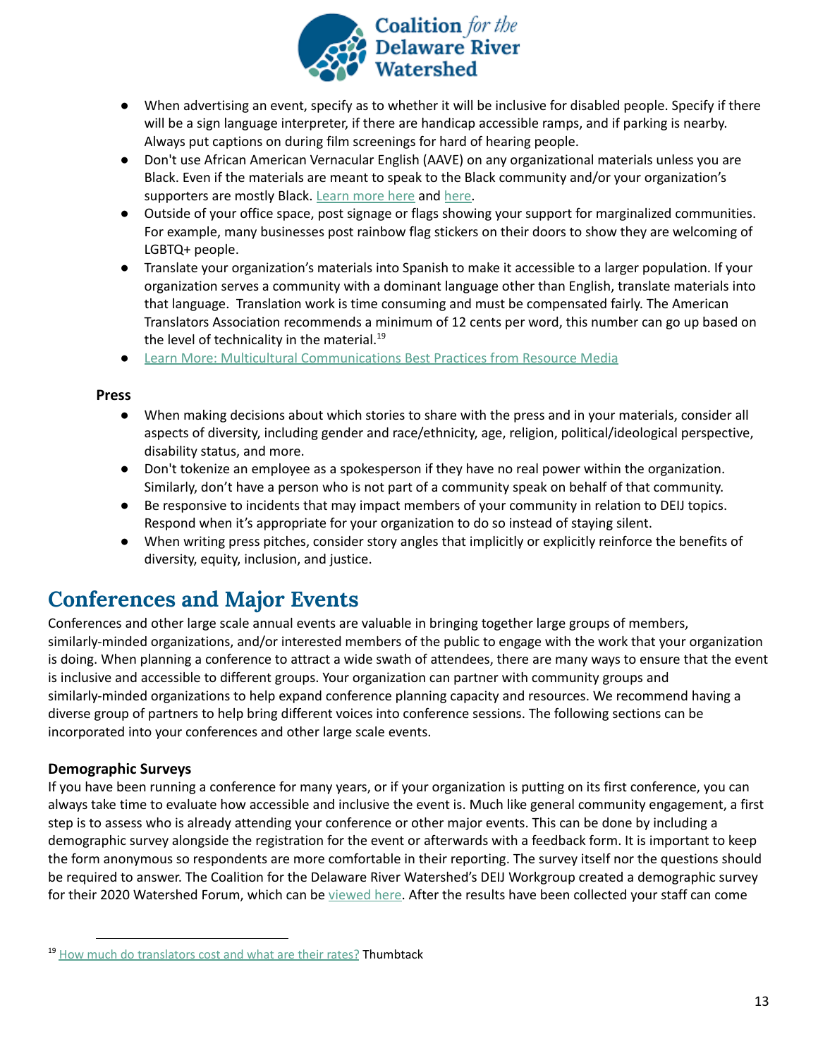- When advertising an event, specify as to whether it will be inclusive for disabled people. Specify if there will be a sign language interpreter, if there are handicap accessible ramps, and if parking is nearby. Always put captions on during film screenings for hard of hearing people.
- Don't use African American Vernacular English (AAVE) on any organizational materials unless you are Black. Even if the materials are meant to speak to the Black community and/or your organization's supporters are mostly Black. Learn more here and here.
- Outside of your office space, post signage or flags showing your support for marginalized communities. For example, many businesses post rainbow flag stickers on their doors to show they are welcoming of LGBTQ+ people.
- Translate your organization's materials into Spanish to make it accessible to a larger population. If your organization serves a community with a dominant language other than English, translate materials into that language. Translation work is time consuming and must be compensated fairly. The American Translators Association recommends a minimum of 12 cents per word, this number can go up based on the level of technicality in the material.[19]
- Learn More: Multicultural Communications Best Practices from Resource Media

### Press

- When making decisions about which stories to share with the press and in your materials, consider all aspects of diversity, including gender and race/ethnicity, age, religion, political/ideological perspective, disability status, and more.
- Don't tokenize an employee as a spokesperson if they have no real power within the organization. Similarly, don't have a person who is not part of a community speak on behalf of that community.
- Be responsive to incidents that may impact members of your community in relation to DEIJ topics. Respond when it's appropriate for your organization to do so instead of staying silent.
- When writing press pitches, consider story angles that implicitly or explicitly reinforce the benefits of diversity, equity, inclusion, and justice.

## Conferences and Major Events

Conferences and other large scale annual events are valuable in bringing together large groups of members, similarly-minded organizations, and/or interested members of the public to engage with the work that your organization is doing. When planning a conference to attract a wide swath of attendees, there are many ways to ensure that the event is inclusive and accessible to different groups. Your organization can partner with community groups and similarly-minded organizations to help expand conference planning capacity and resources. We recommend having a diverse group of partners to help bring different voices into conference sessions. The following sections can be incorporated into your conferences and other large scale events.

### Demographic Surveys

If you have been running a conference for many years, or if your organization is putting on its first conference, you can always take time to evaluate how accessible and inclusive the event is. Much like general community engagement, a first step is to assess who is already attending your conference or other major events. This can be done by including a demographic survey alongside the registration for the event or afterwards with a feedback form. It is important to keep the form anonymous so respondents are more comfortable in their reporting. The survey itself nor the questions should be required to answer. The Coalition for the Delaware River Watershed's DEIJ Workgroup created a demographic survey for their 2020 Watershed Forum, which can be viewed here. After the results have been collected your staff can come

[19] How much do translators cost and what are their rates? Thumbtack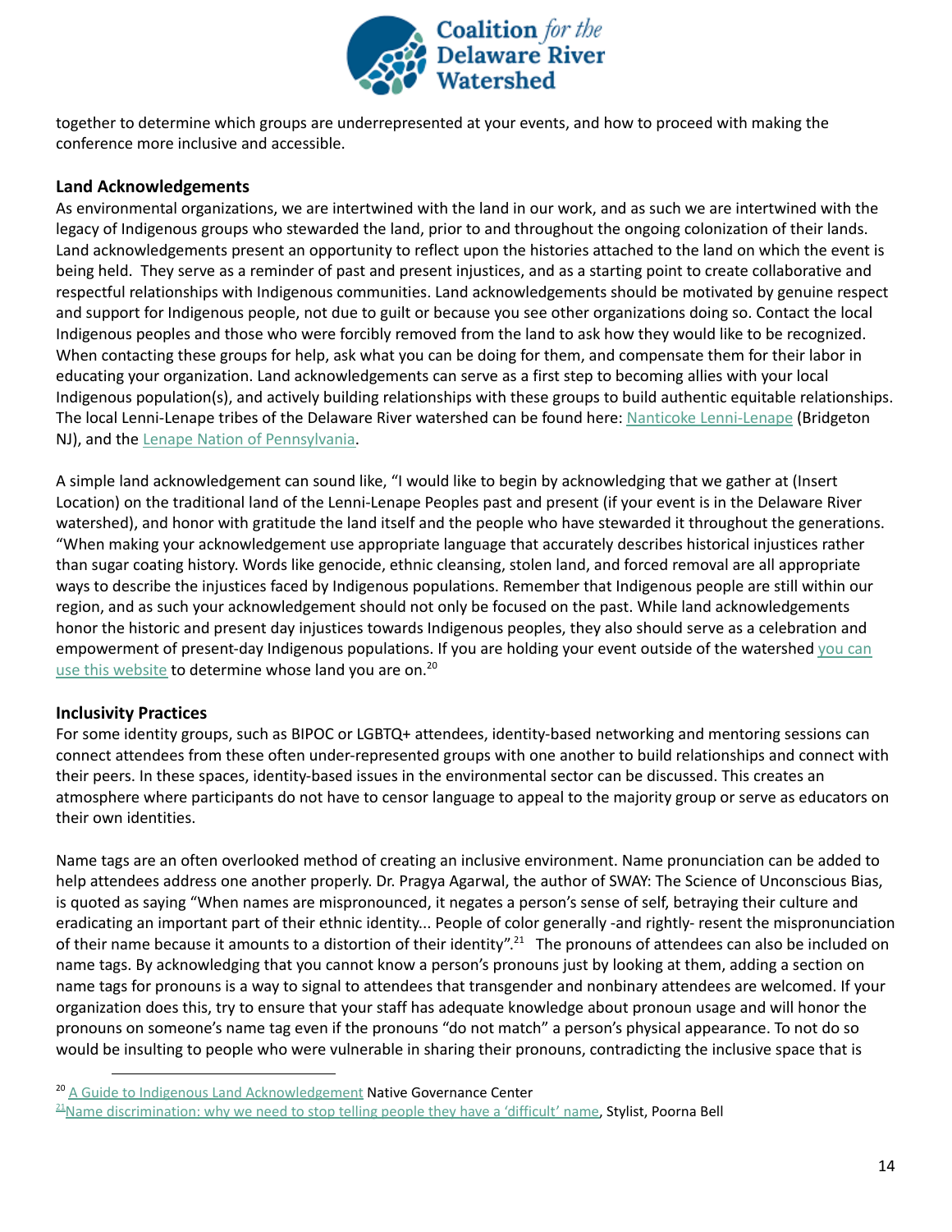together to determine which groups are underrepresented at your events, and how to proceed with making the conference more inclusive and accessible.

### Land Acknowledgements

As environmental organizations, we are intertwined with the land in our work, and as such we are intertwined with the legacy of Indigenous groups who stewarded the land, prior to and throughout the ongoing colonization of their lands. Land acknowledgements present an opportunity to reflect upon the histories attached to the land on which the event is being held. They serve as a reminder of past and present injustices, and as a starting point to create collaborative and respectful relationships with Indigenous communities. Land acknowledgements should be motivated by genuine respect and support for Indigenous people, not due to guilt or because you see other organizations doing so. Contact the local Indigenous peoples and those who were forcibly removed from the land to ask how they would like to be recognized. When contacting these groups for help, ask what you can be doing for them, and compensate them for their labor in educating your organization. Land acknowledgements can serve as a first step to becoming allies with your local Indigenous population(s), and actively building relationships with these groups to build authentic equitable relationships. The local Lenni-Lenape tribes of the Delaware River watershed can be found here: Nanticoke Lenni-Lenape (Bridgeton NJ), and the Lenape Nation of Pennsylvania.

A simple land acknowledgement can sound like, "I would like to begin by acknowledging that we gather at (Insert Location) on the traditional land of the Lenni-Lenape Peoples past and present (if your event is in the Delaware River watershed), and honor with gratitude the land itself and the people who have stewarded it throughout the generations. "When making your acknowledgement use appropriate language that accurately describes historical injustices rather than sugar coating history. Words like genocide, ethnic cleansing, stolen land, and forced removal are all appropriate ways to describe the injustices faced by Indigenous populations. Remember that Indigenous people are still within our region, and as such your acknowledgement should not only be focused on the past. While land acknowledgements honor the historic and present day injustices towards Indigenous peoples, they also should serve as a celebration and empowerment of present-day Indigenous populations. If you are holding your event outside of the watershed you can use this website to determine whose land you are on.[20]

### Inclusivity Practices

For some identity groups, such as BIPOC or LGBTQ+ attendees, identity-based networking and mentoring sessions can connect attendees from these often under-represented groups with one another to build relationships and connect with their peers. In these spaces, identity-based issues in the environmental sector can be discussed. This creates an atmosphere where participants do not have to censor language to appeal to the majority group or serve as educators on their own identities.

Name tags are an often overlooked method of creating an inclusive environment. Name pronunciation can be added to help attendees address one another properly. Dr. Pragya Agarwal, the author of SWAY: The Science of Unconscious Bias, is quoted as saying "When names are mispronounced, it negates a person's sense of self, betraying their culture and eradicating an important part of their ethnic identity... People of color generally -and rightly- resent the mispronunciation of their name because it amounts to a distortion of their identity".[21] The pronouns of attendees can also be included on name tags. By acknowledging that you cannot know a person's pronouns just by looking at them, adding a section on name tags for pronouns is a way to signal to attendees that transgender and nonbinary attendees are welcomed. If your organization does this, try to ensure that your staff has adequate knowledge about pronoun usage and will honor the pronouns on someone's name tag even if the pronouns "do not match" a person's physical appearance. To not do so would be insulting to people who were vulnerable in sharing their pronouns, contradicting the inclusive space that is

---

[20] A Guide to Indigenous Land Acknowledgement Native Governance Center

[21] Name discrimination: why we need to stop telling people they have a 'difficult' name, Stylist, Poorna Bell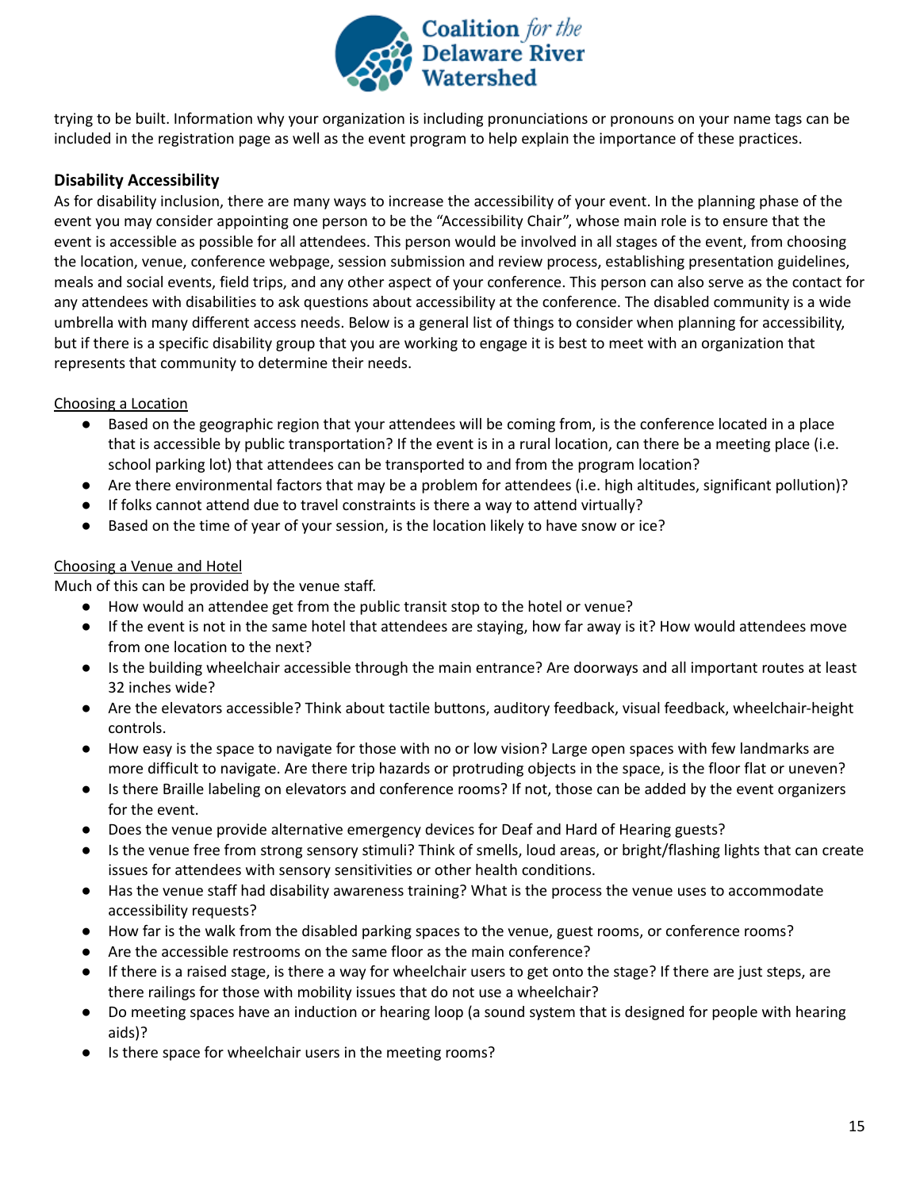trying to be built. Information why your organization is including pronunciations or pronouns on your name tags can be included in the registration page as well as the event program to help explain the importance of these practices.

### Disability Accessibility

As for disability inclusion, there are many ways to increase the accessibility of your event. In the planning phase of the event you may consider appointing one person to be the "Accessibility Chair", whose main role is to ensure that the event is accessible as possible for all attendees. This person would be involved in all stages of the event, from choosing the location, venue, conference webpage, session submission and review process, establishing presentation guidelines, meals and social events, field trips, and any other aspect of your conference. This person can also serve as the contact for any attendees with disabilities to ask questions about accessibility at the conference. The disabled community is a wide umbrella with many different access needs. Below is a general list of things to consider when planning for accessibility, but if there is a specific disability group that you are working to engage it is best to meet with an organization that represents that community to determine their needs.

<u>Choosing a Location</u>

- Based on the geographic region that your attendees will be coming from, is the conference located in a place that is accessible by public transportation? If the event is in a rural location, can there be a meeting place (i.e. school parking lot) that attendees can be transported to and from the program location?
- Are there environmental factors that may be a problem for attendees (i.e. high altitudes, significant pollution)?
- If folks cannot attend due to travel constraints is there a way to attend virtually?
- Based on the time of year of your session, is the location likely to have snow or ice?

<u>Choosing a Venue and Hotel</u>

Much of this can be provided by the venue staff.

- How would an attendee get from the public transit stop to the hotel or venue?
- If the event is not in the same hotel that attendees are staying, how far away is it? How would attendees move from one location to the next?
- Is the building wheelchair accessible through the main entrance? Are doorways and all important routes at least 32 inches wide?
- Are the elevators accessible? Think about tactile buttons, auditory feedback, visual feedback, wheelchair-height controls.
- How easy is the space to navigate for those with no or low vision? Large open spaces with few landmarks are more difficult to navigate. Are there trip hazards or protruding objects in the space, is the floor flat or uneven?
- Is there Braille labeling on elevators and conference rooms? If not, those can be added by the event organizers for the event.
- Does the venue provide alternative emergency devices for Deaf and Hard of Hearing guests?
- Is the venue free from strong sensory stimuli? Think of smells, loud areas, or bright/flashing lights that can create issues for attendees with sensory sensitivities or other health conditions.
- Has the venue staff had disability awareness training? What is the process the venue uses to accommodate accessibility requests?
- How far is the walk from the disabled parking spaces to the venue, guest rooms, or conference rooms?
- Are the accessible restrooms on the same floor as the main conference?
- If there is a raised stage, is there a way for wheelchair users to get onto the stage? If there are just steps, are there railings for those with mobility issues that do not use a wheelchair?
- Do meeting spaces have an induction or hearing loop (a sound system that is designed for people with hearing aids)?
- Is there space for wheelchair users in the meeting rooms?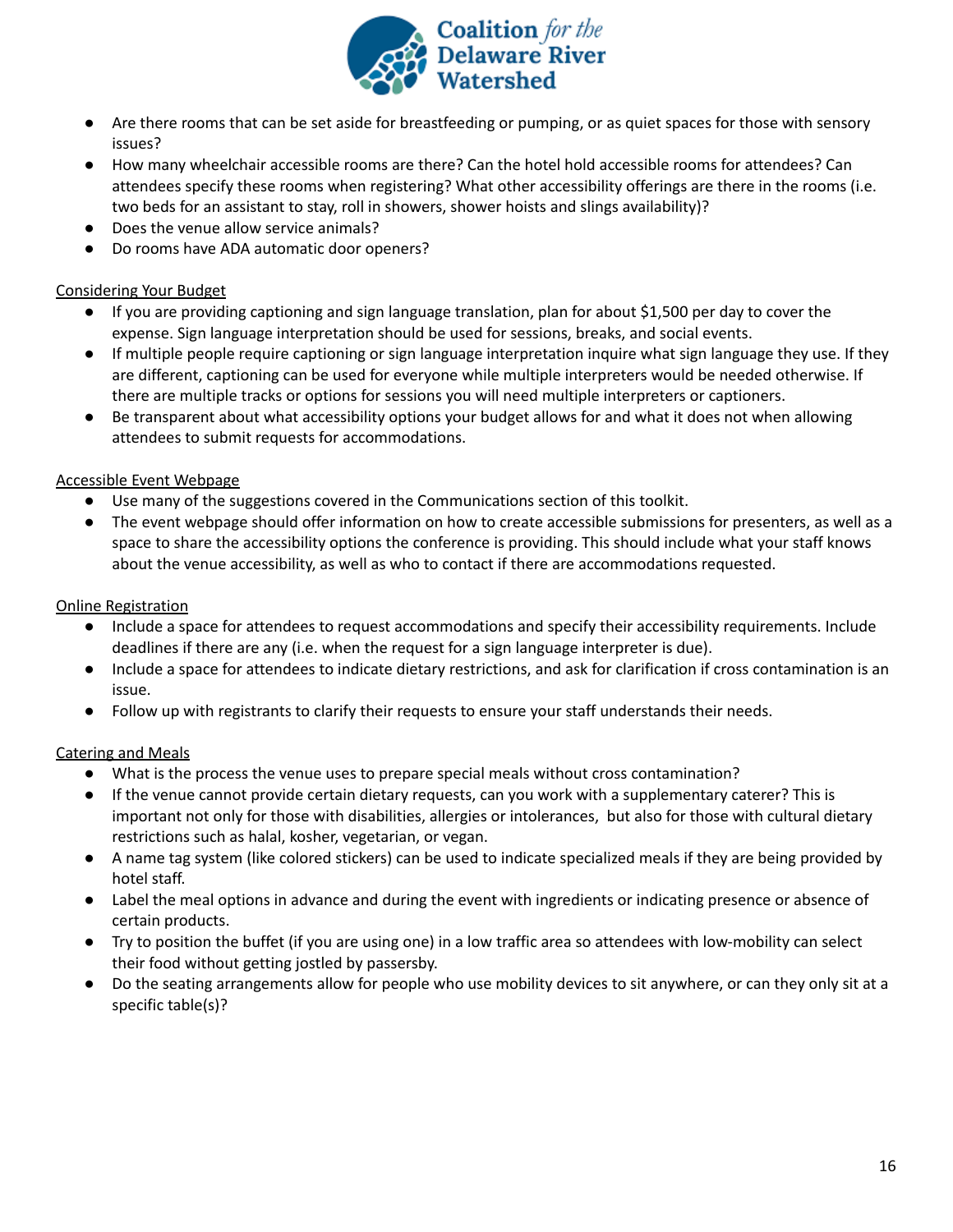- Are there rooms that can be set aside for breastfeeding or pumping, or as quiet spaces for those with sensory issues?
- How many wheelchair accessible rooms are there? Can the hotel hold accessible rooms for attendees? Can attendees specify these rooms when registering? What other accessibility offerings are there in the rooms (i.e. two beds for an assistant to stay, roll in showers, shower hoists and slings availability)?
- Does the venue allow service animals?
- Do rooms have ADA automatic door openers?

<u>Considering Your Budget</u>

- If you are providing captioning and sign language translation, plan for about $1,500 per day to cover the expense. Sign language interpretation should be used for sessions, breaks, and social events.
- If multiple people require captioning or sign language interpretation inquire what sign language they use. If they are different, captioning can be used for everyone while multiple interpreters would be needed otherwise. If there are multiple tracks or options for sessions you will need multiple interpreters or captioners.
- Be transparent about what accessibility options your budget allows for and what it does not when allowing attendees to submit requests for accommodations.

<u>Accessible Event Webpage</u>

- Use many of the suggestions covered in the Communications section of this toolkit.
- The event webpage should offer information on how to create accessible submissions for presenters, as well as a space to share the accessibility options the conference is providing. This should include what your staff knows about the venue accessibility, as well as who to contact if there are accommodations requested.

<u>Online Registration</u>

- Include a space for attendees to request accommodations and specify their accessibility requirements. Include deadlines if there are any (i.e. when the request for a sign language interpreter is due).
- Include a space for attendees to indicate dietary restrictions, and ask for clarification if cross contamination is an issue.
- Follow up with registrants to clarify their requests to ensure your staff understands their needs.

<u>Catering and Meals</u>

- What is the process the venue uses to prepare special meals without cross contamination?
- If the venue cannot provide certain dietary requests, can you work with a supplementary caterer? This is important not only for those with disabilities, allergies or intolerances, but also for those with cultural dietary restrictions such as halal, kosher, vegetarian, or vegan.
- A name tag system (like colored stickers) can be used to indicate specialized meals if they are being provided by hotel staff.
- Label the meal options in advance and during the event with ingredients or indicating presence or absence of certain products.
- Try to position the buffet (if you are using one) in a low traffic area so attendees with low-mobility can select their food without getting jostled by passersby.
- Do the seating arrangements allow for people who use mobility devices to sit anywhere, or can they only sit at a specific table(s)?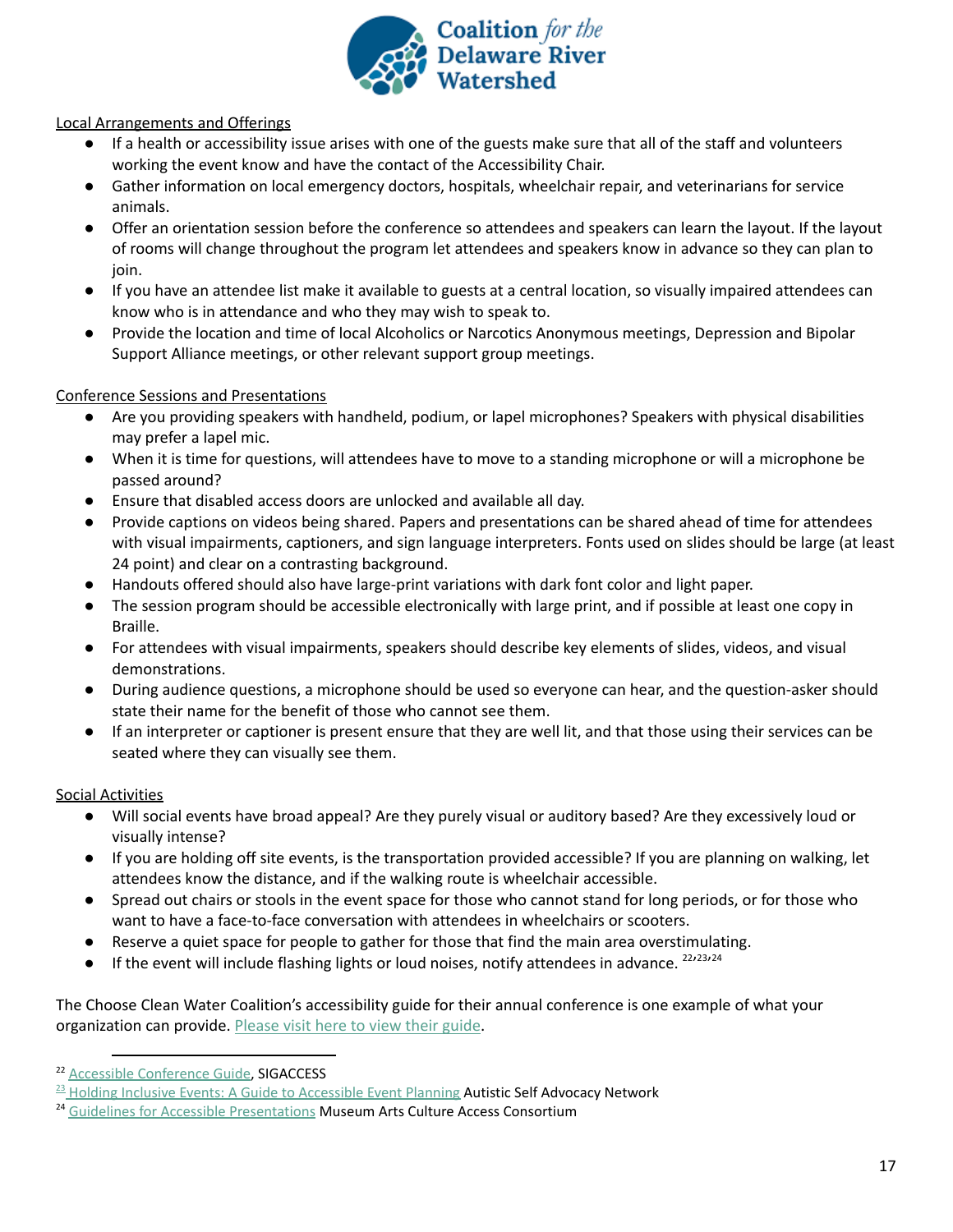Local Arrangements and Offerings

- If a health or accessibility issue arises with one of the guests make sure that all of the staff and volunteers working the event know and have the contact of the Accessibility Chair.
- Gather information on local emergency doctors, hospitals, wheelchair repair, and veterinarians for service animals.
- Offer an orientation session before the conference so attendees and speakers can learn the layout. If the layout of rooms will change throughout the program let attendees and speakers know in advance so they can plan to join.
- If you have an attendee list make it available to guests at a central location, so visually impaired attendees can know who is in attendance and who they may wish to speak to.
- Provide the location and time of local Alcoholics or Narcotics Anonymous meetings, Depression and Bipolar Support Alliance meetings, or other relevant support group meetings.

Conference Sessions and Presentations

- Are you providing speakers with handheld, podium, or lapel microphones? Speakers with physical disabilities may prefer a lapel mic.
- When it is time for questions, will attendees have to move to a standing microphone or will a microphone be passed around?
- Ensure that disabled access doors are unlocked and available all day.
- Provide captions on videos being shared. Papers and presentations can be shared ahead of time for attendees with visual impairments, captioners, and sign language interpreters. Fonts used on slides should be large (at least 24 point) and clear on a contrasting background.
- Handouts offered should also have large-print variations with dark font color and light paper.
- The session program should be accessible electronically with large print, and if possible at least one copy in Braille.
- For attendees with visual impairments, speakers should describe key elements of slides, videos, and visual demonstrations.
- During audience questions, a microphone should be used so everyone can hear, and the question-asker should state their name for the benefit of those who cannot see them.
- If an interpreter or captioner is present ensure that they are well lit, and that those using their services can be seated where they can visually see them.

Social Activities

- Will social events have broad appeal? Are they purely visual or auditory based? Are they excessively loud or visually intense?
- If you are holding off site events, is the transportation provided accessible? If you are planning on walking, let attendees know the distance, and if the walking route is wheelchair accessible.
- Spread out chairs or stools in the event space for those who cannot stand for long periods, or for those who want to have a face-to-face conversation with attendees in wheelchairs or scooters.
- Reserve a quiet space for people to gather for those that find the main area overstimulating.
- If the event will include flashing lights or loud noises, notify attendees in advance. [22,23,24]

The Choose Clean Water Coalition's accessibility guide for their annual conference is one example of what your organization can provide. Please visit here to view their guide.

---

[22] Accessible Conference Guide, SIGACCESS

[23] Holding Inclusive Events: A Guide to Accessible Event Planning Autistic Self Advocacy Network

[24] Guidelines for Accessible Presentations Museum Arts Culture Access Consortium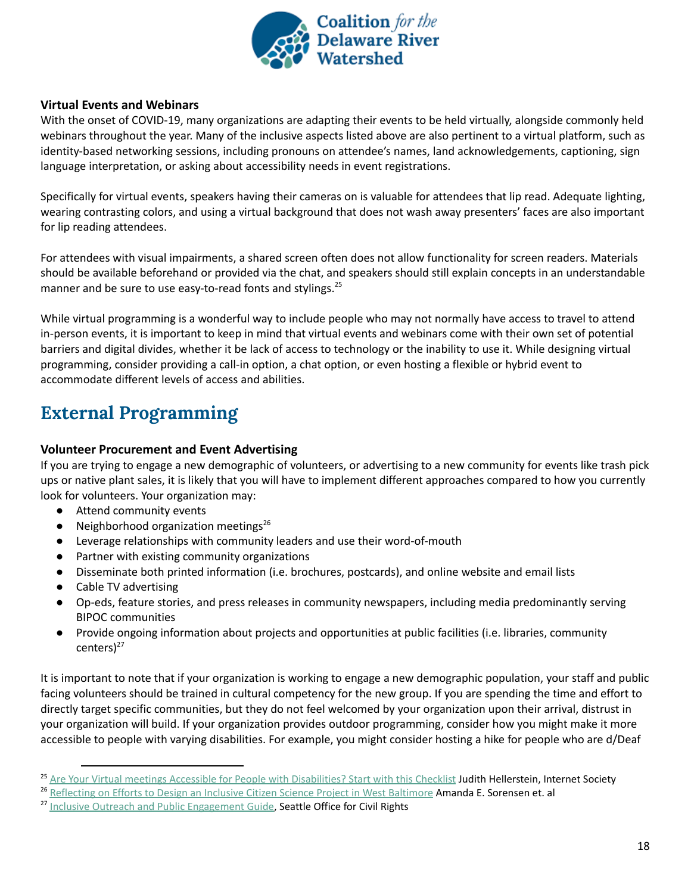### Virtual Events and Webinars

With the onset of COVID-19, many organizations are adapting their events to be held virtually, alongside commonly held webinars throughout the year. Many of the inclusive aspects listed above are also pertinent to a virtual platform, such as identity-based networking sessions, including pronouns on attendee's names, land acknowledgements, captioning, sign language interpretation, or asking about accessibility needs in event registrations.

Specifically for virtual events, speakers having their cameras on is valuable for attendees that lip read. Adequate lighting, wearing contrasting colors, and using a virtual background that does not wash away presenters' faces are also important for lip reading attendees.

For attendees with visual impairments, a shared screen often does not allow functionality for screen readers. Materials should be available beforehand or provided via the chat, and speakers should still explain concepts in an understandable manner and be sure to use easy-to-read fonts and stylings.[25]

While virtual programming is a wonderful way to include people who may not normally have access to travel to attend in-person events, it is important to keep in mind that virtual events and webinars come with their own set of potential barriers and digital divides, whether it be lack of access to technology or the inability to use it. While designing virtual programming, consider providing a call-in option, a chat option, or even hosting a flexible or hybrid event to accommodate different levels of access and abilities.

## External Programming

### Volunteer Procurement and Event Advertising

If you are trying to engage a new demographic of volunteers, or advertising to a new community for events like trash pick ups or native plant sales, it is likely that you will have to implement different approaches compared to how you currently look for volunteers. Your organization may:

- Attend community events
- Neighborhood organization meetings[26]
- Leverage relationships with community leaders and use their word-of-mouth
- Partner with existing community organizations
- Disseminate both printed information (i.e. brochures, postcards), and online website and email lists
- Cable TV advertising
- Op-eds, feature stories, and press releases in community newspapers, including media predominantly serving BIPOC communities
- Provide ongoing information about projects and opportunities at public facilities (i.e. libraries, community centers)[27]

It is important to note that if your organization is working to engage a new demographic population, your staff and public facing volunteers should be trained in cultural competency for the new group. If you are spending the time and effort to directly target specific communities, but they do not feel welcomed by your organization upon their arrival, distrust in your organization will build. If your organization provides outdoor programming, consider how you might make it more accessible to people with varying disabilities. For example, you might consider hosting a hike for people who are d/Deaf

---

[25] Are Your Virtual meetings Accessible for People with Disabilities? Start with this Checklist Judith Hellerstein, Internet Society

[26] Reflecting on Efforts to Design an Inclusive Citizen Science Project in West Baltimore Amanda E. Sorensen et. al

[27] Inclusive Outreach and Public Engagement Guide, Seattle Office for Civil Rights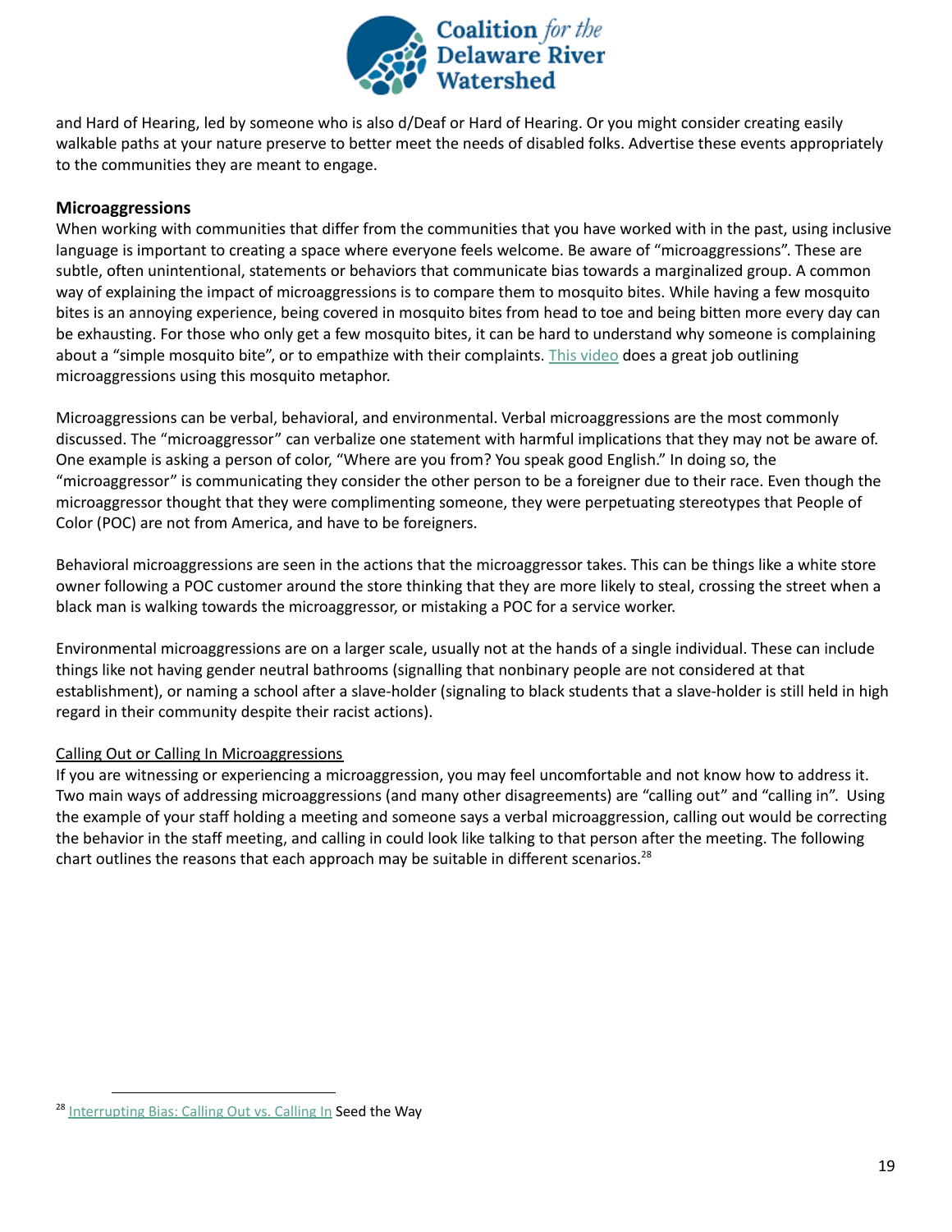and Hard of Hearing, led by someone who is also d/Deaf or Hard of Hearing. Or you might consider creating easily walkable paths at your nature preserve to better meet the needs of disabled folks. Advertise these events appropriately to the communities they are meant to engage.

### Microaggressions

When working with communities that differ from the communities that you have worked with in the past, using inclusive language is important to creating a space where everyone feels welcome. Be aware of "microaggressions". These are subtle, often unintentional, statements or behaviors that communicate bias towards a marginalized group. A common way of explaining the impact of microaggressions is to compare them to mosquito bites. While having a few mosquito bites is an annoying experience, being covered in mosquito bites from head to toe and being bitten more every day can be exhausting. For those who only get a few mosquito bites, it can be hard to understand why someone is complaining about a "simple mosquito bite", or to empathize with their complaints. This video does a great job outlining microaggressions using this mosquito metaphor.

Microaggressions can be verbal, behavioral, and environmental. Verbal microaggressions are the most commonly discussed. The "microaggressor" can verbalize one statement with harmful implications that they may not be aware of. One example is asking a person of color, "Where are you from? You speak good English." In doing so, the "microaggressor" is communicating they consider the other person to be a foreigner due to their race. Even though the microaggressor thought that they were complimenting someone, they were perpetuating stereotypes that People of Color (POC) are not from America, and have to be foreigners.

Behavioral microaggressions are seen in the actions that the microaggressor takes. This can be things like a white store owner following a POC customer around the store thinking that they are more likely to steal, crossing the street when a black man is walking towards the microaggressor, or mistaking a POC for a service worker.

Environmental microaggressions are on a larger scale, usually not at the hands of a single individual. These can include things like not having gender neutral bathrooms (signalling that nonbinary people are not considered at that establishment), or naming a school after a slave-holder (signaling to black students that a slave-holder is still held in high regard in their community despite their racist actions).

#### Calling Out or Calling In Microaggressions

If you are witnessing or experiencing a microaggression, you may feel uncomfortable and not know how to address it. Two main ways of addressing microaggressions (and many other disagreements) are "calling out" and "calling in". Using the example of your staff holding a meeting and someone says a verbal microaggression, calling out would be correcting the behavior in the staff meeting, and calling in could look like talking to that person after the meeting. The following chart outlines the reasons that each approach may be suitable in different scenarios.[28]

[28] Interrupting Bias: Calling Out vs. Calling In Seed the Way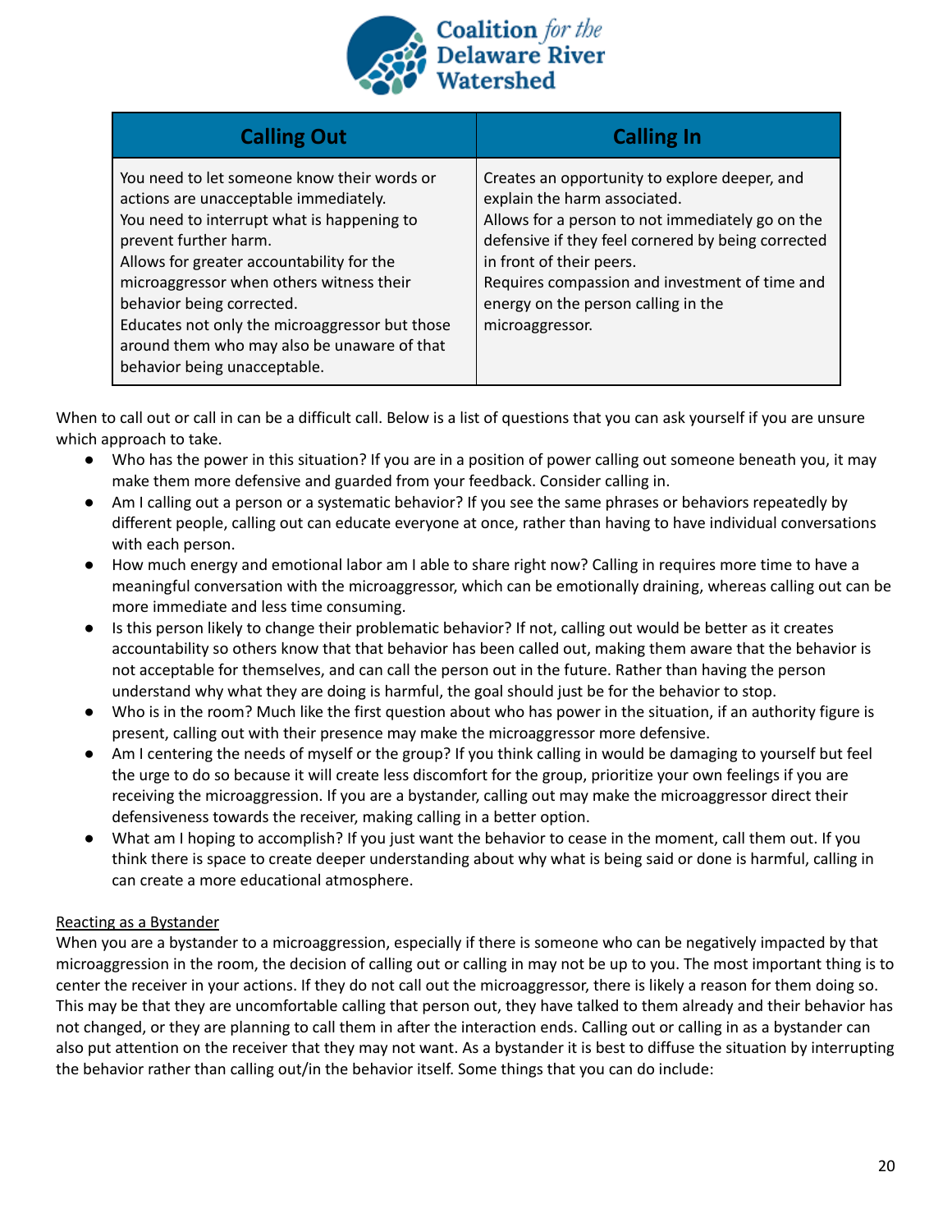| Calling Out | Calling In |
| --- | --- |
| You need to let someone know their words or actions are unacceptable immediately.<br>You need to interrupt what is happening to prevent further harm.<br>Allows for greater accountability for the microaggressor when others witness their behavior being corrected.<br>Educates not only the microaggressor but those around them who may also be unaware of that behavior being unacceptable. | Creates an opportunity to explore deeper, and explain the harm associated.<br>Allows for a person to not immediately go on the defensive if they feel cornered by being corrected in front of their peers.<br>Requires compassion and investment of time and energy on the person calling in the microaggressor. |

When to call out or call in can be a difficult call. Below is a list of questions that you can ask yourself if you are unsure which approach to take.

- Who has the power in this situation? If you are in a position of power calling out someone beneath you, it may make them more defensive and guarded from your feedback. Consider calling in.
- Am I calling out a person or a systematic behavior? If you see the same phrases or behaviors repeatedly by different people, calling out can educate everyone at once, rather than having to have individual conversations with each person.
- How much energy and emotional labor am I able to share right now? Calling in requires more time to have a meaningful conversation with the microaggressor, which can be emotionally draining, whereas calling out can be more immediate and less time consuming.
- Is this person likely to change their problematic behavior? If not, calling out would be better as it creates accountability so others know that that behavior has been called out, making them aware that the behavior is not acceptable for themselves, and can call the person out in the future. Rather than having the person understand why what they are doing is harmful, the goal should just be for the behavior to stop.
- Who is in the room? Much like the first question about who has power in the situation, if an authority figure is present, calling out with their presence may make the microaggressor more defensive.
- Am I centering the needs of myself or the group? If you think calling in would be damaging to yourself but feel the urge to do so because it will create less discomfort for the group, prioritize your own feelings if you are receiving the microaggression. If you are a bystander, calling out may make the microaggressor direct their defensiveness towards the receiver, making calling in a better option.
- What am I hoping to accomplish? If you just want the behavior to cease in the moment, call them out. If you think there is space to create deeper understanding about why what is being said or done is harmful, calling in can create a more educational atmosphere.

Reacting as a Bystander

When you are a bystander to a microaggression, especially if there is someone who can be negatively impacted by that microaggression in the room, the decision of calling out or calling in may not be up to you. The most important thing is to center the receiver in your actions. If they do not call out the microaggressor, there is likely a reason for them doing so. This may be that they are uncomfortable calling that person out, they have talked to them already and their behavior has not changed, or they are planning to call them in after the interaction ends. Calling out or calling in as a bystander can also put attention on the receiver that they may not want. As a bystander it is best to diffuse the situation by interrupting the behavior rather than calling out/in the behavior itself. Some things that you can do include: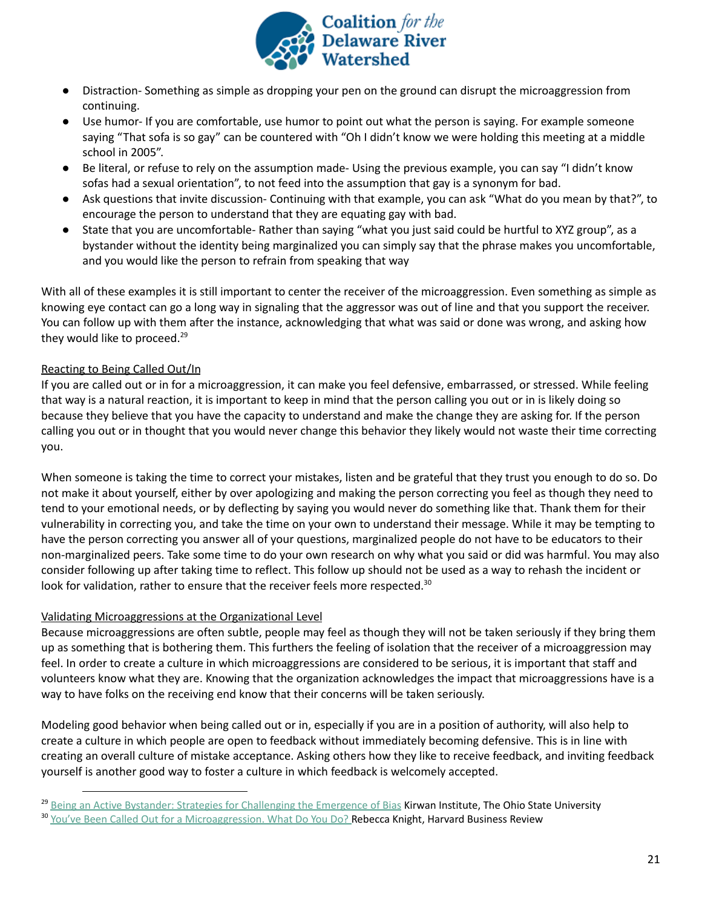- Distraction- Something as simple as dropping your pen on the ground can disrupt the microaggression from continuing.
- Use humor- If you are comfortable, use humor to point out what the person is saying. For example someone saying "That sofa is so gay" can be countered with "Oh I didn't know we were holding this meeting at a middle school in 2005".
- Be literal, or refuse to rely on the assumption made- Using the previous example, you can say "I didn't know sofas had a sexual orientation", to not feed into the assumption that gay is a synonym for bad.
- Ask questions that invite discussion- Continuing with that example, you can ask "What do you mean by that?", to encourage the person to understand that they are equating gay with bad.
- State that you are uncomfortable- Rather than saying "what you just said could be hurtful to XYZ group", as a bystander without the identity being marginalized you can simply say that the phrase makes you uncomfortable, and you would like the person to refrain from speaking that way

With all of these examples it is still important to center the receiver of the microaggression. Even something as simple as knowing eye contact can go a long way in signaling that the aggressor was out of line and that you support the receiver. You can follow up with them after the instance, acknowledging that what was said or done was wrong, and asking how they would like to proceed.[29]

### Reacting to Being Called Out/In

If you are called out or in for a microaggression, it can make you feel defensive, embarrassed, or stressed. While feeling that way is a natural reaction, it is important to keep in mind that the person calling you out or in is likely doing so because they believe that you have the capacity to understand and make the change they are asking for. If the person calling you out or in thought that you would never change this behavior they likely would not waste their time correcting you.

When someone is taking the time to correct your mistakes, listen and be grateful that they trust you enough to do so. Do not make it about yourself, either by over apologizing and making the person correcting you feel as though they need to tend to your emotional needs, or by deflecting by saying you would never do something like that. Thank them for their vulnerability in correcting you, and take the time on your own to understand their message. While it may be tempting to have the person correcting you answer all of your questions, marginalized people do not have to be educators to their non-marginalized peers. Take some time to do your own research on why what you said or did was harmful. You may also consider following up after taking time to reflect. This follow up should not be used as a way to rehash the incident or look for validation, rather to ensure that the receiver feels more respected.[30]

### Validating Microaggressions at the Organizational Level

Because microaggressions are often subtle, people may feel as though they will not be taken seriously if they bring them up as something that is bothering them. This furthers the feeling of isolation that the receiver of a microaggression may feel. In order to create a culture in which microaggressions are considered to be serious, it is important that staff and volunteers know what they are. Knowing that the organization acknowledges the impact that microaggressions have is a way to have folks on the receiving end know that their concerns will be taken seriously.

Modeling good behavior when being called out or in, especially if you are in a position of authority, will also help to create a culture in which people are open to feedback without immediately becoming defensive. This is in line with creating an overall culture of mistake acceptance. Asking others how they like to receive feedback, and inviting feedback yourself is another good way to foster a culture in which feedback is welcomely accepted.

---

[29] Being an Active Bystander: Strategies for Challenging the Emergence of Bias Kirwan Institute, The Ohio State University

[30] You've Been Called Out for a Microaggression. What Do You Do? Rebecca Knight, Harvard Business Review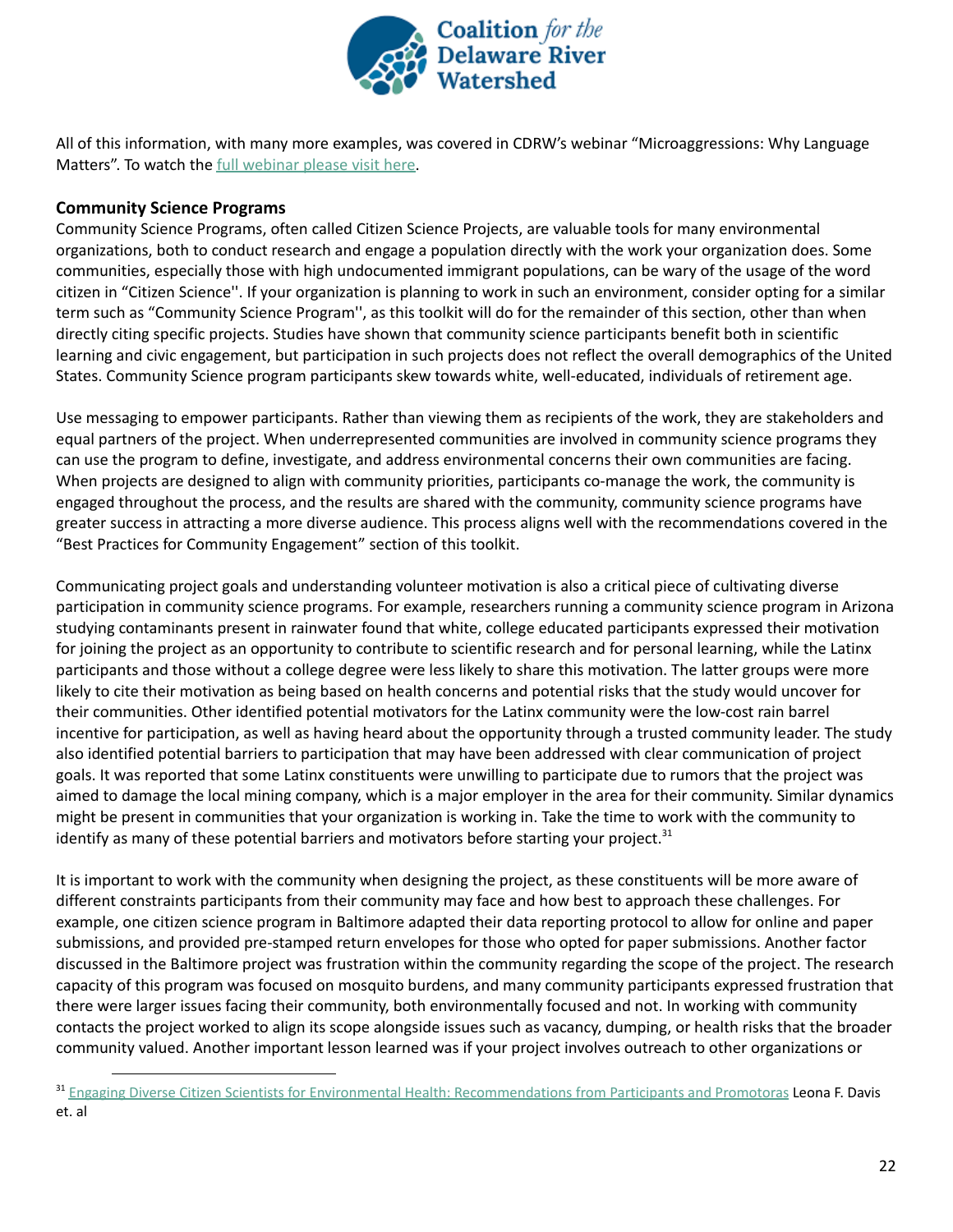All of this information, with many more examples, was covered in CDRW's webinar "Microaggressions: Why Language Matters". To watch the full webinar please visit here.

**Community Science Programs**

Community Science Programs, often called Citizen Science Projects, are valuable tools for many environmental organizations, both to conduct research and engage a population directly with the work your organization does. Some communities, especially those with high undocumented immigrant populations, can be wary of the usage of the word citizen in "Citizen Science''. If your organization is planning to work in such an environment, consider opting for a similar term such as "Community Science Program'', as this toolkit will do for the remainder of this section, other than when directly citing specific projects. Studies have shown that community science participants benefit both in scientific learning and civic engagement, but participation in such projects does not reflect the overall demographics of the United States. Community Science program participants skew towards white, well-educated, individuals of retirement age.

Use messaging to empower participants. Rather than viewing them as recipients of the work, they are stakeholders and equal partners of the project. When underrepresented communities are involved in community science programs they can use the program to define, investigate, and address environmental concerns their own communities are facing. When projects are designed to align with community priorities, participants co-manage the work, the community is engaged throughout the process, and the results are shared with the community, community science programs have greater success in attracting a more diverse audience. This process aligns well with the recommendations covered in the "Best Practices for Community Engagement" section of this toolkit.

Communicating project goals and understanding volunteer motivation is also a critical piece of cultivating diverse participation in community science programs. For example, researchers running a community science program in Arizona studying contaminants present in rainwater found that white, college educated participants expressed their motivation for joining the project as an opportunity to contribute to scientific research and for personal learning, while the Latinx participants and those without a college degree were less likely to share this motivation. The latter groups were more likely to cite their motivation as being based on health concerns and potential risks that the study would uncover for their communities. Other identified potential motivators for the Latinx community were the low-cost rain barrel incentive for participation, as well as having heard about the opportunity through a trusted community leader. The study also identified potential barriers to participation that may have been addressed with clear communication of project goals. It was reported that some Latinx constituents were unwilling to participate due to rumors that the project was aimed to damage the local mining company, which is a major employer in the area for their community. Similar dynamics might be present in communities that your organization is working in. Take the time to work with the community to identify as many of these potential barriers and motivators before starting your project.[31]

It is important to work with the community when designing the project, as these constituents will be more aware of different constraints participants from their community may face and how best to approach these challenges. For example, one citizen science program in Baltimore adapted their data reporting protocol to allow for online and paper submissions, and provided pre-stamped return envelopes for those who opted for paper submissions. Another factor discussed in the Baltimore project was frustration within the community regarding the scope of the project. The research capacity of this program was focused on mosquito burdens, and many community participants expressed frustration that there were larger issues facing their community, both environmentally focused and not. In working with community contacts the project worked to align its scope alongside issues such as vacancy, dumping, or health risks that the broader community valued. Another important lesson learned was if your project involves outreach to other organizations or

[31] Engaging Diverse Citizen Scientists for Environmental Health: Recommendations from Participants and Promotoras Leona F. Davis et. al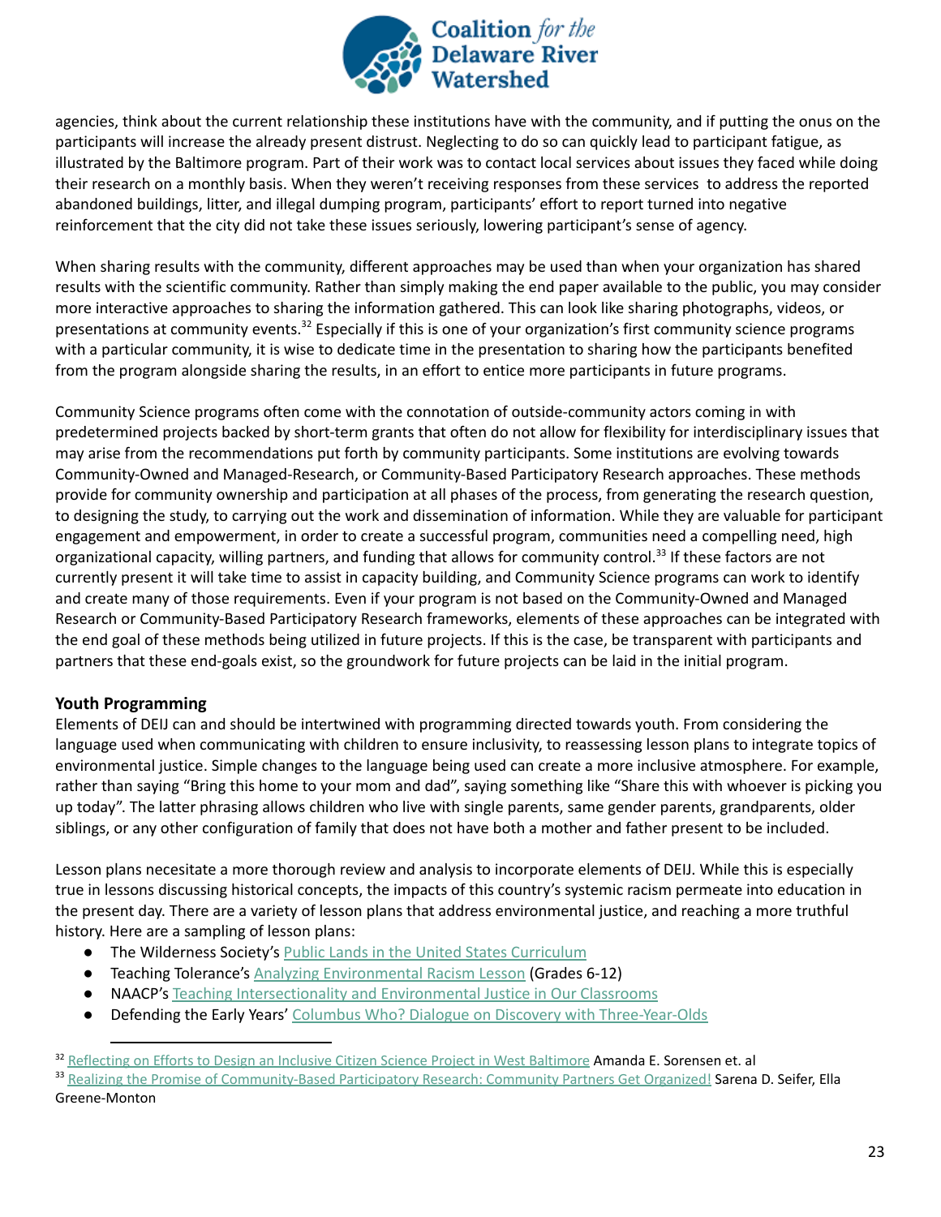agencies, think about the current relationship these institutions have with the community, and if putting the onus on the participants will increase the already present distrust. Neglecting to do so can quickly lead to participant fatigue, as illustrated by the Baltimore program. Part of their work was to contact local services about issues they faced while doing their research on a monthly basis. When they weren't receiving responses from these services to address the reported abandoned buildings, litter, and illegal dumping program, participants' effort to report turned into negative reinforcement that the city did not take these issues seriously, lowering participant's sense of agency.

When sharing results with the community, different approaches may be used than when your organization has shared results with the scientific community. Rather than simply making the end paper available to the public, you may consider more interactive approaches to sharing the information gathered. This can look like sharing photographs, videos, or presentations at community events.[32] Especially if this is one of your organization's first community science programs with a particular community, it is wise to dedicate time in the presentation to sharing how the participants benefited from the program alongside sharing the results, in an effort to entice more participants in future programs.

Community Science programs often come with the connotation of outside-community actors coming in with predetermined projects backed by short-term grants that often do not allow for flexibility for interdisciplinary issues that may arise from the recommendations put forth by community participants. Some institutions are evolving towards Community-Owned and Managed-Research, or Community-Based Participatory Research approaches. These methods provide for community ownership and participation at all phases of the process, from generating the research question, to designing the study, to carrying out the work and dissemination of information. While they are valuable for participant engagement and empowerment, in order to create a successful program, communities need a compelling need, high organizational capacity, willing partners, and funding that allows for community control.[33] If these factors are not currently present it will take time to assist in capacity building, and Community Science programs can work to identify and create many of those requirements. Even if your program is not based on the Community-Owned and Managed Research or Community-Based Participatory Research frameworks, elements of these approaches can be integrated with the end goal of these methods being utilized in future projects. If this is the case, be transparent with participants and partners that these end-goals exist, so the groundwork for future projects can be laid in the initial program.

### Youth Programming

Elements of DEIJ can and should be intertwined with programming directed towards youth. From considering the language used when communicating with children to ensure inclusivity, to reassessing lesson plans to integrate topics of environmental justice. Simple changes to the language being used can create a more inclusive atmosphere. For example, rather than saying "Bring this home to your mom and dad", saying something like "Share this with whoever is picking you up today". The latter phrasing allows children who live with single parents, same gender parents, grandparents, older siblings, or any other configuration of family that does not have both a mother and father present to be included.

Lesson plans necesitate a more thorough review and analysis to incorporate elements of DEIJ. While this is especially true in lessons discussing historical concepts, the impacts of this country's systemic racism permeate into education in the present day. There are a variety of lesson plans that address environmental justice, and reaching a more truthful history. Here are a sampling of lesson plans:

- The Wilderness Society's Public Lands in the United States Curriculum
- Teaching Tolerance's Analyzing Environmental Racism Lesson (Grades 6-12)
- NAACP's Teaching Intersectionality and Environmental Justice in Our Classrooms
- Defending the Early Years' Columbus Who? Dialogue on Discovery with Three-Year-Olds

---

[32] Reflecting on Efforts to Design an Inclusive Citizen Science Project in West Baltimore Amanda E. Sorensen et. al

[33] Realizing the Promise of Community-Based Participatory Research: Community Partners Get Organized! Sarena D. Seifer, Ella Greene-Monton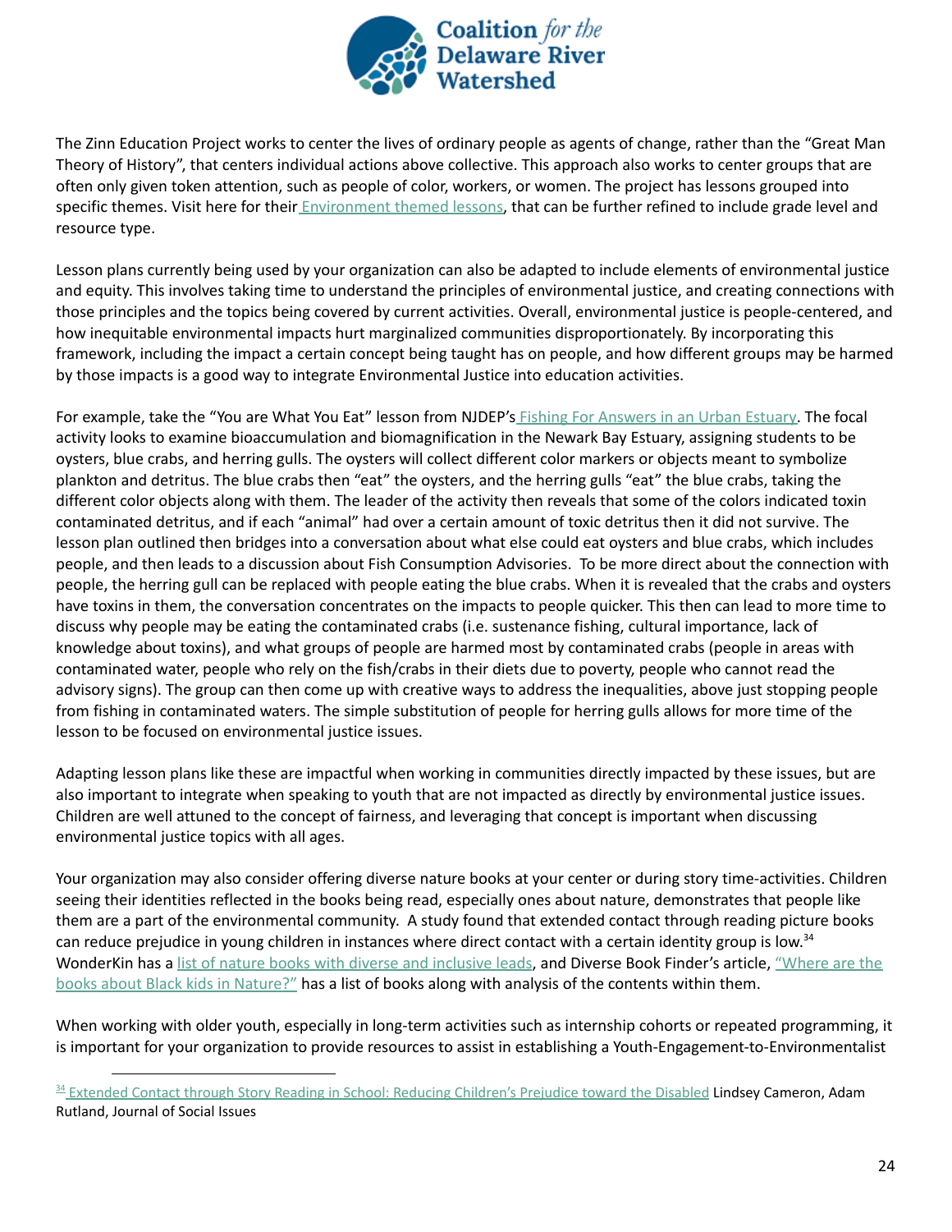The Zinn Education Project works to center the lives of ordinary people as agents of change, rather than the "Great Man Theory of History", that centers individual actions above collective. This approach also works to center groups that are often only given token attention, such as people of color, workers, or women. The project has lessons grouped into specific themes. Visit here for their Environment themed lessons, that can be further refined to include grade level and resource type.

Lesson plans currently being used by your organization can also be adapted to include elements of environmental justice and equity. This involves taking time to understand the principles of environmental justice, and creating connections with those principles and the topics being covered by current activities. Overall, environmental justice is people-centered, and how inequitable environmental impacts hurt marginalized communities disproportionately. By incorporating this framework, including the impact a certain concept being taught has on people, and how different groups may be harmed by those impacts is a good way to integrate Environmental Justice into education activities.

For example, take the "You are What You Eat" lesson from NJDEP's Fishing For Answers in an Urban Estuary. The focal activity looks to examine bioaccumulation and biomagnification in the Newark Bay Estuary, assigning students to be oysters, blue crabs, and herring gulls. The oysters will collect different color markers or objects meant to symbolize plankton and detritus. The blue crabs then "eat" the oysters, and the herring gulls "eat" the blue crabs, taking the different color objects along with them. The leader of the activity then reveals that some of the colors indicated toxin contaminated detritus, and if each "animal" had over a certain amount of toxic detritus then it did not survive. The lesson plan outlined then bridges into a conversation about what else could eat oysters and blue crabs, which includes people, and then leads to a discussion about Fish Consumption Advisories. To be more direct about the connection with people, the herring gull can be replaced with people eating the blue crabs. When it is revealed that the crabs and oysters have toxins in them, the conversation concentrates on the impacts to people quicker. This then can lead to more time to discuss why people may be eating the contaminated crabs (i.e. sustenance fishing, cultural importance, lack of knowledge about toxins), and what groups of people are harmed most by contaminated crabs (people in areas with contaminated water, people who rely on the fish/crabs in their diets due to poverty, people who cannot read the advisory signs). The group can then come up with creative ways to address the inequalities, above just stopping people from fishing in contaminated waters. The simple substitution of people for herring gulls allows for more time of the lesson to be focused on environmental justice issues.

Adapting lesson plans like these are impactful when working in communities directly impacted by these issues, but are also important to integrate when speaking to youth that are not impacted as directly by environmental justice issues. Children are well attuned to the concept of fairness, and leveraging that concept is important when discussing environmental justice topics with all ages.

Your organization may also consider offering diverse nature books at your center or during story time-activities. Children seeing their identities reflected in the books being read, especially ones about nature, demonstrates that people like them are a part of the environmental community. A study found that extended contact through reading picture books can reduce prejudice in young children in instances where direct contact with a certain identity group is low.[34] WonderKin has a list of nature books with diverse and inclusive leads, and Diverse Book Finder's article, "Where are the books about Black kids in Nature?" has a list of books along with analysis of the contents within them.

When working with older youth, especially in long-term activities such as internship cohorts or repeated programming, it is important for your organization to provide resources to assist in establishing a Youth-Engagement-to-Environmentalist

---

[34] Extended Contact through Story Reading in School: Reducing Children's Prejudice toward the Disabled Lindsey Cameron, Adam Rutland, Journal of Social Issues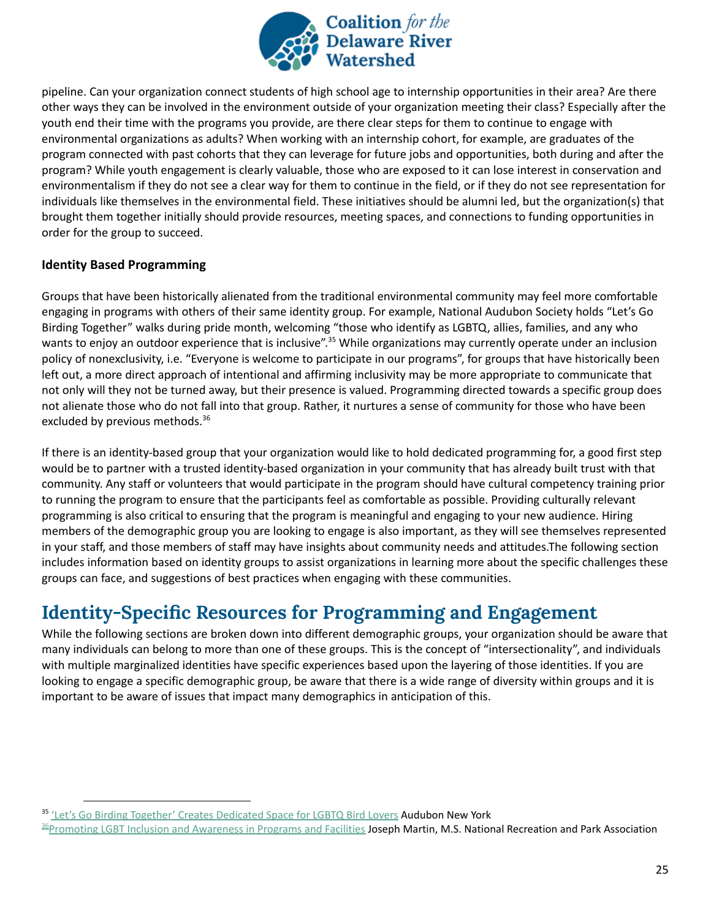pipeline. Can your organization connect students of high school age to internship opportunities in their area? Are there other ways they can be involved in the environment outside of your organization meeting their class? Especially after the youth end their time with the programs you provide, are there clear steps for them to continue to engage with environmental organizations as adults? When working with an internship cohort, for example, are graduates of the program connected with past cohorts that they can leverage for future jobs and opportunities, both during and after the program? While youth engagement is clearly valuable, those who are exposed to it can lose interest in conservation and environmentalism if they do not see a clear way for them to continue in the field, or if they do not see representation for individuals like themselves in the environmental field. These initiatives should be alumni led, but the organization(s) that brought them together initially should provide resources, meeting spaces, and connections to funding opportunities in order for the group to succeed.

**Identity Based Programming**

Groups that have been historically alienated from the traditional environmental community may feel more comfortable engaging in programs with others of their same identity group. For example, National Audubon Society holds "Let's Go Birding Together" walks during pride month, welcoming "those who identify as LGBTQ, allies, families, and any who wants to enjoy an outdoor experience that is inclusive".[35] While organizations may currently operate under an inclusion policy of nonexclusivity, i.e. "Everyone is welcome to participate in our programs", for groups that have historically been left out, a more direct approach of intentional and affirming inclusivity may be more appropriate to communicate that not only will they not be turned away, but their presence is valued. Programming directed towards a specific group does not alienate those who do not fall into that group. Rather, it nurtures a sense of community for those who have been excluded by previous methods.[36]

If there is an identity-based group that your organization would like to hold dedicated programming for, a good first step would be to partner with a trusted identity-based organization in your community that has already built trust with that community. Any staff or volunteers that would participate in the program should have cultural competency training prior to running the program to ensure that the participants feel as comfortable as possible. Providing culturally relevant programming is also critical to ensuring that the program is meaningful and engaging to your new audience. Hiring members of the demographic group you are looking to engage is also important, as they will see themselves represented in your staff, and those members of staff may have insights about community needs and attitudes.The following section includes information based on identity groups to assist organizations in learning more about the specific challenges these groups can face, and suggestions of best practices when engaging with these communities.

# Identity-Specific Resources for Programming and Engagement

While the following sections are broken down into different demographic groups, your organization should be aware that many individuals can belong to more than one of these groups. This is the concept of "intersectionality", and individuals with multiple marginalized identities have specific experiences based upon the layering of those identities. If you are looking to engage a specific demographic group, be aware that there is a wide range of diversity within groups and it is important to be aware of issues that impact many demographics in anticipation of this.

---

[35] 'Let's Go Birding Together' Creates Dedicated Space for LGBTQ Bird Lovers Audubon New York

[36] Promoting LGBT Inclusion and Awareness in Programs and Facilities Joseph Martin, M.S. National Recreation and Park Association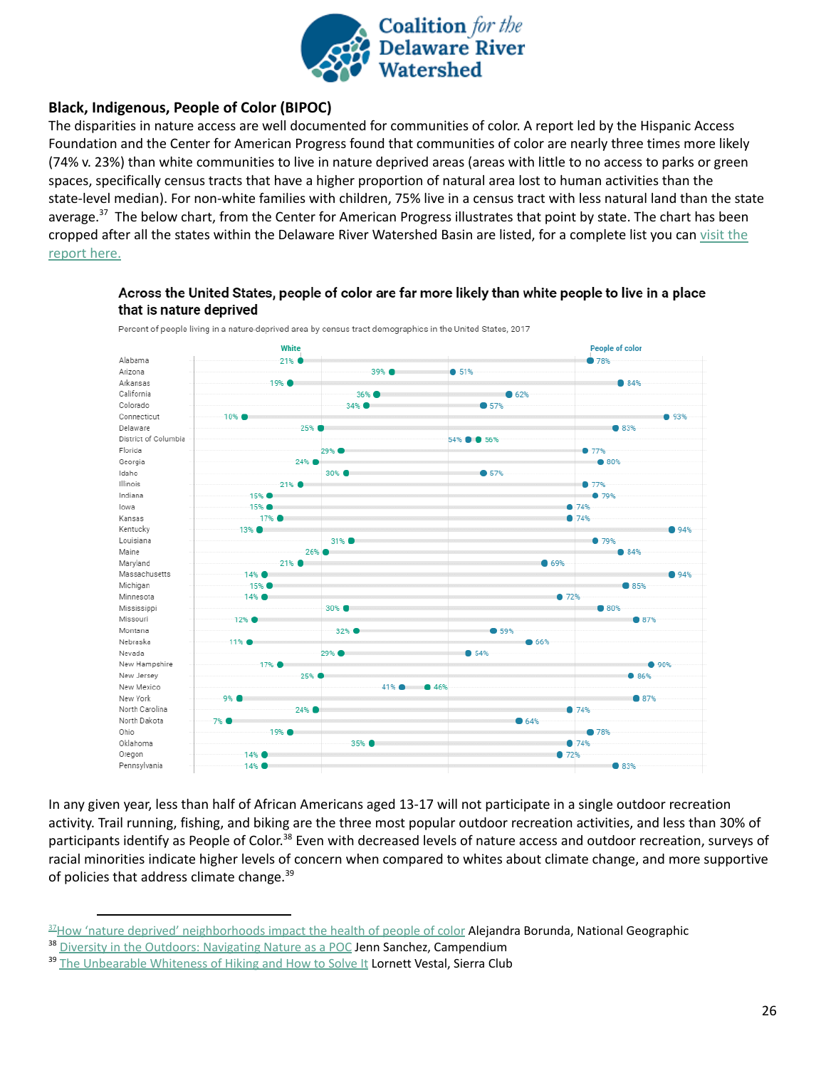**Black, Indigenous, People of Color (BIPOC)**

The disparities in nature access are well documented for communities of color. A report led by the Hispanic Access Foundation and the Center for American Progress found that communities of color are nearly three times more likely (74% v. 23%) than white communities to live in nature deprived areas (areas with little to no access to parks or green spaces, specifically census tracts that have a higher proportion of natural area lost to human activities than the state-level median). For non-white families with children, 75% live in a census tract with less natural land than the state average.[37] The below chart, from the Center for American Progress illustrates that point by state. The chart has been cropped after all the states within the Delaware River Watershed Basin are listed, for a complete list you can visit the report here.

**Across the United States, people of color are far more likely than white people to live in a place that is nature deprived**

Percent of people living in a nature-deprived area by census tract demographics in the United States, 2017

| State | White | People of color |
|---|---|---|
| Alabama | 21% | 78% |
| Arizona | 39% | 51% |
| Arkansas | 19% | 84% |
| California | 36% | 62% |
| Colorado | 34% | 57% |
| Connecticut | 10% | 93% |
| Delaware | 25% | 83% |
| District of Columbia | 56% | 54% |
| Florida | 29% | 77% |
| Georgia | 24% | 80% |
| Idaho | 30% | 57% |
| Illinois | 21% | 77% |
| Indiana | 15% | 79% |
| Iowa | 15% | 74% |
| Kansas | 17% | 74% |
| Kentucky | 13% | 94% |
| Louisiana | 31% | 79% |
| Maine | 26% | 84% |
| Maryland | 21% | 69% |
| Massachusetts | 14% | 94% |
| Michigan | 15% | 85% |
| Minnesota | 14% | 72% |
| Mississippi | 30% | 80% |
| Missouri | 12% | 87% |
| Montana | 32% | 59% |
| Nebraska | 11% | 66% |
| Nevada | 29% | 54% |
| New Hampshire | 17% | 90% |
| New Jersey | 25% | 86% |
| New Mexico | 46% | 41% |
| New York | 9% | 87% |
| North Carolina | 24% | 74% |
| North Dakota | 7% | 64% |
| Ohio | 19% | 78% |
| Oklahoma | 35% | 74% |
| Oregon | 14% | 72% |
| Pennsylvania | 14% | 83% |

In any given year, less than half of African Americans aged 13-17 will not participate in a single outdoor recreation activity. Trail running, fishing, and biking are the three most popular outdoor recreation activities, and less than 30% of participants identify as People of Color.[38] Even with decreased levels of nature access and outdoor recreation, surveys of racial minorities indicate higher levels of concern when compared to whites about climate change, and more supportive of policies that address climate change.[39]

---

[37] How 'nature deprived' neighborhoods impact the health of people of color Alejandra Borunda, National Geographic

[38] Diversity in the Outdoors: Navigating Nature as a POC Jenn Sanchez, Campendium

[39] The Unbearable Whiteness of Hiking and How to Solve It Lornett Vestal, Sierra Club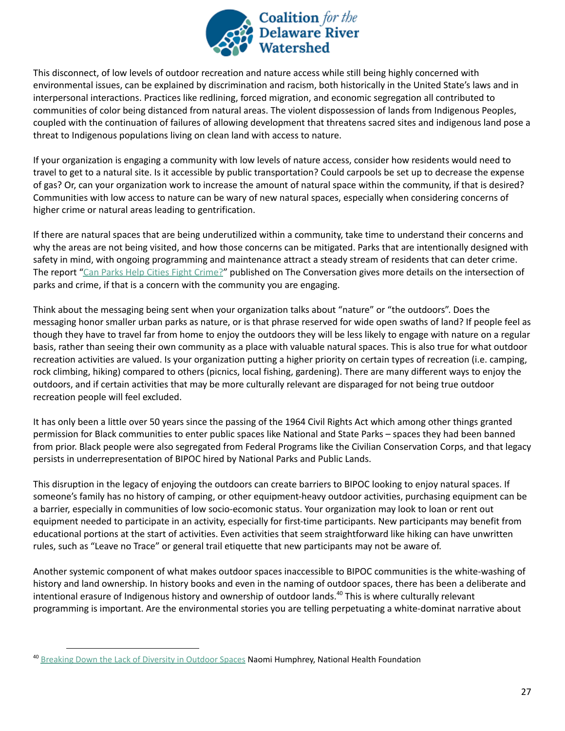This disconnect, of low levels of outdoor recreation and nature access while still being highly concerned with environmental issues, can be explained by discrimination and racism, both historically in the United State's laws and in interpersonal interactions. Practices like redlining, forced migration, and economic segregation all contributed to communities of color being distanced from natural areas. The violent dispossession of lands from Indigenous Peoples, coupled with the continuation of failures of allowing development that threatens sacred sites and indigenous land pose a threat to Indigenous populations living on clean land with access to nature.

If your organization is engaging a community with low levels of nature access, consider how residents would need to travel to get to a natural site. Is it accessible by public transportation? Could carpools be set up to decrease the expense of gas? Or, can your organization work to increase the amount of natural space within the community, if that is desired? Communities with low access to nature can be wary of new natural spaces, especially when considering concerns of higher crime or natural areas leading to gentrification.

If there are natural spaces that are being underutilized within a community, take time to understand their concerns and why the areas are not being visited, and how those concerns can be mitigated. Parks that are intentionally designed with safety in mind, with ongoing programming and maintenance attract a steady stream of residents that can deter crime. The report "Can Parks Help Cities Fight Crime?" published on The Conversation gives more details on the intersection of parks and crime, if that is a concern with the community you are engaging.

Think about the messaging being sent when your organization talks about "nature" or "the outdoors". Does the messaging honor smaller urban parks as nature, or is that phrase reserved for wide open swaths of land? If people feel as though they have to travel far from home to enjoy the outdoors they will be less likely to engage with nature on a regular basis, rather than seeing their own community as a place with valuable natural spaces. This is also true for what outdoor recreation activities are valued. Is your organization putting a higher priority on certain types of recreation (i.e. camping, rock climbing, hiking) compared to others (picnics, local fishing, gardening). There are many different ways to enjoy the outdoors, and if certain activities that may be more culturally relevant are disparaged for not being true outdoor recreation people will feel excluded.

It has only been a little over 50 years since the passing of the 1964 Civil Rights Act which among other things granted permission for Black communities to enter public spaces like National and State Parks – spaces they had been banned from prior. Black people were also segregated from Federal Programs like the Civilian Conservation Corps, and that legacy persists in underrepresentation of BIPOC hired by National Parks and Public Lands.

This disruption in the legacy of enjoying the outdoors can create barriers to BIPOC looking to enjoy natural spaces. If someone's family has no history of camping, or other equipment-heavy outdoor activities, purchasing equipment can be a barrier, especially in communities of low socio-ecomonic status. Your organization may look to loan or rent out equipment needed to participate in an activity, especially for first-time participants. New participants may benefit from educational portions at the start of activities. Even activities that seem straightforward like hiking can have unwritten rules, such as "Leave no Trace" or general trail etiquette that new participants may not be aware of.

Another systemic component of what makes outdoor spaces inaccessible to BIPOC communities is the white-washing of history and land ownership. In history books and even in the naming of outdoor spaces, there has been a deliberate and intentional erasure of Indigenous history and ownership of outdoor lands.[40] This is where culturally relevant programming is important. Are the environmental stories you are telling perpetuating a white-dominat narrative about

---

[40] Breaking Down the Lack of Diversity in Outdoor Spaces Naomi Humphrey, National Health Foundation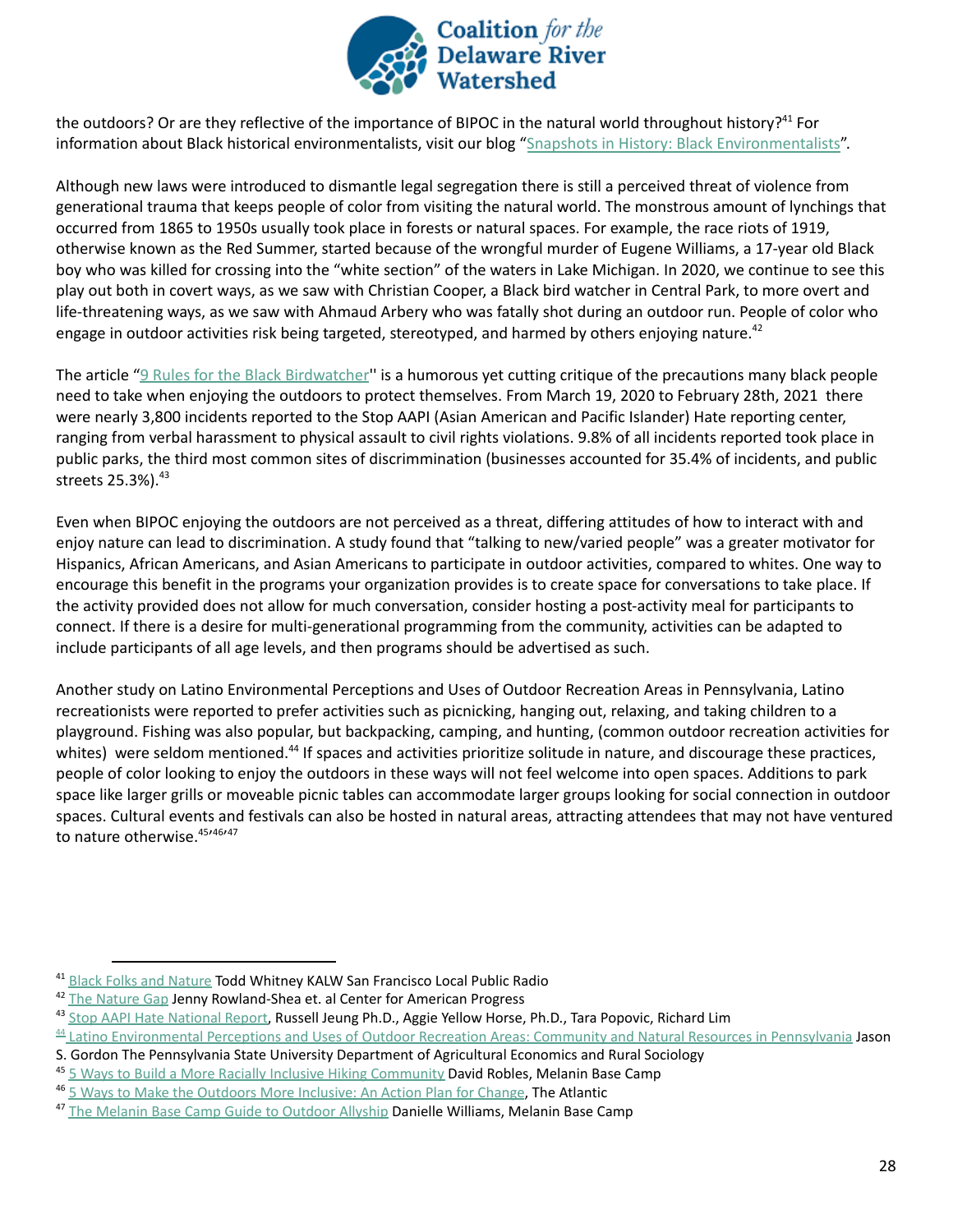the outdoors? Or are they reflective of the importance of BIPOC in the natural world throughout history?[41] For information about Black historical environmentalists, visit our blog "Snapshots in History: Black Environmentalists".

Although new laws were introduced to dismantle legal segregation there is still a perceived threat of violence from generational trauma that keeps people of color from visiting the natural world. The monstrous amount of lynchings that occurred from 1865 to 1950s usually took place in forests or natural spaces. For example, the race riots of 1919, otherwise known as the Red Summer, started because of the wrongful murder of Eugene Williams, a 17-year old Black boy who was killed for crossing into the "white section" of the waters in Lake Michigan. In 2020, we continue to see this play out both in covert ways, as we saw with Christian Cooper, a Black bird watcher in Central Park, to more overt and life-threatening ways, as we saw with Ahmaud Arbery who was fatally shot during an outdoor run. People of color who engage in outdoor activities risk being targeted, stereotyped, and harmed by others enjoying nature.[42]

The article "9 Rules for the Black Birdwatcher'' is a humorous yet cutting critique of the precautions many black people need to take when enjoying the outdoors to protect themselves. From March 19, 2020 to February 28th, 2021 there were nearly 3,800 incidents reported to the Stop AAPI (Asian American and Pacific Islander) Hate reporting center, ranging from verbal harassment to physical assault to civil rights violations. 9.8% of all incidents reported took place in public parks, the third most common sites of discrimmination (businesses accounted for 35.4% of incidents, and public streets 25.3%).[43]

Even when BIPOC enjoying the outdoors are not perceived as a threat, differing attitudes of how to interact with and enjoy nature can lead to discrimination. A study found that "talking to new/varied people" was a greater motivator for Hispanics, African Americans, and Asian Americans to participate in outdoor activities, compared to whites. One way to encourage this benefit in the programs your organization provides is to create space for conversations to take place. If the activity provided does not allow for much conversation, consider hosting a post-activity meal for participants to connect. If there is a desire for multi-generational programming from the community, activities can be adapted to include participants of all age levels, and then programs should be advertised as such.

Another study on Latino Environmental Perceptions and Uses of Outdoor Recreation Areas in Pennsylvania, Latino recreationists were reported to prefer activities such as picnicking, hanging out, relaxing, and taking children to a playground. Fishing was also popular, but backpacking, camping, and hunting, (common outdoor recreation activities for whites) were seldom mentioned.[44] If spaces and activities prioritize solitude in nature, and discourage these practices, people of color looking to enjoy the outdoors in these ways will not feel welcome into open spaces. Additions to park space like larger grills or moveable picnic tables can accommodate larger groups looking for social connection in outdoor spaces. Cultural events and festivals can also be hosted in natural areas, attracting attendees that may not have ventured to nature otherwise.[45,46,47]

---

[41] Black Folks and Nature Todd Whitney KALW San Francisco Local Public Radio

[42] The Nature Gap Jenny Rowland-Shea et. al Center for American Progress

[43] Stop AAPI Hate National Report, Russell Jeung Ph.D., Aggie Yellow Horse, Ph.D., Tara Popovic, Richard Lim

[44] Latino Environmental Perceptions and Uses of Outdoor Recreation Areas: Community and Natural Resources in Pennsylvania Jason S. Gordon The Pennsylvania State University Department of Agricultural Economics and Rural Sociology

[45] 5 Ways to Build a More Racially Inclusive Hiking Community David Robles, Melanin Base Camp

[46] 5 Ways to Make the Outdoors More Inclusive: An Action Plan for Change, The Atlantic

[47] The Melanin Base Camp Guide to Outdoor Allyship Danielle Williams, Melanin Base Camp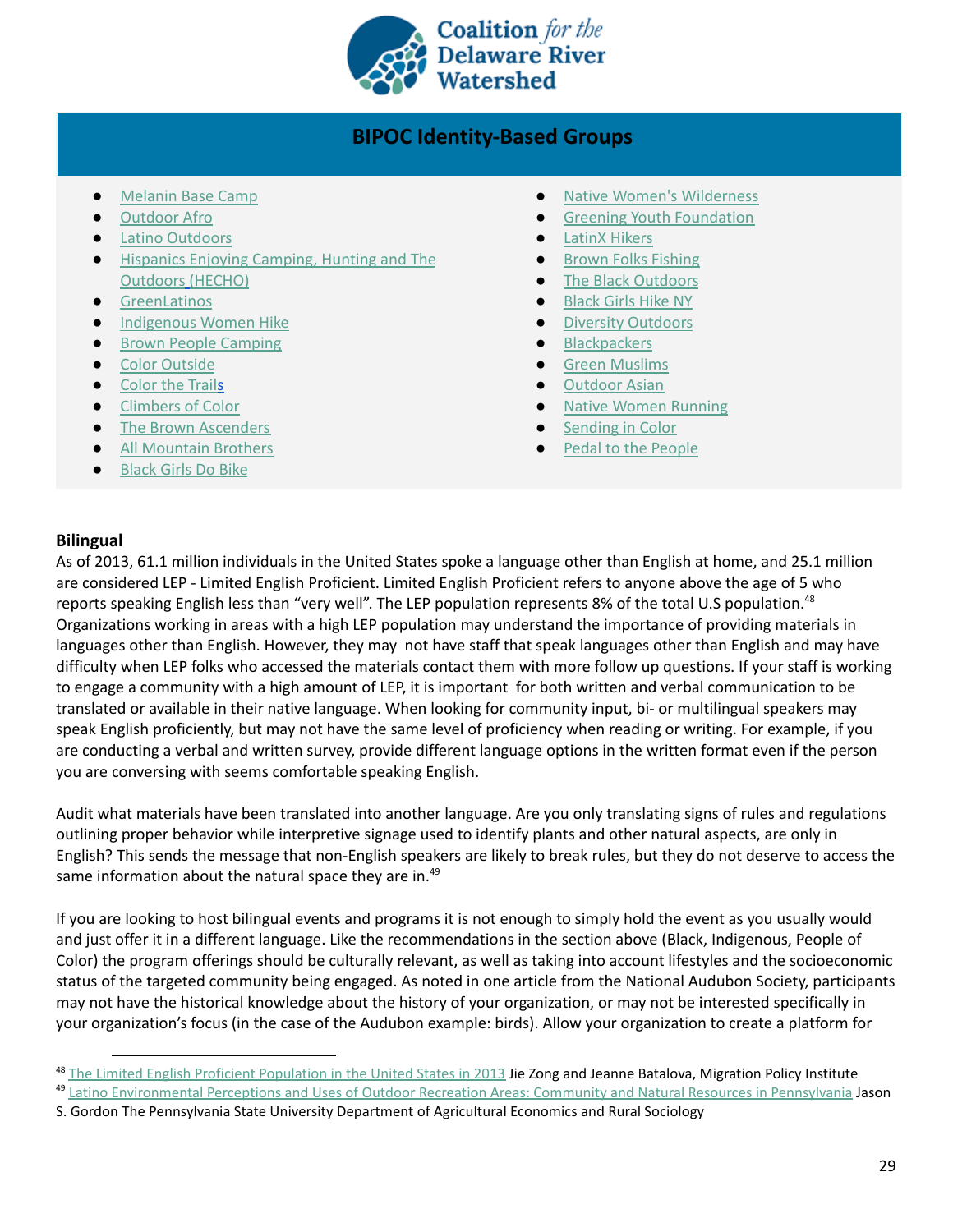## BIPOC Identity-Based Groups

- Melanin Base Camp
- Outdoor Afro
- Latino Outdoors
- Hispanics Enjoying Camping, Hunting and The Outdoors (HECHO)
- GreenLatinos
- Indigenous Women Hike
- Brown People Camping
- Color Outside
- Color the Trails
- Climbers of Color
- The Brown Ascenders
- All Mountain Brothers
- Black Girls Do Bike
- Native Women's Wilderness
- Greening Youth Foundation
- LatinX Hikers
- Brown Folks Fishing
- The Black Outdoors
- Black Girls Hike NY
- Diversity Outdoors
- Blackpackers
- Green Muslims
- Outdoor Asian
- Native Women Running
- Sending in Color
- Pedal to the People

**Bilingual**

As of 2013, 61.1 million individuals in the United States spoke a language other than English at home, and 25.1 million are considered LEP - Limited English Proficient. Limited English Proficient refers to anyone above the age of 5 who reports speaking English less than "very well". The LEP population represents 8% of the total U.S population.[48] Organizations working in areas with a high LEP population may understand the importance of providing materials in languages other than English. However, they may not have staff that speak languages other than English and may have difficulty when LEP folks who accessed the materials contact them with more follow up questions. If your staff is working to engage a community with a high amount of LEP, it is important for both written and verbal communication to be translated or available in their native language. When looking for community input, bi- or multilingual speakers may speak English proficiently, but may not have the same level of proficiency when reading or writing. For example, if you are conducting a verbal and written survey, provide different language options in the written format even if the person you are conversing with seems comfortable speaking English.

Audit what materials have been translated into another language. Are you only translating signs of rules and regulations outlining proper behavior while interpretive signage used to identify plants and other natural aspects, are only in English? This sends the message that non-English speakers are likely to break rules, but they do not deserve to access the same information about the natural space they are in.[49]

If you are looking to host bilingual events and programs it is not enough to simply hold the event as you usually would and just offer it in a different language. Like the recommendations in the section above (Black, Indigenous, People of Color) the program offerings should be culturally relevant, as well as taking into account lifestyles and the socioeconomic status of the targeted community being engaged. As noted in one article from the National Audubon Society, participants may not have the historical knowledge about the history of your organization, or may not be interested specifically in your organization's focus (in the case of the Audubon example: birds). Allow your organization to create a platform for

---

[48] The Limited English Proficient Population in the United States in 2013 Jie Zong and Jeanne Batalova, Migration Policy Institute

[49] Latino Environmental Perceptions and Uses of Outdoor Recreation Areas: Community and Natural Resources in Pennsylvania Jason S. Gordon The Pennsylvania State University Department of Agricultural Economics and Rural Sociology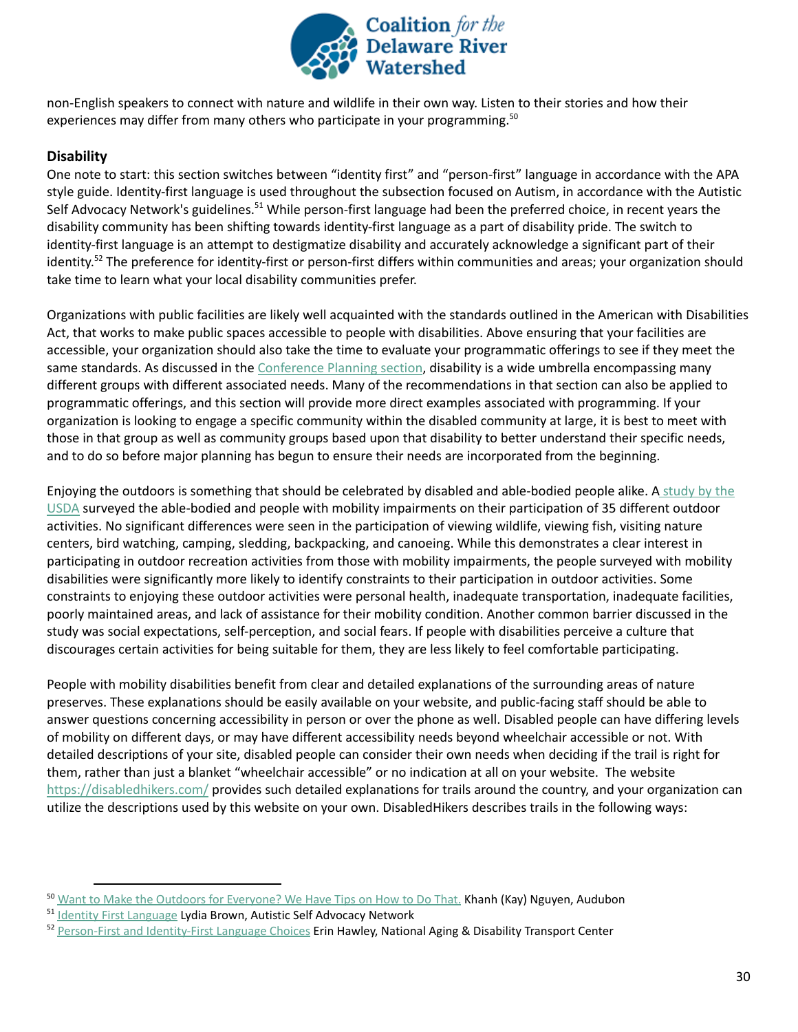non-English speakers to connect with nature and wildlife in their own way. Listen to their stories and how their experiences may differ from many others who participate in your programming.[50]

### Disability

One note to start: this section switches between "identity first" and "person-first" language in accordance with the APA style guide. Identity-first language is used throughout the subsection focused on Autism, in accordance with the Autistic Self Advocacy Network's guidelines.[51] While person-first language had been the preferred choice, in recent years the disability community has been shifting towards identity-first language as a part of disability pride. The switch to identity-first language is an attempt to destigmatize disability and accurately acknowledge a significant part of their identity.[52] The preference for identity-first or person-first differs within communities and areas; your organization should take time to learn what your local disability communities prefer.

Organizations with public facilities are likely well acquainted with the standards outlined in the American with Disabilities Act, that works to make public spaces accessible to people with disabilities. Above ensuring that your facilities are accessible, your organization should also take the time to evaluate your programmatic offerings to see if they meet the same standards. As discussed in the Conference Planning section, disability is a wide umbrella encompassing many different groups with different associated needs. Many of the recommendations in that section can also be applied to programmatic offerings, and this section will provide more direct examples associated with programming. If your organization is looking to engage a specific community within the disabled community at large, it is best to meet with those in that group as well as community groups based upon that disability to better understand their specific needs, and to do so before major planning has begun to ensure their needs are incorporated from the beginning.

Enjoying the outdoors is something that should be celebrated by disabled and able-bodied people alike. A study by the USDA surveyed the able-bodied and people with mobility impairments on their participation of 35 different outdoor activities. No significant differences were seen in the participation of viewing wildlife, viewing fish, visiting nature centers, bird watching, camping, sledding, backpacking, and canoeing. While this demonstrates a clear interest in participating in outdoor recreation activities from those with mobility impairments, the people surveyed with mobility disabilities were significantly more likely to identify constraints to their participation in outdoor activities. Some constraints to enjoying these outdoor activities were personal health, inadequate transportation, inadequate facilities, poorly maintained areas, and lack of assistance for their mobility condition. Another common barrier discussed in the study was social expectations, self-perception, and social fears. If people with disabilities perceive a culture that discourages certain activities for being suitable for them, they are less likely to feel comfortable participating.

People with mobility disabilities benefit from clear and detailed explanations of the surrounding areas of nature preserves. These explanations should be easily available on your website, and public-facing staff should be able to answer questions concerning accessibility in person or over the phone as well. Disabled people can have differing levels of mobility on different days, or may have different accessibility needs beyond wheelchair accessible or not. With detailed descriptions of your site, disabled people can consider their own needs when deciding if the trail is right for them, rather than just a blanket "wheelchair accessible" or no indication at all on your website. The website https://disabledhikers.com/ provides such detailed explanations for trails around the country, and your organization can utilize the descriptions used by this website on your own. DisabledHikers describes trails in the following ways:

---

[50] Want to Make the Outdoors for Everyone? We Have Tips on How to Do That. Khanh (Kay) Nguyen, Audubon

[51] Identity First Language Lydia Brown, Autistic Self Advocacy Network

[52] Person-First and Identity-First Language Choices Erin Hawley, National Aging & Disability Transport Center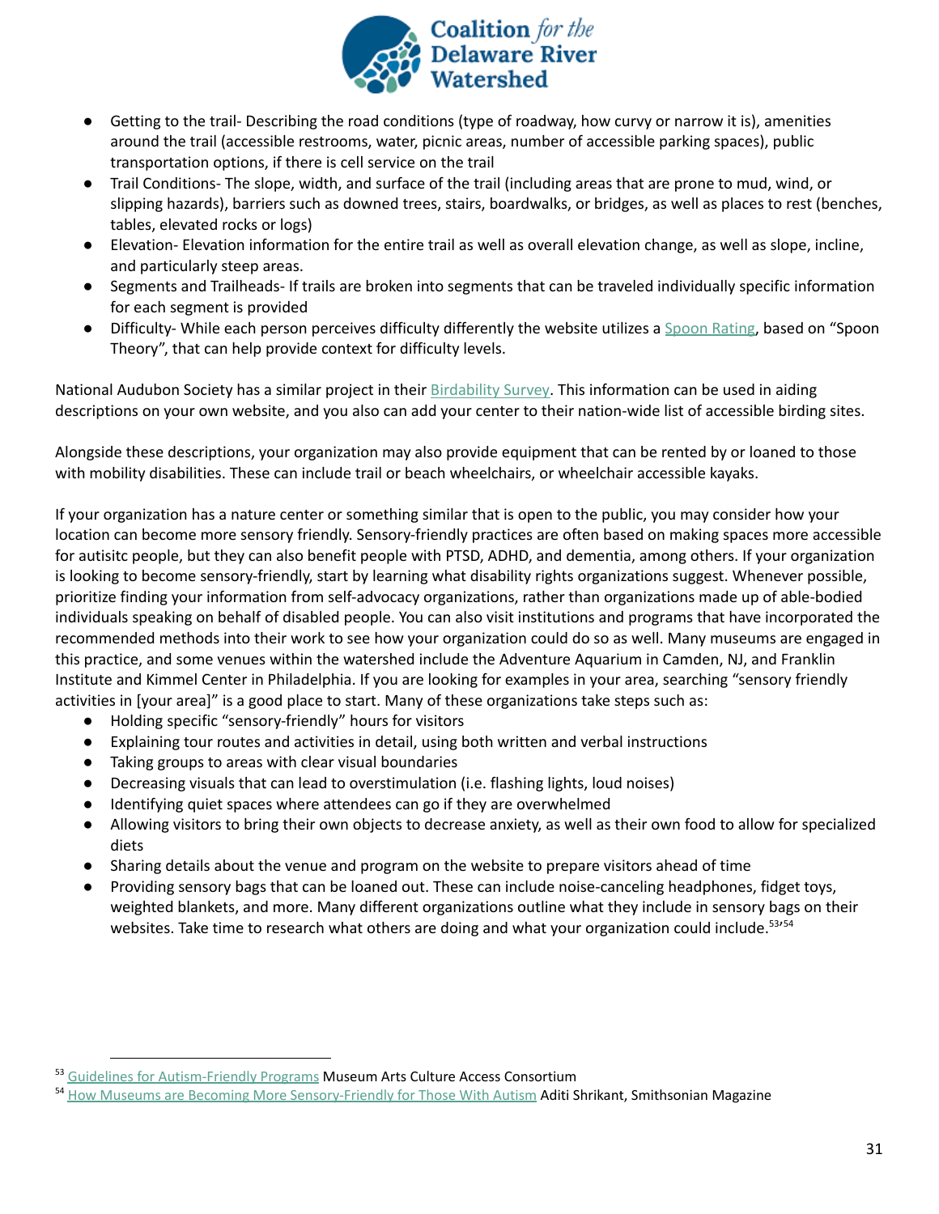- Getting to the trail- Describing the road conditions (type of roadway, how curvy or narrow it is), amenities around the trail (accessible restrooms, water, picnic areas, number of accessible parking spaces), public transportation options, if there is cell service on the trail
- Trail Conditions- The slope, width, and surface of the trail (including areas that are prone to mud, wind, or slipping hazards), barriers such as downed trees, stairs, boardwalks, or bridges, as well as places to rest (benches, tables, elevated rocks or logs)
- Elevation- Elevation information for the entire trail as well as overall elevation change, as well as slope, incline, and particularly steep areas.
- Segments and Trailheads- If trails are broken into segments that can be traveled individually specific information for each segment is provided
- Difficulty- While each person perceives difficulty differently the website utilizes a Spoon Rating, based on "Spoon Theory", that can help provide context for difficulty levels.

National Audubon Society has a similar project in their Birdability Survey. This information can be used in aiding descriptions on your own website, and you also can add your center to their nation-wide list of accessible birding sites.

Alongside these descriptions, your organization may also provide equipment that can be rented by or loaned to those with mobility disabilities. These can include trail or beach wheelchairs, or wheelchair accessible kayaks.

If your organization has a nature center or something similar that is open to the public, you may consider how your location can become more sensory friendly. Sensory-friendly practices are often based on making spaces more accessible for autisitc people, but they can also benefit people with PTSD, ADHD, and dementia, among others. If your organization is looking to become sensory-friendly, start by learning what disability rights organizations suggest. Whenever possible, prioritize finding your information from self-advocacy organizations, rather than organizations made up of able-bodied individuals speaking on behalf of disabled people. You can also visit institutions and programs that have incorporated the recommended methods into their work to see how your organization could do so as well. Many museums are engaged in this practice, and some venues within the watershed include the Adventure Aquarium in Camden, NJ, and Franklin Institute and Kimmel Center in Philadelphia. If you are looking for examples in your area, searching "sensory friendly activities in [your area]" is a good place to start. Many of these organizations take steps such as:

- Holding specific "sensory-friendly" hours for visitors
- Explaining tour routes and activities in detail, using both written and verbal instructions
- Taking groups to areas with clear visual boundaries
- Decreasing visuals that can lead to overstimulation (i.e. flashing lights, loud noises)
- Identifying quiet spaces where attendees can go if they are overwhelmed
- Allowing visitors to bring their own objects to decrease anxiety, as well as their own food to allow for specialized diets
- Sharing details about the venue and program on the website to prepare visitors ahead of time
- Providing sensory bags that can be loaned out. These can include noise-canceling headphones, fidget toys, weighted blankets, and more. Many different organizations outline what they include in sensory bags on their websites. Take time to research what others are doing and what your organization could include.[53,54]

[53] Guidelines for Autism-Friendly Programs Museum Arts Culture Access Consortium

[54] How Museums are Becoming More Sensory-Friendly for Those With Autism Aditi Shrikant, Smithsonian Magazine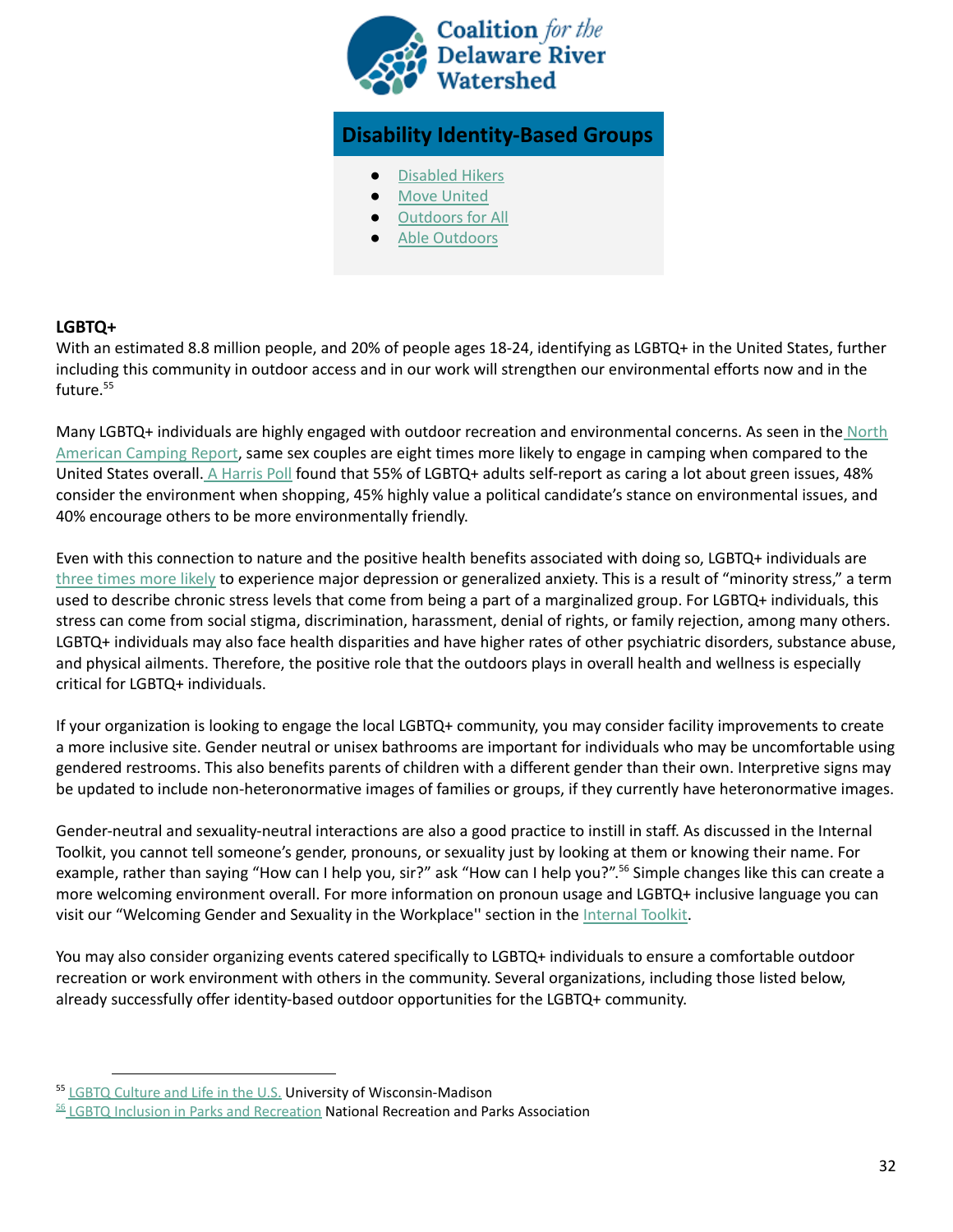### Disability Identity-Based Groups

- Disabled Hikers
- Move United
- Outdoors for All
- Able Outdoors

**LGBTQ+**

With an estimated 8.8 million people, and 20% of people ages 18-24, identifying as LGBTQ+ in the United States, further including this community in outdoor access and in our work will strengthen our environmental efforts now and in the future.[55]

Many LGBTQ+ individuals are highly engaged with outdoor recreation and environmental concerns. As seen in the North American Camping Report, same sex couples are eight times more likely to engage in camping when compared to the United States overall. A Harris Poll found that 55% of LGBTQ+ adults self-report as caring a lot about green issues, 48% consider the environment when shopping, 45% highly value a political candidate's stance on environmental issues, and 40% encourage others to be more environmentally friendly.

Even with this connection to nature and the positive health benefits associated with doing so, LGBTQ+ individuals are three times more likely to experience major depression or generalized anxiety. This is a result of "minority stress," a term used to describe chronic stress levels that come from being a part of a marginalized group. For LGBTQ+ individuals, this stress can come from social stigma, discrimination, harassment, denial of rights, or family rejection, among many others. LGBTQ+ individuals may also face health disparities and have higher rates of other psychiatric disorders, substance abuse, and physical ailments. Therefore, the positive role that the outdoors plays in overall health and wellness is especially critical for LGBTQ+ individuals.

If your organization is looking to engage the local LGBTQ+ community, you may consider facility improvements to create a more inclusive site. Gender neutral or unisex bathrooms are important for individuals who may be uncomfortable using gendered restrooms. This also benefits parents of children with a different gender than their own. Interpretive signs may be updated to include non-heteronormative images of families or groups, if they currently have heteronormative images.

Gender-neutral and sexuality-neutral interactions are also a good practice to instill in staff. As discussed in the Internal Toolkit, you cannot tell someone's gender, pronouns, or sexuality just by looking at them or knowing their name. For example, rather than saying "How can I help you, sir?" ask "How can I help you?".[56] Simple changes like this can create a more welcoming environment overall. For more information on pronoun usage and LGBTQ+ inclusive language you can visit our "Welcoming Gender and Sexuality in the Workplace'' section in the Internal Toolkit.

You may also consider organizing events catered specifically to LGBTQ+ individuals to ensure a comfortable outdoor recreation or work environment with others in the community. Several organizations, including those listed below, already successfully offer identity-based outdoor opportunities for the LGBTQ+ community.

---

[55] LGBTQ Culture and Life in the U.S. University of Wisconsin-Madison

[56] LGBTQ Inclusion in Parks and Recreation National Recreation and Parks Association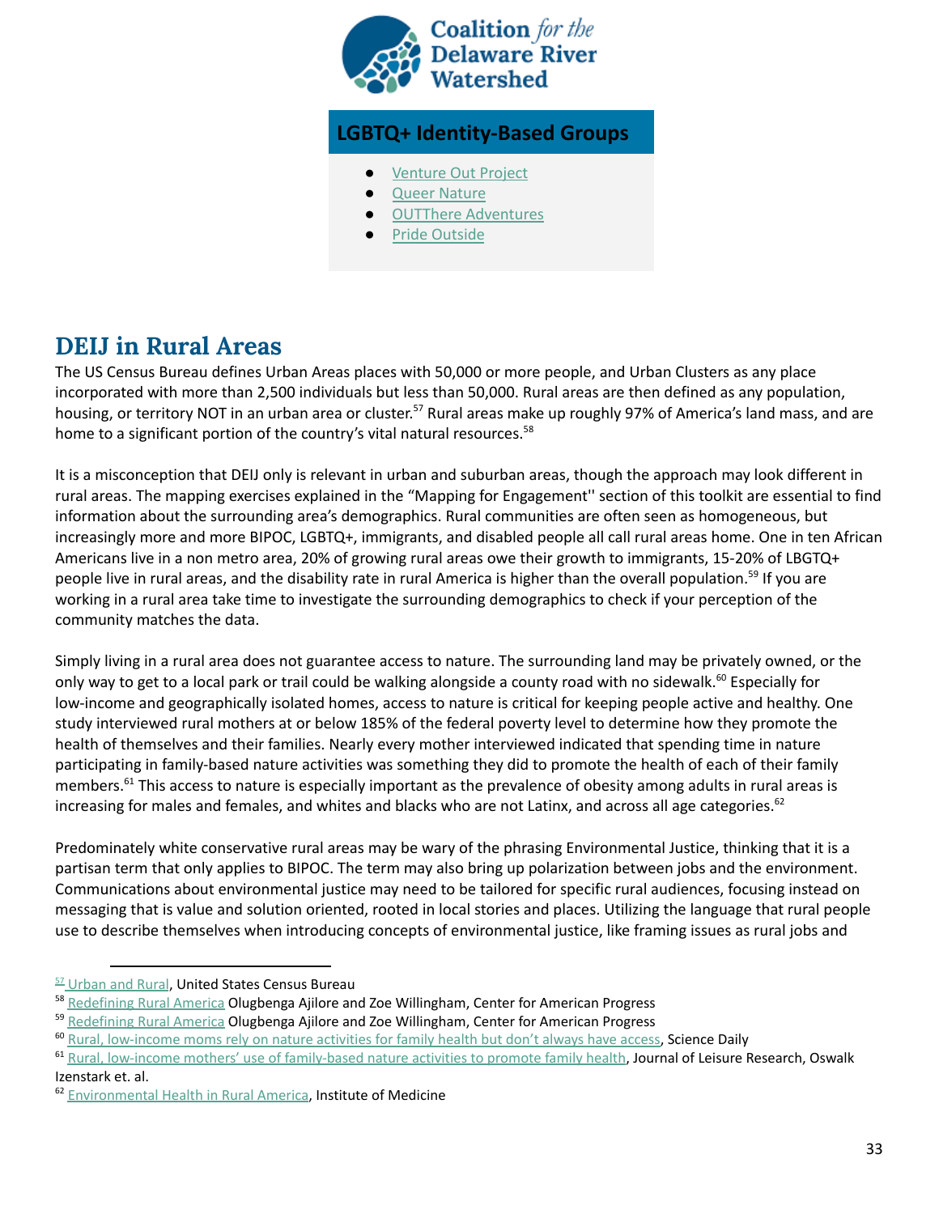## LGBTQ+ Identity-Based Groups

- Venture Out Project
- Queer Nature
- OUTThere Adventures
- Pride Outside

## DEIJ in Rural Areas

The US Census Bureau defines Urban Areas places with 50,000 or more people, and Urban Clusters as any place incorporated with more than 2,500 individuals but less than 50,000. Rural areas are then defined as any population, housing, or territory NOT in an urban area or cluster.[57] Rural areas make up roughly 97% of America's land mass, and are home to a significant portion of the country's vital natural resources.[58]

It is a misconception that DEIJ only is relevant in urban and suburban areas, though the approach may look different in rural areas. The mapping exercises explained in the "Mapping for Engagement'' section of this toolkit are essential to find information about the surrounding area's demographics. Rural communities are often seen as homogeneous, but increasingly more and more BIPOC, LGBTQ+, immigrants, and disabled people all call rural areas home. One in ten African Americans live in a non metro area, 20% of growing rural areas owe their growth to immigrants, 15-20% of LBGTQ+ people live in rural areas, and the disability rate in rural America is higher than the overall population.[59] If you are working in a rural area take time to investigate the surrounding demographics to check if your perception of the community matches the data.

Simply living in a rural area does not guarantee access to nature. The surrounding land may be privately owned, or the only way to get to a local park or trail could be walking alongside a county road with no sidewalk.[60] Especially for low-income and geographically isolated homes, access to nature is critical for keeping people active and healthy. One study interviewed rural mothers at or below 185% of the federal poverty level to determine how they promote the health of themselves and their families. Nearly every mother interviewed indicated that spending time in nature participating in family-based nature activities was something they did to promote the health of each of their family members.[61] This access to nature is especially important as the prevalence of obesity among adults in rural areas is increasing for males and females, and whites and blacks who are not Latinx, and across all age categories.[62]

Predominately white conservative rural areas may be wary of the phrasing Environmental Justice, thinking that it is a partisan term that only applies to BIPOC. The term may also bring up polarization between jobs and the environment. Communications about environmental justice may need to be tailored for specific rural audiences, focusing instead on messaging that is value and solution oriented, rooted in local stories and places. Utilizing the language that rural people use to describe themselves when introducing concepts of environmental justice, like framing issues as rural jobs and

---

[57] Urban and Rural, United States Census Bureau

[58] Redefining Rural America Olugbenga Ajilore and Zoe Willingham, Center for American Progress

[59] Redefining Rural America Olugbenga Ajilore and Zoe Willingham, Center for American Progress

[60] Rural, low-income moms rely on nature activities for family health but don't always have access, Science Daily

[61] Rural, low-income mothers' use of family-based nature activities to promote family health, Journal of Leisure Research, Oswalk Izenstark et. al.

[62] Environmental Health in Rural America, Institute of Medicine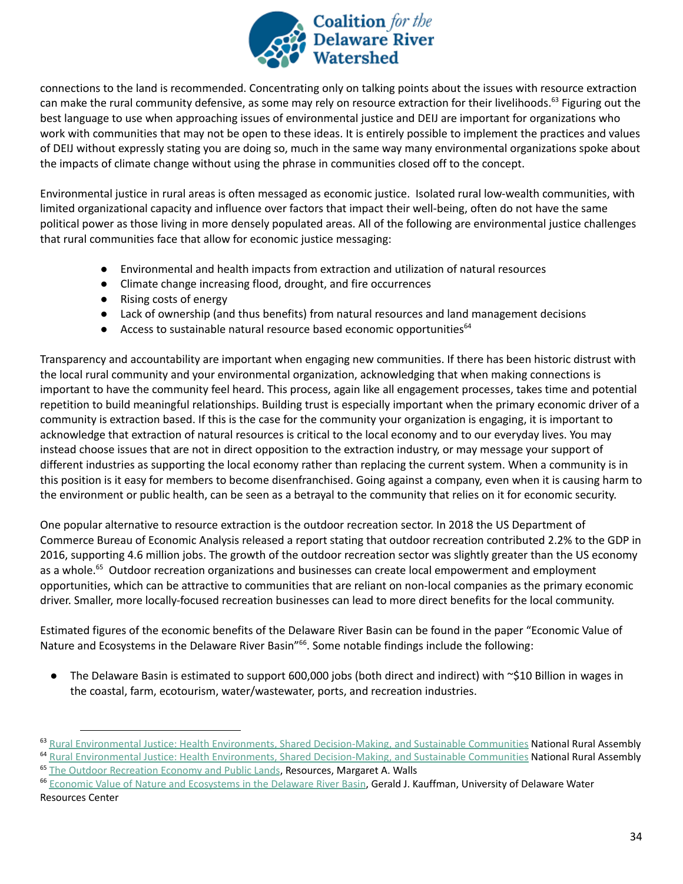connections to the land is recommended. Concentrating only on talking points about the issues with resource extraction can make the rural community defensive, as some may rely on resource extraction for their livelihoods.[63] Figuring out the best language to use when approaching issues of environmental justice and DEIJ are important for organizations who work with communities that may not be open to these ideas. It is entirely possible to implement the practices and values of DEIJ without expressly stating you are doing so, much in the same way many environmental organizations spoke about the impacts of climate change without using the phrase in communities closed off to the concept.

Environmental justice in rural areas is often messaged as economic justice. Isolated rural low-wealth communities, with limited organizational capacity and influence over factors that impact their well-being, often do not have the same political power as those living in more densely populated areas. All of the following are environmental justice challenges that rural communities face that allow for economic justice messaging:

- Environmental and health impacts from extraction and utilization of natural resources
- Climate change increasing flood, drought, and fire occurrences
- Rising costs of energy
- Lack of ownership (and thus benefits) from natural resources and land management decisions
- Access to sustainable natural resource based economic opportunities[64]

Transparency and accountability are important when engaging new communities. If there has been historic distrust with the local rural community and your environmental organization, acknowledging that when making connections is important to have the community feel heard. This process, again like all engagement processes, takes time and potential repetition to build meaningful relationships. Building trust is especially important when the primary economic driver of a community is extraction based. If this is the case for the community your organization is engaging, it is important to acknowledge that extraction of natural resources is critical to the local economy and to our everyday lives. You may instead choose issues that are not in direct opposition to the extraction industry, or may message your support of different industries as supporting the local economy rather than replacing the current system. When a community is in this position is it easy for members to become disenfranchised. Going against a company, even when it is causing harm to the environment or public health, can be seen as a betrayal to the community that relies on it for economic security.

One popular alternative to resource extraction is the outdoor recreation sector. In 2018 the US Department of Commerce Bureau of Economic Analysis released a report stating that outdoor recreation contributed 2.2% to the GDP in 2016, supporting 4.6 million jobs. The growth of the outdoor recreation sector was slightly greater than the US economy as a whole.[65] Outdoor recreation organizations and businesses can create local empowerment and employment opportunities, which can be attractive to communities that are reliant on non-local companies as the primary economic driver. Smaller, more locally-focused recreation businesses can lead to more direct benefits for the local community.

Estimated figures of the economic benefits of the Delaware River Basin can be found in the paper "Economic Value of Nature and Ecosystems in the Delaware River Basin"[66]. Some notable findings include the following:

- The Delaware Basin is estimated to support 600,000 jobs (both direct and indirect) with ~$10 Billion in wages in the coastal, farm, ecotourism, water/wastewater, ports, and recreation industries.

---

[63] Rural Environmental Justice: Health Environments, Shared Decision-Making, and Sustainable Communities National Rural Assembly

[64] Rural Environmental Justice: Health Environments, Shared Decision-Making, and Sustainable Communities National Rural Assembly

[65] The Outdoor Recreation Economy and Public Lands, Resources, Margaret A. Walls

[66] Economic Value of Nature and Ecosystems in the Delaware River Basin, Gerald J. Kauffman, University of Delaware Water Resources Center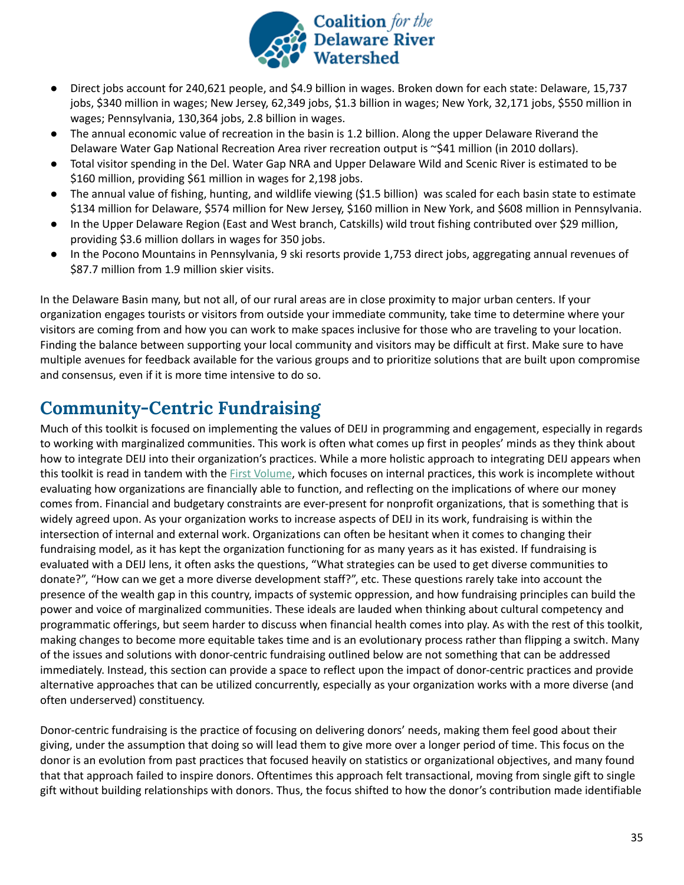- Direct jobs account for 240,621 people, and $4.9 billion in wages. Broken down for each state: Delaware, 15,737 jobs, $340 million in wages; New Jersey, 62,349 jobs, $1.3 billion in wages; New York, 32,171 jobs, $550 million in wages; Pennsylvania, 130,364 jobs, 2.8 billion in wages.
- The annual economic value of recreation in the basin is 1.2 billion. Along the upper Delaware Riverand the Delaware Water Gap National Recreation Area river recreation output is ~$41 million (in 2010 dollars).
- Total visitor spending in the Del. Water Gap NRA and Upper Delaware Wild and Scenic River is estimated to be $160 million, providing $61 million in wages for 2,198 jobs.
- The annual value of fishing, hunting, and wildlife viewing ($1.5 billion) was scaled for each basin state to estimate $134 million for Delaware, $574 million for New Jersey, $160 million in New York, and $608 million in Pennsylvania.
- In the Upper Delaware Region (East and West branch, Catskills) wild trout fishing contributed over $29 million, providing $3.6 million dollars in wages for 350 jobs.
- In the Pocono Mountains in Pennsylvania, 9 ski resorts provide 1,753 direct jobs, aggregating annual revenues of $87.7 million from 1.9 million skier visits.

In the Delaware Basin many, but not all, of our rural areas are in close proximity to major urban centers. If your organization engages tourists or visitors from outside your immediate community, take time to determine where your visitors are coming from and how you can work to make spaces inclusive for those who are traveling to your location. Finding the balance between supporting your local community and visitors may be difficult at first. Make sure to have multiple avenues for feedback available for the various groups and to prioritize solutions that are built upon compromise and consensus, even if it is more time intensive to do so.

## Community-Centric Fundraising

Much of this toolkit is focused on implementing the values of DEIJ in programming and engagement, especially in regards to working with marginalized communities. This work is often what comes up first in peoples' minds as they think about how to integrate DEIJ into their organization's practices. While a more holistic approach to integrating DEIJ appears when this toolkit is read in tandem with the First Volume, which focuses on internal practices, this work is incomplete without evaluating how organizations are financially able to function, and reflecting on the implications of where our money comes from. Financial and budgetary constraints are ever-present for nonprofit organizations, that is something that is widely agreed upon. As your organization works to increase aspects of DEIJ in its work, fundraising is within the intersection of internal and external work. Organizations can often be hesitant when it comes to changing their fundraising model, as it has kept the organization functioning for as many years as it has existed. If fundraising is evaluated with a DEIJ lens, it often asks the questions, "What strategies can be used to get diverse communities to donate?", "How can we get a more diverse development staff?", etc. These questions rarely take into account the presence of the wealth gap in this country, impacts of systemic oppression, and how fundraising principles can build the power and voice of marginalized communities. These ideals are lauded when thinking about cultural competency and programmatic offerings, but seem harder to discuss when financial health comes into play. As with the rest of this toolkit, making changes to become more equitable takes time and is an evolutionary process rather than flipping a switch. Many of the issues and solutions with donor-centric fundraising outlined below are not something that can be addressed immediately. Instead, this section can provide a space to reflect upon the impact of donor-centric practices and provide alternative approaches that can be utilized concurrently, especially as your organization works with a more diverse (and often underserved) constituency.

Donor-centric fundraising is the practice of focusing on delivering donors' needs, making them feel good about their giving, under the assumption that doing so will lead them to give more over a longer period of time. This focus on the donor is an evolution from past practices that focused heavily on statistics or organizational objectives, and many found that that approach failed to inspire donors. Oftentimes this approach felt transactional, moving from single gift to single gift without building relationships with donors. Thus, the focus shifted to how the donor's contribution made identifiable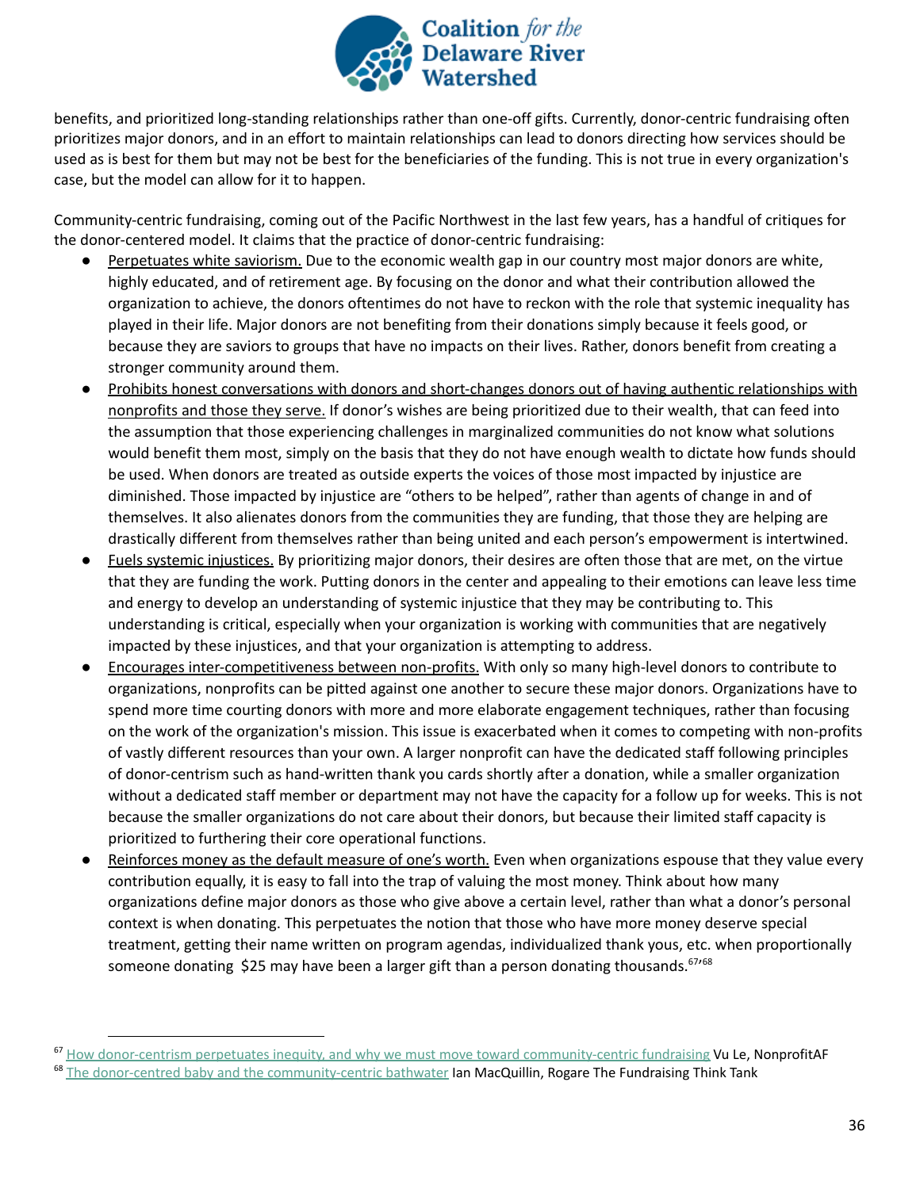benefits, and prioritized long-standing relationships rather than one-off gifts. Currently, donor-centric fundraising often prioritizes major donors, and in an effort to maintain relationships can lead to donors directing how services should be used as is best for them but may not be best for the beneficiaries of the funding. This is not true in every organization's case, but the model can allow for it to happen.

Community-centric fundraising, coming out of the Pacific Northwest in the last few years, has a handful of critiques for the donor-centered model. It claims that the practice of donor-centric fundraising:

- Perpetuates white saviorism. Due to the economic wealth gap in our country most major donors are white, highly educated, and of retirement age. By focusing on the donor and what their contribution allowed the organization to achieve, the donors oftentimes do not have to reckon with the role that systemic inequality has played in their life. Major donors are not benefiting from their donations simply because it feels good, or because they are saviors to groups that have no impacts on their lives. Rather, donors benefit from creating a stronger community around them.
- Prohibits honest conversations with donors and short-changes donors out of having authentic relationships with nonprofits and those they serve. If donor's wishes are being prioritized due to their wealth, that can feed into the assumption that those experiencing challenges in marginalized communities do not know what solutions would benefit them most, simply on the basis that they do not have enough wealth to dictate how funds should be used. When donors are treated as outside experts the voices of those most impacted by injustice are diminished. Those impacted by injustice are "others to be helped", rather than agents of change in and of themselves. It also alienates donors from the communities they are funding, that those they are helping are drastically different from themselves rather than being united and each person's empowerment is intertwined.
- Fuels systemic injustices. By prioritizing major donors, their desires are often those that are met, on the virtue that they are funding the work. Putting donors in the center and appealing to their emotions can leave less time and energy to develop an understanding of systemic injustice that they may be contributing to. This understanding is critical, especially when your organization is working with communities that are negatively impacted by these injustices, and that your organization is attempting to address.
- Encourages inter-competitiveness between non-profits. With only so many high-level donors to contribute to organizations, nonprofits can be pitted against one another to secure these major donors. Organizations have to spend more time courting donors with more and more elaborate engagement techniques, rather than focusing on the work of the organization's mission. This issue is exacerbated when it comes to competing with non-profits of vastly different resources than your own. A larger nonprofit can have the dedicated staff following principles of donor-centrism such as hand-written thank you cards shortly after a donation, while a smaller organization without a dedicated staff member or department may not have the capacity for a follow up for weeks. This is not because the smaller organizations do not care about their donors, but because their limited staff capacity is prioritized to furthering their core operational functions.
- Reinforces money as the default measure of one's worth. Even when organizations espouse that they value every contribution equally, it is easy to fall into the trap of valuing the most money. Think about how many organizations define major donors as those who give above a certain level, rather than what a donor's personal context is when donating. This perpetuates the notion that those who have more money deserve special treatment, getting their name written on program agendas, individualized thank yous, etc. when proportionally someone donating $25 may have been a larger gift than a person donating thousands.[67,68]

---

[67] How donor-centrism perpetuates inequity, and why we must move toward community-centric fundraising Vu Le, NonprofitAF

[68] The donor-centred baby and the community-centric bathwater Ian MacQuillin, Rogare The Fundraising Think Tank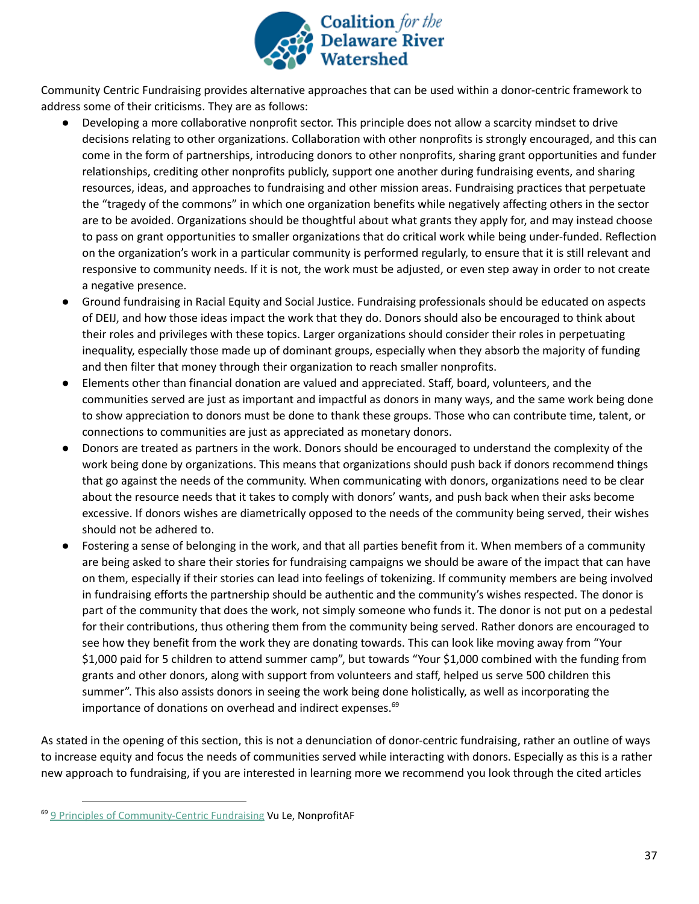Community Centric Fundraising provides alternative approaches that can be used within a donor-centric framework to address some of their criticisms. They are as follows:

- Developing a more collaborative nonprofit sector. This principle does not allow a scarcity mindset to drive decisions relating to other organizations. Collaboration with other nonprofits is strongly encouraged, and this can come in the form of partnerships, introducing donors to other nonprofits, sharing grant opportunities and funder relationships, crediting other nonprofits publicly, support one another during fundraising events, and sharing resources, ideas, and approaches to fundraising and other mission areas. Fundraising practices that perpetuate the "tragedy of the commons" in which one organization benefits while negatively affecting others in the sector are to be avoided. Organizations should be thoughtful about what grants they apply for, and may instead choose to pass on grant opportunities to smaller organizations that do critical work while being under-funded. Reflection on the organization's work in a particular community is performed regularly, to ensure that it is still relevant and responsive to community needs. If it is not, the work must be adjusted, or even step away in order to not create a negative presence.
- Ground fundraising in Racial Equity and Social Justice. Fundraising professionals should be educated on aspects of DEIJ, and how those ideas impact the work that they do. Donors should also be encouraged to think about their roles and privileges with these topics. Larger organizations should consider their roles in perpetuating inequality, especially those made up of dominant groups, especially when they absorb the majority of funding and then filter that money through their organization to reach smaller nonprofits.
- Elements other than financial donation are valued and appreciated. Staff, board, volunteers, and the communities served are just as important and impactful as donors in many ways, and the same work being done to show appreciation to donors must be done to thank these groups. Those who can contribute time, talent, or connections to communities are just as appreciated as monetary donors.
- Donors are treated as partners in the work. Donors should be encouraged to understand the complexity of the work being done by organizations. This means that organizations should push back if donors recommend things that go against the needs of the community. When communicating with donors, organizations need to be clear about the resource needs that it takes to comply with donors' wants, and push back when their asks become excessive. If donors wishes are diametrically opposed to the needs of the community being served, their wishes should not be adhered to.
- Fostering a sense of belonging in the work, and that all parties benefit from it. When members of a community are being asked to share their stories for fundraising campaigns we should be aware of the impact that can have on them, especially if their stories can lead into feelings of tokenizing. If community members are being involved in fundraising efforts the partnership should be authentic and the community's wishes respected. The donor is part of the community that does the work, not simply someone who funds it. The donor is not put on a pedestal for their contributions, thus othering them from the community being served. Rather donors are encouraged to see how they benefit from the work they are donating towards. This can look like moving away from "Your $1,000 paid for 5 children to attend summer camp", but towards "Your $1,000 combined with the funding from grants and other donors, along with support from volunteers and staff, helped us serve 500 children this summer". This also assists donors in seeing the work being done holistically, as well as incorporating the importance of donations on overhead and indirect expenses.[69]

As stated in the opening of this section, this is not a denunciation of donor-centric fundraising, rather an outline of ways to increase equity and focus the needs of communities served while interacting with donors. Especially as this is a rather new approach to fundraising, if you are interested in learning more we recommend you look through the cited articles

[69] 9 Principles of Community-Centric Fundraising Vu Le, NonprofitAF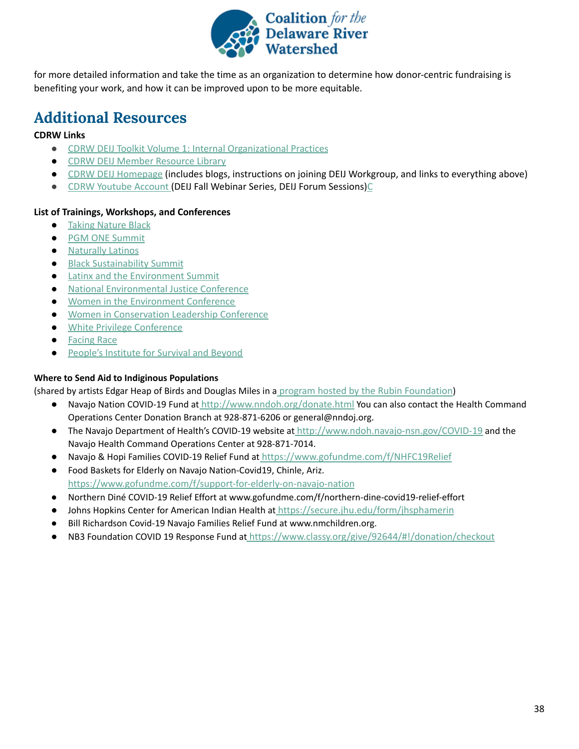for more detailed information and take the time as an organization to determine how donor-centric fundraising is benefiting your work, and how it can be improved upon to be more equitable.

## Additional Resources

**CDRW Links**

- CDRW DEIJ Toolkit Volume 1: Internal Organizational Practices
- CDRW DEIJ Member Resource Library
- CDRW DEIJ Homepage (includes blogs, instructions on joining DEIJ Workgroup, and links to everything above)
- CDRW Youtube Account (DEIJ Fall Webinar Series, DEIJ Forum Sessions)C

**List of Trainings, Workshops, and Conferences**

- Taking Nature Black
- PGM ONE Summit
- Naturally Latinos
- Black Sustainability Summit
- Latinx and the Environment Summit
- National Environmental Justice Conference
- Women in the Environment Conference
- Women in Conservation Leadership Conference
- White Privilege Conference
- Facing Race
- People's Institute for Survival and Beyond

**Where to Send Aid to Indiginous Populations**

(shared by artists Edgar Heap of Birds and Douglas Miles in a program hosted by the Rubin Foundation)

- Navajo Nation COVID-19 Fund at http://www.nndoh.org/donate.html You can also contact the Health Command Operations Center Donation Branch at 928-871-6206 or general@nndoj.org.
- The Navajo Department of Health's COVID-19 website at http://www.ndoh.navajo-nsn.gov/COVID-19 and the Navajo Health Command Operations Center at 928-871-7014.
- Navajo & Hopi Families COVID-19 Relief Fund at https://www.gofundme.com/f/NHFC19Relief
- Food Baskets for Elderly on Navajo Nation-Covid19, Chinle, Ariz. https://www.gofundme.com/f/support-for-elderly-on-navajo-nation
- Northern Diné COVID-19 Relief Effort at www.gofundme.com/f/northern-dine-covid19-relief-effort
- Johns Hopkins Center for American Indian Health at https://secure.jhu.edu/form/jhsphamerin
- Bill Richardson Covid-19 Navajo Families Relief Fund at www.nmchildren.org.
- NB3 Foundation COVID 19 Response Fund at https://www.classy.org/give/92644/#!/donation/checkout